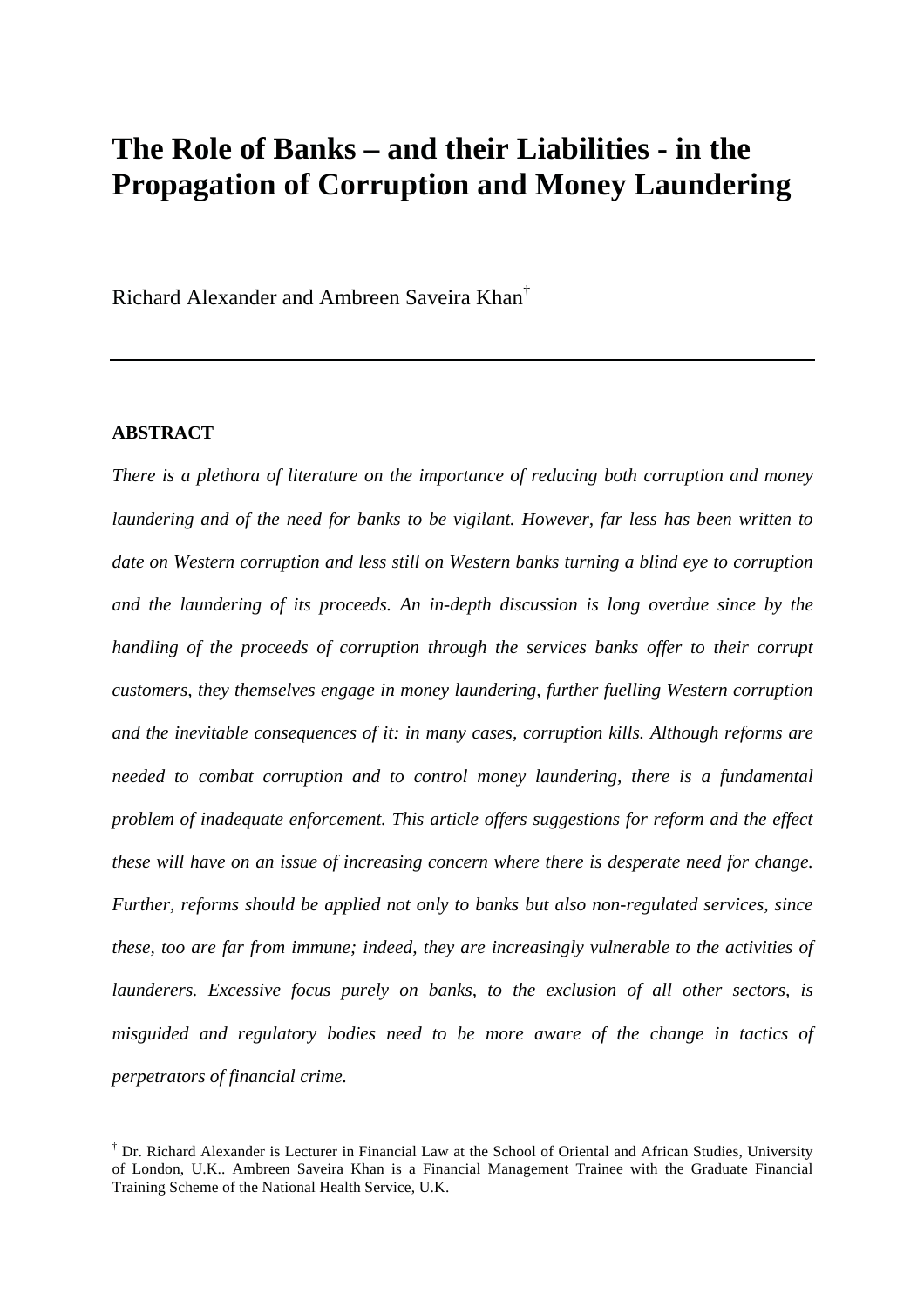# The Role of Banks – and their Liabilities - in the Propagation of Corruption and Money Laundering

Richard Alexander and Ambreen Saveira Khan[†]

---

**ABSTRACT**

*There is a plethora of literature on the importance of reducing both corruption and money laundering and of the need for banks to be vigilant. However, far less has been written to date on Western corruption and less still on Western banks turning a blind eye to corruption and the laundering of its proceeds. An in-depth discussion is long overdue since by the handling of the proceeds of corruption through the services banks offer to their corrupt customers, they themselves engage in money laundering, further fuelling Western corruption and the inevitable consequences of it: in many cases, corruption kills. Although reforms are needed to combat corruption and to control money laundering, there is a fundamental problem of inadequate enforcement. This article offers suggestions for reform and the effect these will have on an issue of increasing concern where there is desperate need for change. Further, reforms should be applied not only to banks but also non-regulated services, since these, too are far from immune; indeed, they are increasingly vulnerable to the activities of launderers. Excessive focus purely on banks, to the exclusion of all other sectors, is misguided and regulatory bodies need to be more aware of the change in tactics of perpetrators of financial crime.*

[†] Dr. Richard Alexander is Lecturer in Financial Law at the School of Oriental and African Studies, University of London, U.K.. Ambreen Saveira Khan is a Financial Management Trainee with the Graduate Financial Training Scheme of the National Health Service, U.K.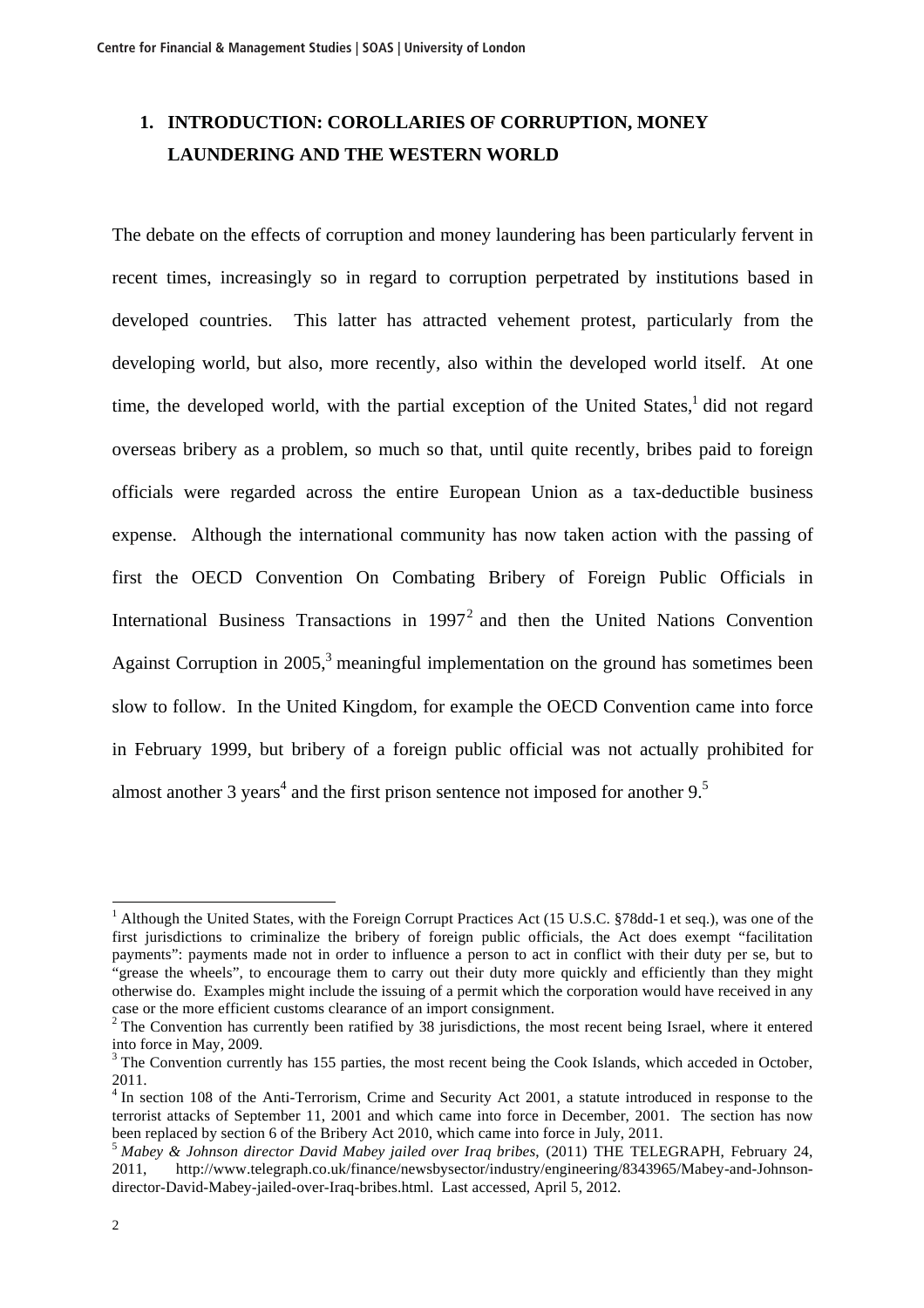# 1. INTRODUCTION: COROLLARIES OF CORRUPTION, MONEY LAUNDERING AND THE WESTERN WORLD

The debate on the effects of corruption and money laundering has been particularly fervent in recent times, increasingly so in regard to corruption perpetrated by institutions based in developed countries. This latter has attracted vehement protest, particularly from the developing world, but also, more recently, also within the developed world itself. At one time, the developed world, with the partial exception of the United States,[1] did not regard overseas bribery as a problem, so much so that, until quite recently, bribes paid to foreign officials were regarded across the entire European Union as a tax-deductible business expense. Although the international community has now taken action with the passing of first the OECD Convention On Combating Bribery of Foreign Public Officials in International Business Transactions in 1997[2] and then the United Nations Convention Against Corruption in 2005,[3] meaningful implementation on the ground has sometimes been slow to follow. In the United Kingdom, for example the OECD Convention came into force in February 1999, but bribery of a foreign public official was not actually prohibited for almost another 3 years[4] and the first prison sentence not imposed for another 9.[5]

---

[1] Although the United States, with the Foreign Corrupt Practices Act (15 U.S.C. §78dd-1 et seq.), was one of the first jurisdictions to criminalize the bribery of foreign public officials, the Act does exempt "facilitation payments": payments made not in order to influence a person to act in conflict with their duty per se, but to "grease the wheels", to encourage them to carry out their duty more quickly and efficiently than they might otherwise do. Examples might include the issuing of a permit which the corporation would have received in any case or the more efficient customs clearance of an import consignment.

[2] The Convention has currently been ratified by 38 jurisdictions, the most recent being Israel, where it entered into force in May, 2009.

[3] The Convention currently has 155 parties, the most recent being the Cook Islands, which acceded in October, 2011.

[4] In section 108 of the Anti-Terrorism, Crime and Security Act 2001, a statute introduced in response to the terrorist attacks of September 11, 2001 and which came into force in December, 2001. The section has now been replaced by section 6 of the Bribery Act 2010, which came into force in July, 2011.

[5] *Mabey & Johnson director David Mabey jailed over Iraq bribes*, (2011) THE TELEGRAPH, February 24, 2011, http://www.telegraph.co.uk/finance/newsbysector/industry/engineering/8343965/Mabey-and-Johnson-director-David-Mabey-jailed-over-Iraq-bribes.html. Last accessed, April 5, 2012.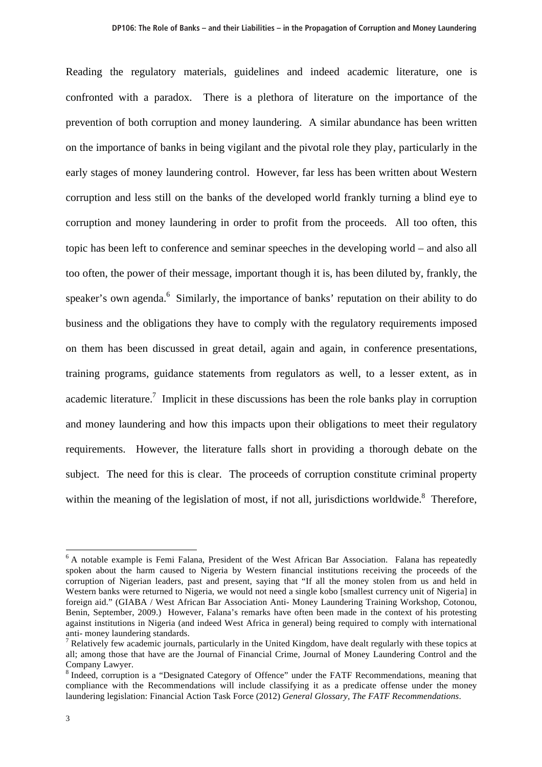Reading the regulatory materials, guidelines and indeed academic literature, one is confronted with a paradox. There is a plethora of literature on the importance of the prevention of both corruption and money laundering. A similar abundance has been written on the importance of banks in being vigilant and the pivotal role they play, particularly in the early stages of money laundering control. However, far less has been written about Western corruption and less still on the banks of the developed world frankly turning a blind eye to corruption and money laundering in order to profit from the proceeds. All too often, this topic has been left to conference and seminar speeches in the developing world – and also all too often, the power of their message, important though it is, has been diluted by, frankly, the speaker's own agenda.[6] Similarly, the importance of banks' reputation on their ability to do business and the obligations they have to comply with the regulatory requirements imposed on them has been discussed in great detail, again and again, in conference presentations, training programs, guidance statements from regulators as well, to a lesser extent, as in academic literature.[7] Implicit in these discussions has been the role banks play in corruption and money laundering and how this impacts upon their obligations to meet their regulatory requirements. However, the literature falls short in providing a thorough debate on the subject. The need for this is clear. The proceeds of corruption constitute criminal property within the meaning of the legislation of most, if not all, jurisdictions worldwide.[8] Therefore,

---

[6] A notable example is Femi Falana, President of the West African Bar Association. Falana has repeatedly spoken about the harm caused to Nigeria by Western financial institutions receiving the proceeds of the corruption of Nigerian leaders, past and present, saying that "If all the money stolen from us and held in Western banks were returned to Nigeria, we would not need a single kobo [smallest currency unit of Nigeria] in foreign aid." (GIABA / West African Bar Association Anti- Money Laundering Training Workshop, Cotonou, Benin, September, 2009.) However, Falana's remarks have often been made in the context of his protesting against institutions in Nigeria (and indeed West Africa in general) being required to comply with international anti- money laundering standards.

[7] Relatively few academic journals, particularly in the United Kingdom, have dealt regularly with these topics at all; among those that have are the Journal of Financial Crime, Journal of Money Laundering Control and the Company Lawyer.

[8] Indeed, corruption is a "Designated Category of Offence" under the FATF Recommendations, meaning that compliance with the Recommendations will include classifying it as a predicate offense under the money laundering legislation: Financial Action Task Force (2012) *General Glossary, The FATF Recommendations*.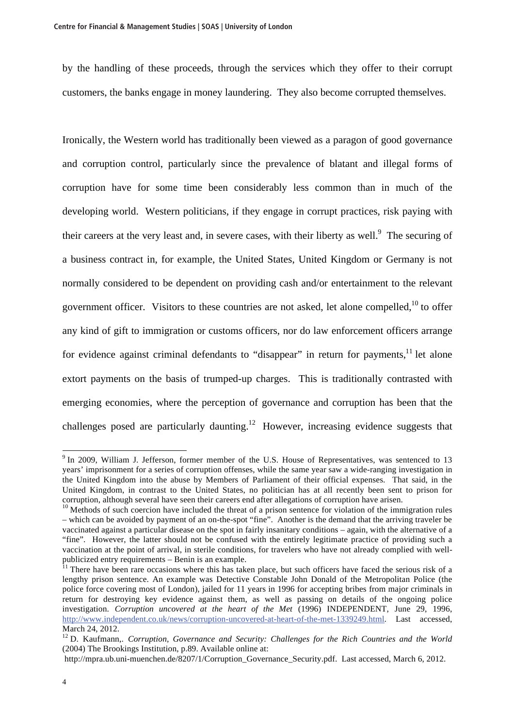by the handling of these proceeds, through the services which they offer to their corrupt customers, the banks engage in money laundering. They also become corrupted themselves.

Ironically, the Western world has traditionally been viewed as a paragon of good governance and corruption control, particularly since the prevalence of blatant and illegal forms of corruption have for some time been considerably less common than in much of the developing world. Western politicians, if they engage in corrupt practices, risk paying with their careers at the very least and, in severe cases, with their liberty as well.[9] The securing of a business contract in, for example, the United States, United Kingdom or Germany is not normally considered to be dependent on providing cash and/or entertainment to the relevant government officer. Visitors to these countries are not asked, let alone compelled,[10] to offer any kind of gift to immigration or customs officers, nor do law enforcement officers arrange for evidence against criminal defendants to "disappear" in return for payments,[11] let alone extort payments on the basis of trumped-up charges. This is traditionally contrasted with emerging economies, where the perception of governance and corruption has been that the challenges posed are particularly daunting.[12] However, increasing evidence suggests that

[9] In 2009, William J. Jefferson, former member of the U.S. House of Representatives, was sentenced to 13 years' imprisonment for a series of corruption offenses, while the same year saw a wide-ranging investigation in the United Kingdom into the abuse by Members of Parliament of their official expenses. That said, in the United Kingdom, in contrast to the United States, no politician has at all recently been sent to prison for corruption, although several have seen their careers end after allegations of corruption have arisen.

[10] Methods of such coercion have included the threat of a prison sentence for violation of the immigration rules – which can be avoided by payment of an on-the-spot "fine". Another is the demand that the arriving traveler be vaccinated against a particular disease on the spot in fairly insanitary conditions – again, with the alternative of a "fine". However, the latter should not be confused with the entirely legitimate practice of providing such a vaccination at the point of arrival, in sterile conditions, for travelers who have not already complied with well-publicized entry requirements – Benin is an example.

[11] There have been rare occasions where this has taken place, but such officers have faced the serious risk of a lengthy prison sentence. An example was Detective Constable John Donald of the Metropolitan Police (the police force covering most of London), jailed for 11 years in 1996 for accepting bribes from major criminals in return for destroying key evidence against them, as well as passing on details of the ongoing police investigation. *Corruption uncovered at the heart of the Met* (1996) INDEPENDENT, June 29, 1996, http://www.independent.co.uk/news/corruption-uncovered-at-heart-of-the-met-1339249.html. Last accessed, March 24, 2012.

[12] D. Kaufmann,. *Corruption, Governance and Security: Challenges for the Rich Countries and the World* (2004) The Brookings Institution, p.89. Available online at: http://mpra.ub.uni-muenchen.de/8207/1/Corruption_Governance_Security.pdf. Last accessed, March 6, 2012.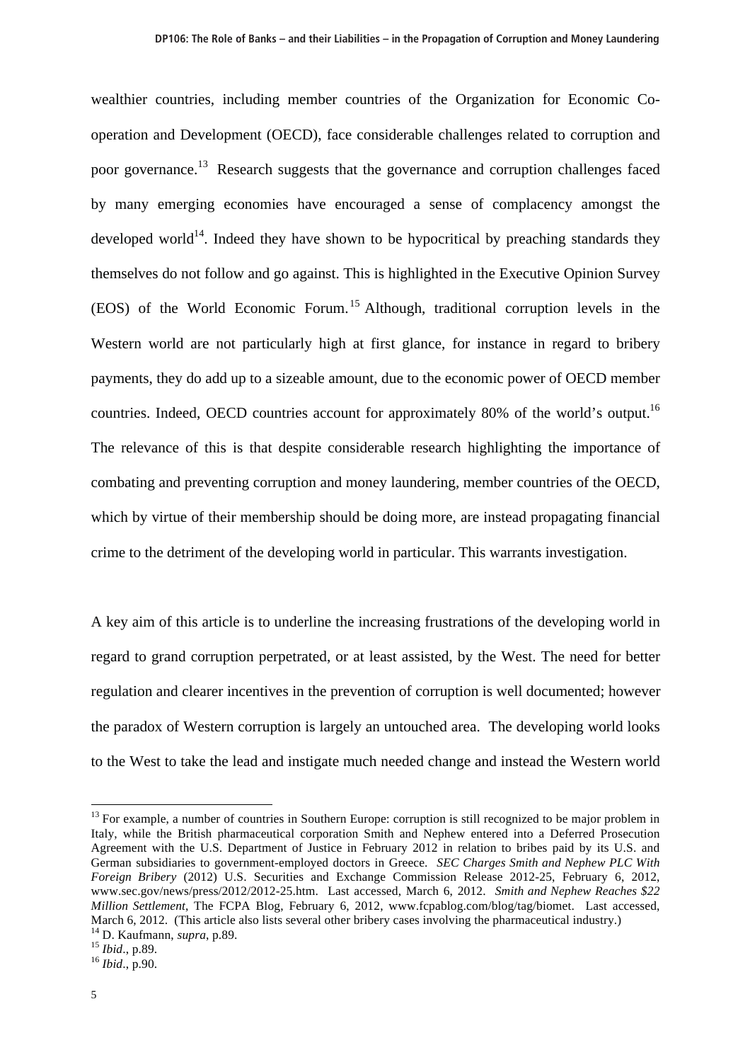wealthier countries, including member countries of the Organization for Economic Co-operation and Development (OECD), face considerable challenges related to corruption and poor governance.[13] Research suggests that the governance and corruption challenges faced by many emerging economies have encouraged a sense of complacency amongst the developed world[14]. Indeed they have shown to be hypocritical by preaching standards they themselves do not follow and go against. This is highlighted in the Executive Opinion Survey (EOS) of the World Economic Forum.[15] Although, traditional corruption levels in the Western world are not particularly high at first glance, for instance in regard to bribery payments, they do add up to a sizeable amount, due to the economic power of OECD member countries. Indeed, OECD countries account for approximately 80% of the world's output.[16] The relevance of this is that despite considerable research highlighting the importance of combating and preventing corruption and money laundering, member countries of the OECD, which by virtue of their membership should be doing more, are instead propagating financial crime to the detriment of the developing world in particular. This warrants investigation.

A key aim of this article is to underline the increasing frustrations of the developing world in regard to grand corruption perpetrated, or at least assisted, by the West. The need for better regulation and clearer incentives in the prevention of corruption is well documented; however the paradox of Western corruption is largely an untouched area. The developing world looks to the West to take the lead and instigate much needed change and instead the Western world

---

[13] For example, a number of countries in Southern Europe: corruption is still recognized to be major problem in Italy, while the British pharmaceutical corporation Smith and Nephew entered into a Deferred Prosecution Agreement with the U.S. Department of Justice in February 2012 in relation to bribes paid by its U.S. and German subsidiaries to government-employed doctors in Greece. *SEC Charges Smith and Nephew PLC With Foreign Bribery* (2012) U.S. Securities and Exchange Commission Release 2012-25, February 6, 2012, www.sec.gov/news/press/2012/2012-25.htm. Last accessed, March 6, 2012. *Smith and Nephew Reaches $22 Million Settlement*, The FCPA Blog, February 6, 2012, www.fcpablog.com/blog/tag/biomet. Last accessed, March 6, 2012. (This article also lists several other bribery cases involving the pharmaceutical industry.)

[14] D. Kaufmann, *supra*, p.89.

[15] *Ibid*., p.89.

[16] *Ibid*., p.90.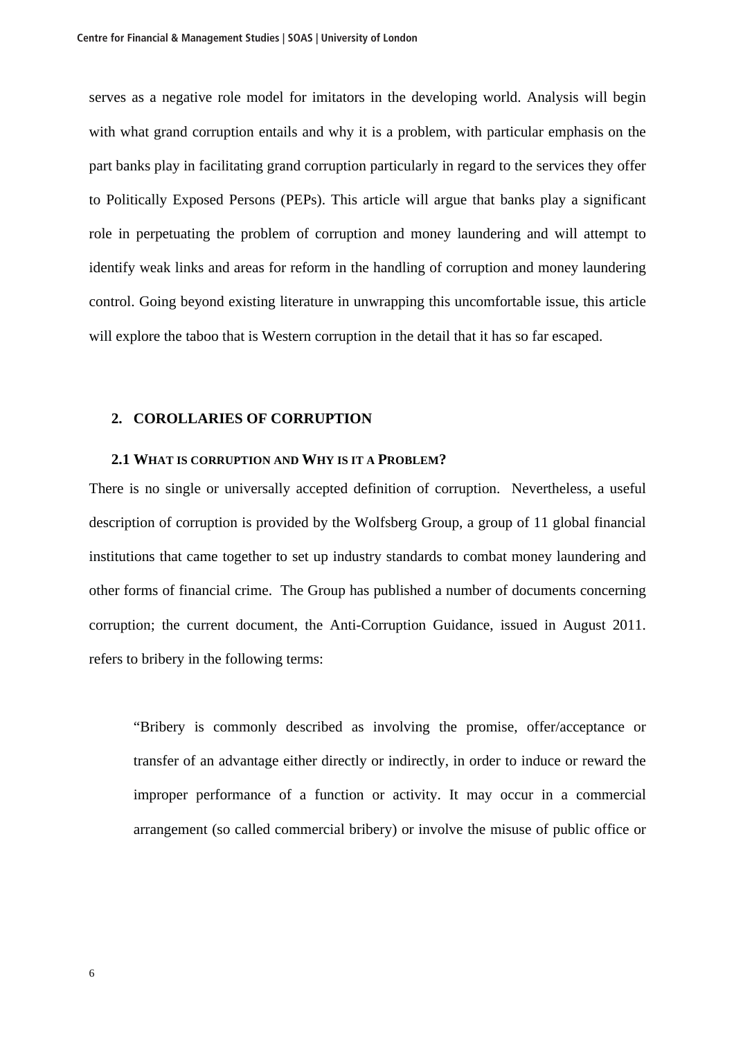serves as a negative role model for imitators in the developing world. Analysis will begin with what grand corruption entails and why it is a problem, with particular emphasis on the part banks play in facilitating grand corruption particularly in regard to the services they offer to Politically Exposed Persons (PEPs). This article will argue that banks play a significant role in perpetuating the problem of corruption and money laundering and will attempt to identify weak links and areas for reform in the handling of corruption and money laundering control. Going beyond existing literature in unwrapping this uncomfortable issue, this article will explore the taboo that is Western corruption in the detail that it has so far escaped.

## 2. COROLLARIES OF CORRUPTION

### 2.1 What is corruption and Why is it a Problem?

There is no single or universally accepted definition of corruption. Nevertheless, a useful description of corruption is provided by the Wolfsberg Group, a group of 11 global financial institutions that came together to set up industry standards to combat money laundering and other forms of financial crime. The Group has published a number of documents concerning corruption; the current document, the Anti-Corruption Guidance, issued in August 2011. refers to bribery in the following terms:

> "Bribery is commonly described as involving the promise, offer/acceptance or transfer of an advantage either directly or indirectly, in order to induce or reward the improper performance of a function or activity. It may occur in a commercial arrangement (so called commercial bribery) or involve the misuse of public office or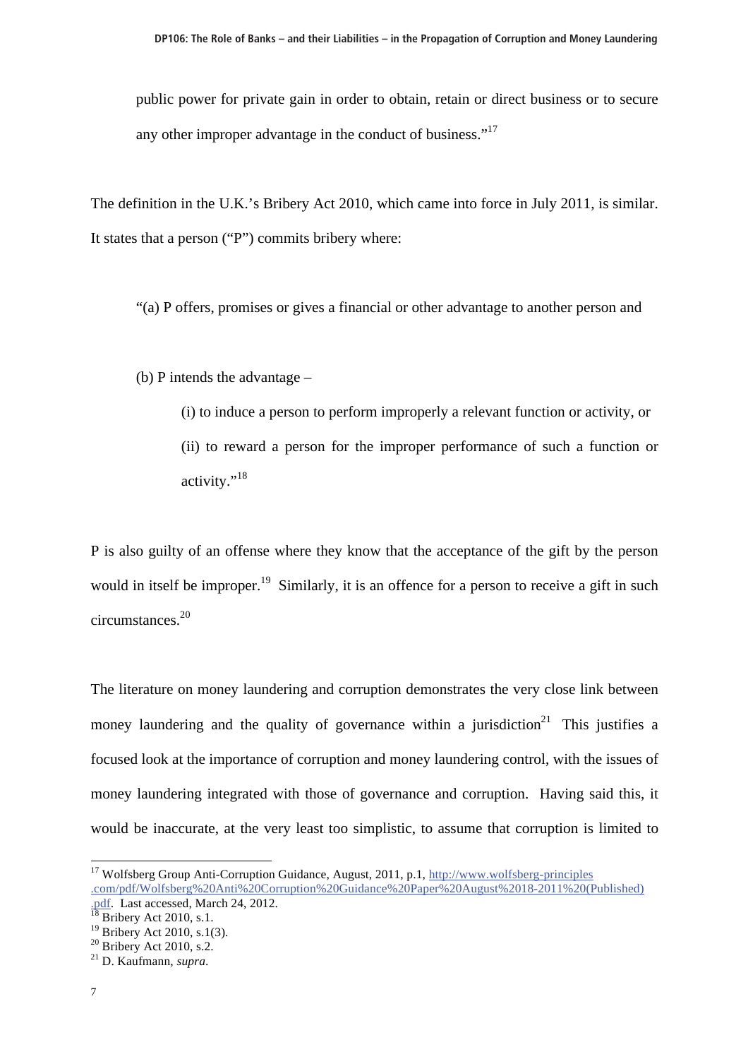public power for private gain in order to obtain, retain or direct business or to secure any other improper advantage in the conduct of business."[17]

The definition in the U.K.'s Bribery Act 2010, which came into force in July 2011, is similar. It states that a person ("P") commits bribery where:

> "(a) P offers, promises or gives a financial or other advantage to another person and
>
> (b) P intends the advantage –
>
> > (i) to induce a person to perform improperly a relevant function or activity, or
> >
> > (ii) to reward a person for the improper performance of such a function or activity."[18]

P is also guilty of an offense where they know that the acceptance of the gift by the person would in itself be improper.[19] Similarly, it is an offence for a person to receive a gift in such circumstances.[20]

The literature on money laundering and corruption demonstrates the very close link between money laundering and the quality of governance within a jurisdiction[21] This justifies a focused look at the importance of corruption and money laundering control, with the issues of money laundering integrated with those of governance and corruption. Having said this, it would be inaccurate, at the very least too simplistic, to assume that corruption is limited to

---

[17] Wolfsberg Group Anti-Corruption Guidance, August, 2011, p.1, http://www.wolfsberg-principles.com/pdf/Wolfsberg%20Anti%20Corruption%20Guidance%20Paper%20August%2018-2011%20(Published).pdf. Last accessed, March 24, 2012.

[18] Bribery Act 2010, s.1.

[19] Bribery Act 2010, s.1(3).

[20] Bribery Act 2010, s.2.

[21] D. Kaufmann, *supra*.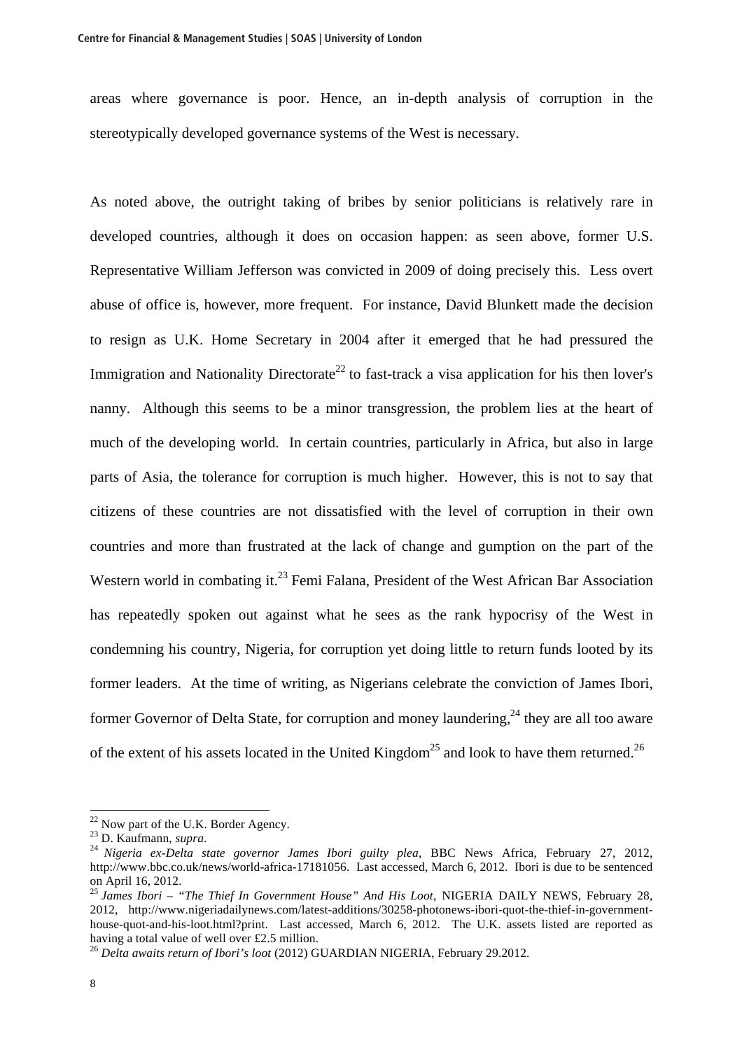areas where governance is poor. Hence, an in-depth analysis of corruption in the stereotypically developed governance systems of the West is necessary.

As noted above, the outright taking of bribes by senior politicians is relatively rare in developed countries, although it does on occasion happen: as seen above, former U.S. Representative William Jefferson was convicted in 2009 of doing precisely this. Less overt abuse of office is, however, more frequent. For instance, David Blunkett made the decision to resign as U.K. Home Secretary in 2004 after it emerged that he had pressured the Immigration and Nationality Directorate[22] to fast-track a visa application for his then lover's nanny. Although this seems to be a minor transgression, the problem lies at the heart of much of the developing world. In certain countries, particularly in Africa, but also in large parts of Asia, the tolerance for corruption is much higher. However, this is not to say that citizens of these countries are not dissatisfied with the level of corruption in their own countries and more than frustrated at the lack of change and gumption on the part of the Western world in combating it.[23] Femi Falana, President of the West African Bar Association has repeatedly spoken out against what he sees as the rank hypocrisy of the West in condemning his country, Nigeria, for corruption yet doing little to return funds looted by its former leaders. At the time of writing, as Nigerians celebrate the conviction of James Ibori, former Governor of Delta State, for corruption and money laundering,[24] they are all too aware of the extent of his assets located in the United Kingdom[25] and look to have them returned.[26]

---

[22] Now part of the U.K. Border Agency.

[23] D. Kaufmann, *supra*.

[24] *Nigeria ex-Delta state governor James Ibori guilty plea*, BBC News Africa, February 27, 2012, http://www.bbc.co.uk/news/world-africa-17181056. Last accessed, March 6, 2012. Ibori is due to be sentenced on April 16, 2012.

[25] *James Ibori – "The Thief In Government House" And His Loot*, NIGERIA DAILY NEWS, February 28, 2012, http://www.nigeriadailynews.com/latest-additions/30258-photonews-ibori-quot-the-thief-in-government-house-quot-and-his-loot.html?print. Last accessed, March 6, 2012. The U.K. assets listed are reported as having a total value of well over £2.5 million.

[26] *Delta awaits return of Ibori's loot* (2012) GUARDIAN NIGERIA, February 29.2012.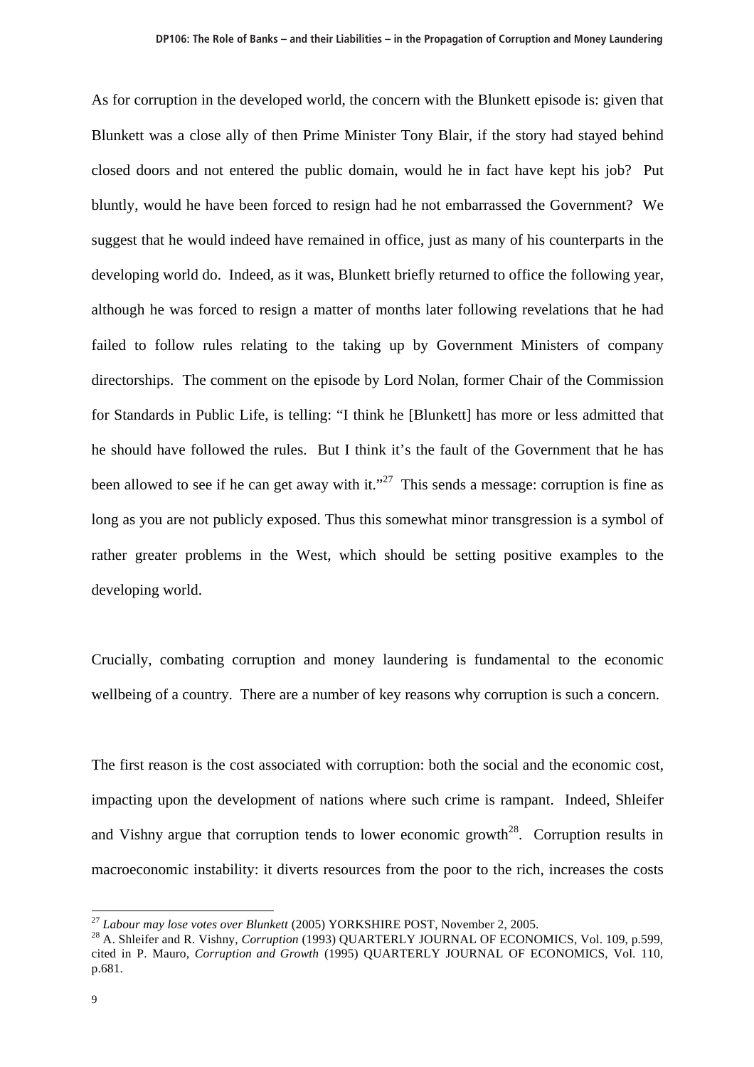As for corruption in the developed world, the concern with the Blunkett episode is: given that Blunkett was a close ally of then Prime Minister Tony Blair, if the story had stayed behind closed doors and not entered the public domain, would he in fact have kept his job? Put bluntly, would he have been forced to resign had he not embarrassed the Government? We suggest that he would indeed have remained in office, just as many of his counterparts in the developing world do. Indeed, as it was, Blunkett briefly returned to office the following year, although he was forced to resign a matter of months later following revelations that he had failed to follow rules relating to the taking up by Government Ministers of company directorships. The comment on the episode by Lord Nolan, former Chair of the Commission for Standards in Public Life, is telling: "I think he [Blunkett] has more or less admitted that he should have followed the rules. But I think it's the fault of the Government that he has been allowed to see if he can get away with it."[27] This sends a message: corruption is fine as long as you are not publicly exposed. Thus this somewhat minor transgression is a symbol of rather greater problems in the West, which should be setting positive examples to the developing world.

Crucially, combating corruption and money laundering is fundamental to the economic wellbeing of a country. There are a number of key reasons why corruption is such a concern.

The first reason is the cost associated with corruption: both the social and the economic cost, impacting upon the development of nations where such crime is rampant. Indeed, Shleifer and Vishny argue that corruption tends to lower economic growth[28]. Corruption results in macroeconomic instability: it diverts resources from the poor to the rich, increases the costs

---

[27] *Labour may lose votes over Blunkett* (2005) YORKSHIRE POST, November 2, 2005.

[28] A. Shleifer and R. Vishny, *Corruption* (1993) QUARTERLY JOURNAL OF ECONOMICS, Vol. 109, p.599, cited in P. Mauro, *Corruption and Growth* (1995) QUARTERLY JOURNAL OF ECONOMICS, Vol. 110, p.681.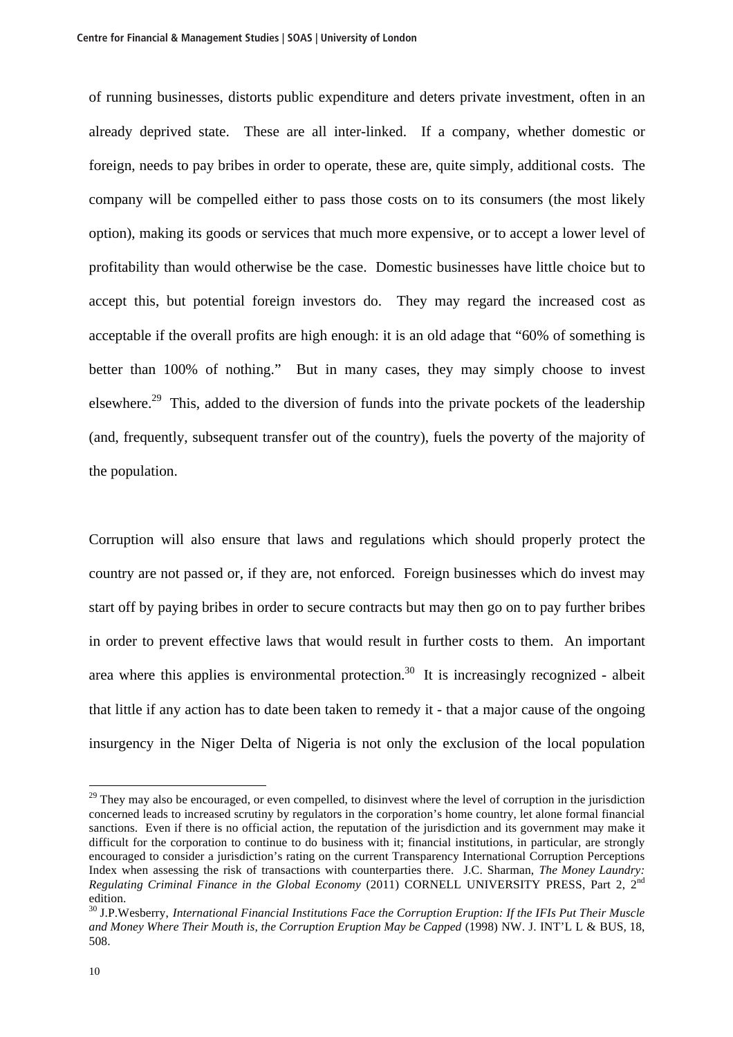of running businesses, distorts public expenditure and deters private investment, often in an already deprived state. These are all inter-linked. If a company, whether domestic or foreign, needs to pay bribes in order to operate, these are, quite simply, additional costs. The company will be compelled either to pass those costs on to its consumers (the most likely option), making its goods or services that much more expensive, or to accept a lower level of profitability than would otherwise be the case. Domestic businesses have little choice but to accept this, but potential foreign investors do. They may regard the increased cost as acceptable if the overall profits are high enough: it is an old adage that "60% of something is better than 100% of nothing." But in many cases, they may simply choose to invest elsewhere.[29] This, added to the diversion of funds into the private pockets of the leadership (and, frequently, subsequent transfer out of the country), fuels the poverty of the majority of the population.

Corruption will also ensure that laws and regulations which should properly protect the country are not passed or, if they are, not enforced. Foreign businesses which do invest may start off by paying bribes in order to secure contracts but may then go on to pay further bribes in order to prevent effective laws that would result in further costs to them. An important area where this applies is environmental protection.[30] It is increasingly recognized - albeit that little if any action has to date been taken to remedy it - that a major cause of the ongoing insurgency in the Niger Delta of Nigeria is not only the exclusion of the local population

---

[29] They may also be encouraged, or even compelled, to disinvest where the level of corruption in the jurisdiction concerned leads to increased scrutiny by regulators in the corporation's home country, let alone formal financial sanctions. Even if there is no official action, the reputation of the jurisdiction and its government may make it difficult for the corporation to continue to do business with it; financial institutions, in particular, are strongly encouraged to consider a jurisdiction's rating on the current Transparency International Corruption Perceptions Index when assessing the risk of transactions with counterparties there. J.C. Sharman, *The Money Laundry: Regulating Criminal Finance in the Global Economy* (2011) CORNELL UNIVERSITY PRESS, Part 2, 2nd edition.

[30] J.P.Wesberry, *International Financial Institutions Face the Corruption Eruption: If the IFIs Put Their Muscle and Money Where Their Mouth is, the Corruption Eruption May be Capped* (1998) NW. J. INT'L L & BUS, 18, 508.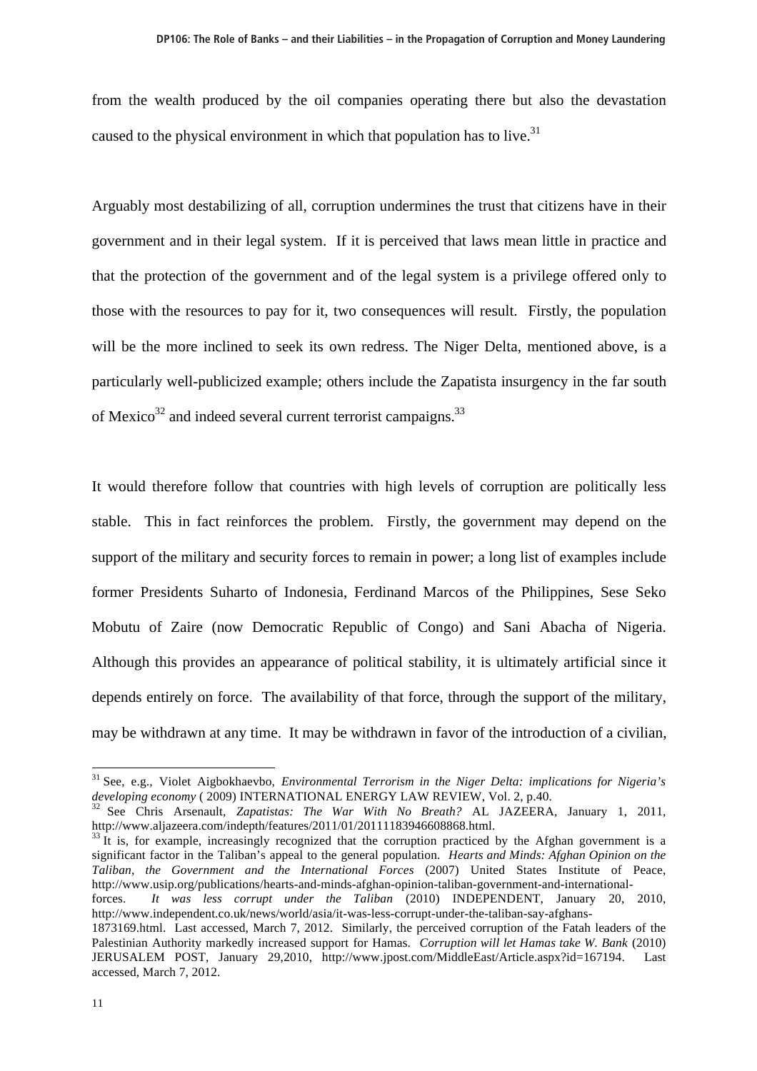from the wealth produced by the oil companies operating there but also the devastation caused to the physical environment in which that population has to live.[31]

Arguably most destabilizing of all, corruption undermines the trust that citizens have in their government and in their legal system. If it is perceived that laws mean little in practice and that the protection of the government and of the legal system is a privilege offered only to those with the resources to pay for it, two consequences will result. Firstly, the population will be the more inclined to seek its own redress. The Niger Delta, mentioned above, is a particularly well-publicized example; others include the Zapatista insurgency in the far south of Mexico[32] and indeed several current terrorist campaigns.[33]

It would therefore follow that countries with high levels of corruption are politically less stable. This in fact reinforces the problem. Firstly, the government may depend on the support of the military and security forces to remain in power; a long list of examples include former Presidents Suharto of Indonesia, Ferdinand Marcos of the Philippines, Sese Seko Mobutu of Zaire (now Democratic Republic of Congo) and Sani Abacha of Nigeria. Although this provides an appearance of political stability, it is ultimately artificial since it depends entirely on force. The availability of that force, through the support of the military, may be withdrawn at any time. It may be withdrawn in favor of the introduction of a civilian,

---

[31] See, e.g., Violet Aigbokhaevbo, *Environmental Terrorism in the Niger Delta: implications for Nigeria's developing economy* ( 2009) INTERNATIONAL ENERGY LAW REVIEW, Vol. 2, p.40.

[32] See Chris Arsenault, *Zapatistas: The War With No Breath?* AL JAZEERA, January 1, 2011, http://www.aljazeera.com/indepth/features/2011/01/20111183946608868.html.

[33] It is, for example, increasingly recognized that the corruption practiced by the Afghan government is a significant factor in the Taliban's appeal to the general population. *Hearts and Minds: Afghan Opinion on the Taliban, the Government and the International Forces* (2007) United States Institute of Peace, http://www.usip.org/publications/hearts-and-minds-afghan-opinion-taliban-government-and-international-forces. *It was less corrupt under the Taliban* (2010) INDEPENDENT, January 20, 2010, http://www.independent.co.uk/news/world/asia/it-was-less-corrupt-under-the-taliban-say-afghans-1873169.html. Last accessed, March 7, 2012. Similarly, the perceived corruption of the Fatah leaders of the Palestinian Authority markedly increased support for Hamas. *Corruption will let Hamas take W. Bank* (2010) JERUSALEM POST, January 29,2010, http://www.jpost.com/MiddleEast/Article.aspx?id=167194. Last accessed, March 7, 2012.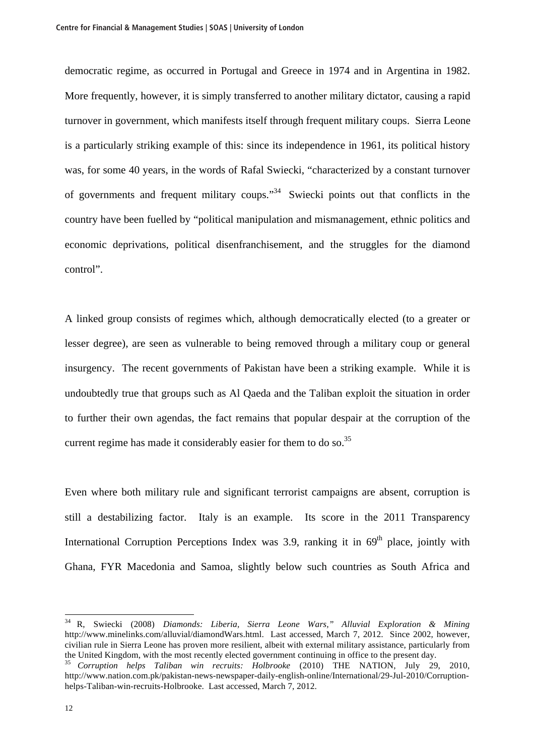democratic regime, as occurred in Portugal and Greece in 1974 and in Argentina in 1982. More frequently, however, it is simply transferred to another military dictator, causing a rapid turnover in government, which manifests itself through frequent military coups. Sierra Leone is a particularly striking example of this: since its independence in 1961, its political history was, for some 40 years, in the words of Rafal Swiecki, "characterized by a constant turnover of governments and frequent military coups."[34] Swiecki points out that conflicts in the country have been fuelled by "political manipulation and mismanagement, ethnic politics and economic deprivations, political disenfranchisement, and the struggles for the diamond control".

A linked group consists of regimes which, although democratically elected (to a greater or lesser degree), are seen as vulnerable to being removed through a military coup or general insurgency. The recent governments of Pakistan have been a striking example. While it is undoubtedly true that groups such as Al Qaeda and the Taliban exploit the situation in order to further their own agendas, the fact remains that popular despair at the corruption of the current regime has made it considerably easier for them to do so.[35]

Even where both military rule and significant terrorist campaigns are absent, corruption is still a destabilizing factor. Italy is an example. Its score in the 2011 Transparency International Corruption Perceptions Index was 3.9, ranking it in 69th place, jointly with Ghana, FYR Macedonia and Samoa, slightly below such countries as South Africa and

---

[34] R, Swiecki (2008) *Diamonds: Liberia, Sierra Leone Wars," Alluvial Exploration & Mining* http://www.minelinks.com/alluvial/diamondWars.html. Last accessed, March 7, 2012. Since 2002, however, civilian rule in Sierra Leone has proven more resilient, albeit with external military assistance, particularly from the United Kingdom, with the most recently elected government continuing in office to the present day.

[35] *Corruption helps Taliban win recruits: Holbrooke* (2010) THE NATION, July 29, 2010, http://www.nation.com.pk/pakistan-news-newspaper-daily-english-online/International/29-Jul-2010/Corruption-helps-Taliban-win-recruits-Holbrooke. Last accessed, March 7, 2012.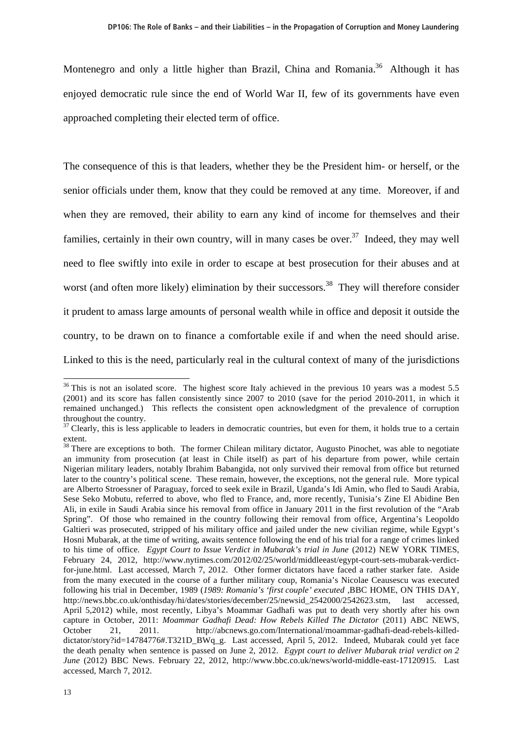Montenegro and only a little higher than Brazil, China and Romania.[36] Although it has enjoyed democratic rule since the end of World War II, few of its governments have even approached completing their elected term of office.

The consequence of this is that leaders, whether they be the President him- or herself, or the senior officials under them, know that they could be removed at any time. Moreover, if and when they are removed, their ability to earn any kind of income for themselves and their families, certainly in their own country, will in many cases be over.[37] Indeed, they may well need to flee swiftly into exile in order to escape at best prosecution for their abuses and at worst (and often more likely) elimination by their successors.[38] They will therefore consider it prudent to amass large amounts of personal wealth while in office and deposit it outside the country, to be drawn on to finance a comfortable exile if and when the need should arise. Linked to this is the need, particularly real in the cultural context of many of the jurisdictions

---

[36] This is not an isolated score. The highest score Italy achieved in the previous 10 years was a modest 5.5 (2001) and its score has fallen consistently since 2007 to 2010 (save for the period 2010-2011, in which it remained unchanged.) This reflects the consistent open acknowledgment of the prevalence of corruption throughout the country.

[37] Clearly, this is less applicable to leaders in democratic countries, but even for them, it holds true to a certain extent.

[38] There are exceptions to both. The former Chilean military dictator, Augusto Pinochet, was able to negotiate an immunity from prosecution (at least in Chile itself) as part of his departure from power, while certain Nigerian military leaders, notably Ibrahim Babangida, not only survived their removal from office but returned later to the country's political scene. These remain, however, the exceptions, not the general rule. More typical are Alberto Stroessner of Paraguay, forced to seek exile in Brazil, Uganda's Idi Amin, who fled to Saudi Arabia, Sese Seko Mobutu, referred to above, who fled to France, and, more recently, Tunisia's Zine El Abidine Ben Ali, in exile in Saudi Arabia since his removal from office in January 2011 in the first revolution of the "Arab Spring". Of those who remained in the country following their removal from office, Argentina's Leopoldo Galtieri was prosecuted, stripped of his military office and jailed under the new civilian regime, while Egypt's Hosni Mubarak, at the time of writing, awaits sentence following the end of his trial for a range of crimes linked to his time of office. *Egypt Court to Issue Verdict in Mubarak's trial in June* (2012) NEW YORK TIMES, February 24, 2012, http://www.nytimes.com/2012/02/25/world/middleeast/egypt-court-sets-mubarak-verdict-for-june.html. Last accessed, March 7, 2012. Other former dictators have faced a rather starker fate. Aside from the many executed in the course of a further military coup, Romania's Nicolae Ceausescu was executed following his trial in December, 1989 (*1989: Romania's 'first couple' executed* ,BBC HOME, ON THIS DAY, http://news.bbc.co.uk/onthisday/hi/dates/stories/december/25/newsid_2542000/2542623.stm, last accessed, April 5,2012) while, most recently, Libya's Moammar Gadhafi was put to death very shortly after his own capture in October, 2011: *Moammar Gadhafi Dead: How Rebels Killed The Dictator* (2011) ABC NEWS, October 21, 2011. http://abcnews.go.com/International/moammar-gadhafi-dead-rebels-killed-dictator/story?id=14784776#.T321D_BWq_g. Last accessed, April 5, 2012. Indeed, Mubarak could yet face the death penalty when sentence is passed on June 2, 2012. *Egypt court to deliver Mubarak trial verdict on 2 June* (2012) BBC News. February 22, 2012, http://www.bbc.co.uk/news/world-middle-east-17120915. Last accessed, March 7, 2012.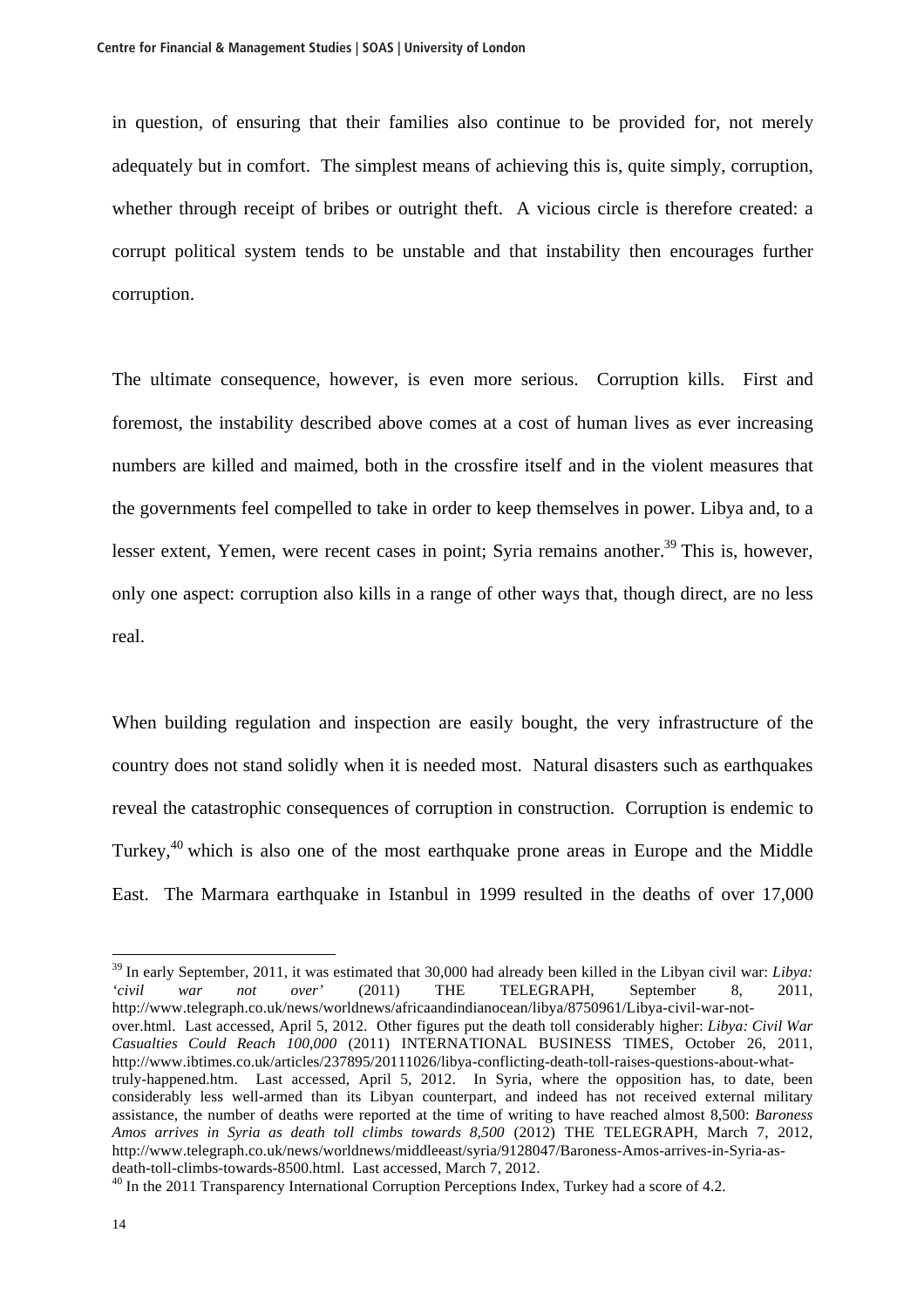in question, of ensuring that their families also continue to be provided for, not merely adequately but in comfort. The simplest means of achieving this is, quite simply, corruption, whether through receipt of bribes or outright theft. A vicious circle is therefore created: a corrupt political system tends to be unstable and that instability then encourages further corruption.

The ultimate consequence, however, is even more serious. Corruption kills. First and foremost, the instability described above comes at a cost of human lives as ever increasing numbers are killed and maimed, both in the crossfire itself and in the violent measures that the governments feel compelled to take in order to keep themselves in power. Libya and, to a lesser extent, Yemen, were recent cases in point; Syria remains another.[39] This is, however, only one aspect: corruption also kills in a range of other ways that, though direct, are no less real.

When building regulation and inspection are easily bought, the very infrastructure of the country does not stand solidly when it is needed most. Natural disasters such as earthquakes reveal the catastrophic consequences of corruption in construction. Corruption is endemic to Turkey,[40] which is also one of the most earthquake prone areas in Europe and the Middle East. The Marmara earthquake in Istanbul in 1999 resulted in the deaths of over 17,000

---

[39] In early September, 2011, it was estimated that 30,000 had already been killed in the Libyan civil war: *Libya: 'civil war not over'* (2011) THE TELEGRAPH, September 8, 2011, http://www.telegraph.co.uk/news/worldnews/africaandindianocean/libya/8750961/Libya-civil-war-not-over.html. Last accessed, April 5, 2012. Other figures put the death toll considerably higher: *Libya: Civil War Casualties Could Reach 100,000* (2011) INTERNATIONAL BUSINESS TIMES, October 26, 2011, http://www.ibtimes.co.uk/articles/237895/20111026/libya-conflicting-death-toll-raises-questions-about-what-truly-happened.htm. Last accessed, April 5, 2012. In Syria, where the opposition has, to date, been considerably less well-armed than its Libyan counterpart, and indeed has not received external military assistance, the number of deaths were reported at the time of writing to have reached almost 8,500: *Baroness Amos arrives in Syria as death toll climbs towards 8,500* (2012) THE TELEGRAPH, March 7, 2012, http://www.telegraph.co.uk/news/worldnews/middleeast/syria/9128047/Baroness-Amos-arrives-in-Syria-as-death-toll-climbs-towards-8500.html. Last accessed, March 7, 2012.

[40] In the 2011 Transparency International Corruption Perceptions Index, Turkey had a score of 4.2.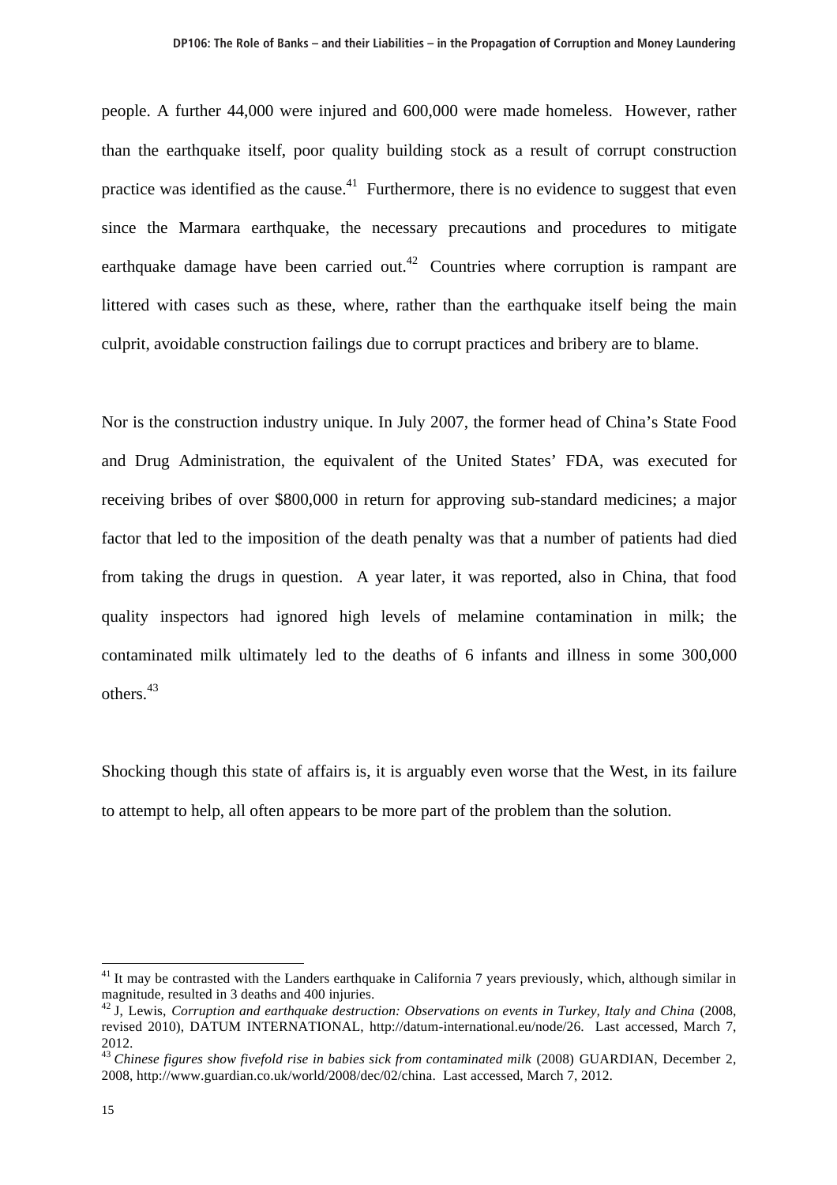people. A further 44,000 were injured and 600,000 were made homeless. However, rather than the earthquake itself, poor quality building stock as a result of corrupt construction practice was identified as the cause.[41] Furthermore, there is no evidence to suggest that even since the Marmara earthquake, the necessary precautions and procedures to mitigate earthquake damage have been carried out.[42] Countries where corruption is rampant are littered with cases such as these, where, rather than the earthquake itself being the main culprit, avoidable construction failings due to corrupt practices and bribery are to blame.

Nor is the construction industry unique. In July 2007, the former head of China's State Food and Drug Administration, the equivalent of the United States' FDA, was executed for receiving bribes of over $800,000 in return for approving sub-standard medicines; a major factor that led to the imposition of the death penalty was that a number of patients had died from taking the drugs in question. A year later, it was reported, also in China, that food quality inspectors had ignored high levels of melamine contamination in milk; the contaminated milk ultimately led to the deaths of 6 infants and illness in some 300,000 others.[43]

Shocking though this state of affairs is, it is arguably even worse that the West, in its failure to attempt to help, all often appears to be more part of the problem than the solution.

---

[41] It may be contrasted with the Landers earthquake in California 7 years previously, which, although similar in magnitude, resulted in 3 deaths and 400 injuries.

[42] J, Lewis, *Corruption and earthquake destruction: Observations on events in Turkey, Italy and China* (2008, revised 2010), DATUM INTERNATIONAL, http://datum-international.eu/node/26. Last accessed, March 7, 2012.

[43] *Chinese figures show fivefold rise in babies sick from contaminated milk* (2008) GUARDIAN, December 2, 2008, http://www.guardian.co.uk/world/2008/dec/02/china. Last accessed, March 7, 2012.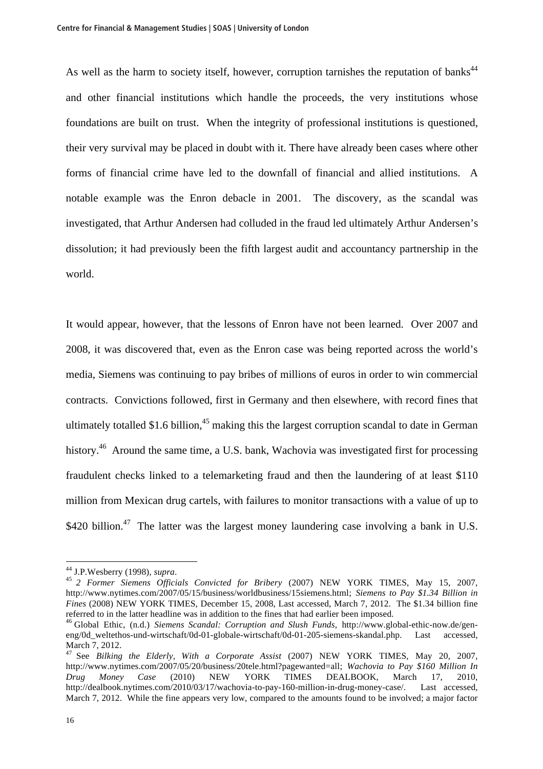As well as the harm to society itself, however, corruption tarnishes the reputation of banks[44] and other financial institutions which handle the proceeds, the very institutions whose foundations are built on trust. When the integrity of professional institutions is questioned, their very survival may be placed in doubt with it. There have already been cases where other forms of financial crime have led to the downfall of financial and allied institutions. A notable example was the Enron debacle in 2001. The discovery, as the scandal was investigated, that Arthur Andersen had colluded in the fraud led ultimately Arthur Andersen's dissolution; it had previously been the fifth largest audit and accountancy partnership in the world.

It would appear, however, that the lessons of Enron have not been learned. Over 2007 and 2008, it was discovered that, even as the Enron case was being reported across the world's media, Siemens was continuing to pay bribes of millions of euros in order to win commercial contracts. Convictions followed, first in Germany and then elsewhere, with record fines that ultimately totalled $1.6 billion,[45] making this the largest corruption scandal to date in German history.[46] Around the same time, a U.S. bank, Wachovia was investigated first for processing fraudulent checks linked to a telemarketing fraud and then the laundering of at least $110 million from Mexican drug cartels, with failures to monitor transactions with a value of up to $420 billion.[47] The latter was the largest money laundering case involving a bank in U.S.

---

[44] J.P.Wesberry (1998), *supra*.

[45] *2 Former Siemens Officials Convicted for Bribery* (2007) NEW YORK TIMES, May 15, 2007, http://www.nytimes.com/2007/05/15/business/worldbusiness/15siemens.html; *Siemens to Pay $1.34 Billion in Fines* (2008) NEW YORK TIMES, December 15, 2008, Last accessed, March 7, 2012. The $1.34 billion fine referred to in the latter headline was in addition to the fines that had earlier been imposed.

[46] Global Ethic, (n.d.) *Siemens Scandal: Corruption and Slush Funds*, http://www.global-ethic-now.de/gen-eng/0d_weltethos-und-wirtschaft/0d-01-globale-wirtschaft/0d-01-205-siemens-skandal.php. Last accessed, March 7, 2012.

[47] See *Bilking the Elderly, With a Corporate Assist* (2007) NEW YORK TIMES, May 20, 2007, http://www.nytimes.com/2007/05/20/business/20tele.html?pagewanted=all; *Wachovia to Pay $160 Million In Drug Money Case* (2010) NEW YORK TIMES DEALBOOK, March 17, 2010, http://dealbook.nytimes.com/2010/03/17/wachovia-to-pay-160-million-in-drug-money-case/. Last accessed, March 7, 2012. While the fine appears very low, compared to the amounts found to be involved; a major factor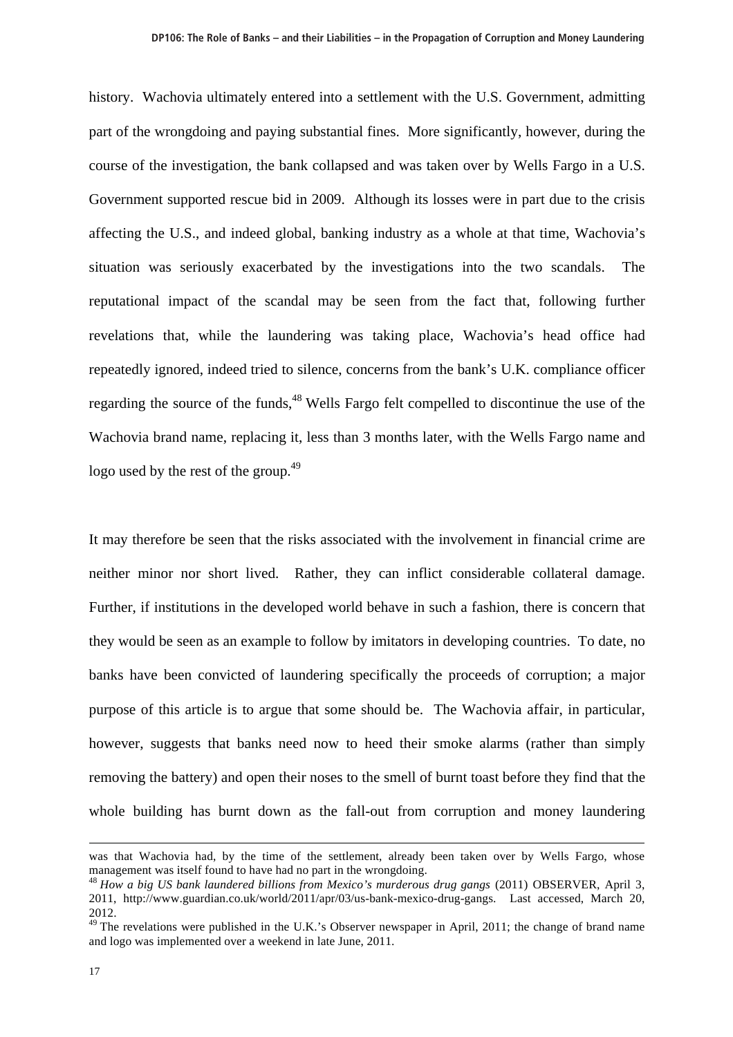history. Wachovia ultimately entered into a settlement with the U.S. Government, admitting part of the wrongdoing and paying substantial fines. More significantly, however, during the course of the investigation, the bank collapsed and was taken over by Wells Fargo in a U.S. Government supported rescue bid in 2009. Although its losses were in part due to the crisis affecting the U.S., and indeed global, banking industry as a whole at that time, Wachovia's situation was seriously exacerbated by the investigations into the two scandals. The reputational impact of the scandal may be seen from the fact that, following further revelations that, while the laundering was taking place, Wachovia's head office had repeatedly ignored, indeed tried to silence, concerns from the bank's U.K. compliance officer regarding the source of the funds,[48] Wells Fargo felt compelled to discontinue the use of the Wachovia brand name, replacing it, less than 3 months later, with the Wells Fargo name and logo used by the rest of the group.[49]

It may therefore be seen that the risks associated with the involvement in financial crime are neither minor nor short lived. Rather, they can inflict considerable collateral damage. Further, if institutions in the developed world behave in such a fashion, there is concern that they would be seen as an example to follow by imitators in developing countries. To date, no banks have been convicted of laundering specifically the proceeds of corruption; a major purpose of this article is to argue that some should be. The Wachovia affair, in particular, however, suggests that banks need now to heed their smoke alarms (rather than simply removing the battery) and open their noses to the smell of burnt toast before they find that the whole building has burnt down as the fall-out from corruption and money laundering

---

was that Wachovia had, by the time of the settlement, already been taken over by Wells Fargo, whose management was itself found to have had no part in the wrongdoing.

[48] *How a big US bank laundered billions from Mexico's murderous drug gangs* (2011) OBSERVER, April 3, 2011, http://www.guardian.co.uk/world/2011/apr/03/us-bank-mexico-drug-gangs. Last accessed, March 20, 2012.

[49] The revelations were published in the U.K.'s Observer newspaper in April, 2011; the change of brand name and logo was implemented over a weekend in late June, 2011.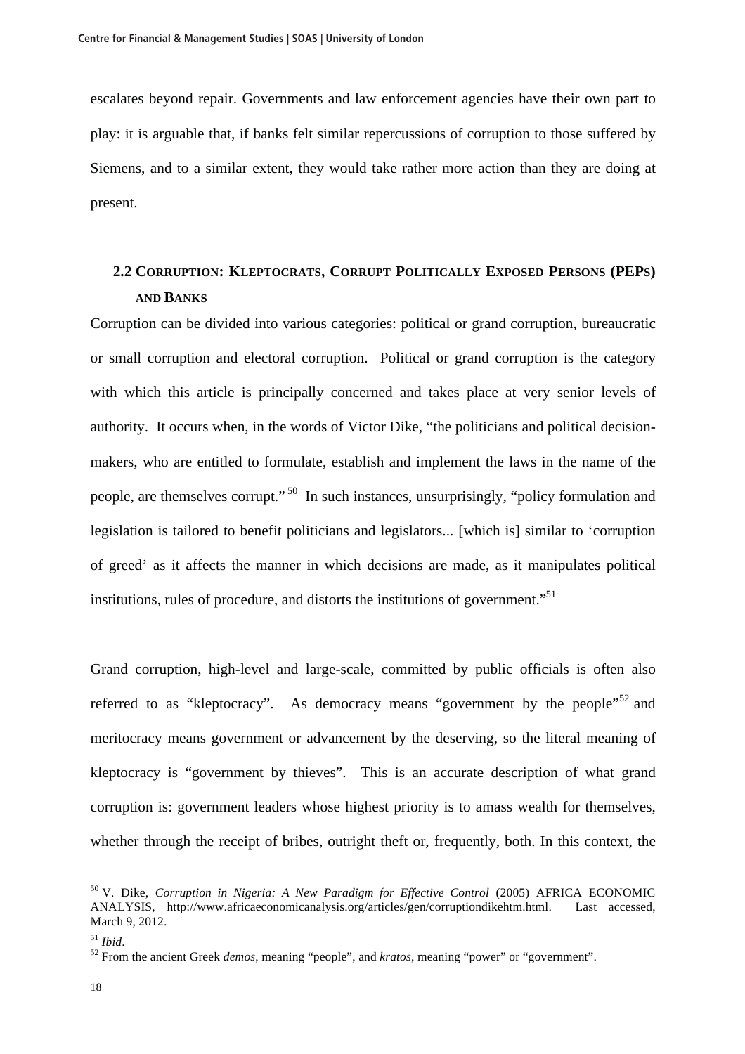escalates beyond repair. Governments and law enforcement agencies have their own part to play: it is arguable that, if banks felt similar repercussions of corruption to those suffered by Siemens, and to a similar extent, they would take rather more action than they are doing at present.

## 2.2 Corruption: Kleptocrats, Corrupt Politically Exposed Persons (PEPs) and Banks

Corruption can be divided into various categories: political or grand corruption, bureaucratic or small corruption and electoral corruption. Political or grand corruption is the category with which this article is principally concerned and takes place at very senior levels of authority. It occurs when, in the words of Victor Dike, "the politicians and political decision-makers, who are entitled to formulate, establish and implement the laws in the name of the people, are themselves corrupt."[50] In such instances, unsurprisingly, "policy formulation and legislation is tailored to benefit politicians and legislators... [which is] similar to 'corruption of greed' as it affects the manner in which decisions are made, as it manipulates political institutions, rules of procedure, and distorts the institutions of government."[51]

Grand corruption, high-level and large-scale, committed by public officials is often also referred to as "kleptocracy". As democracy means "government by the people"[52] and meritocracy means government or advancement by the deserving, so the literal meaning of kleptocracy is "government by thieves". This is an accurate description of what grand corruption is: government leaders whose highest priority is to amass wealth for themselves, whether through the receipt of bribes, outright theft or, frequently, both. In this context, the

---

[50] V. Dike, *Corruption in Nigeria: A New Paradigm for Effective Control* (2005) AFRICA ECONOMIC ANALYSIS, http://www.africaeconomicanalysis.org/articles/gen/corruptiondikehtm.html. Last accessed, March 9, 2012.

[51] *Ibid*.

[52] From the ancient Greek *demos*, meaning "people", and *kratos*, meaning "power" or "government".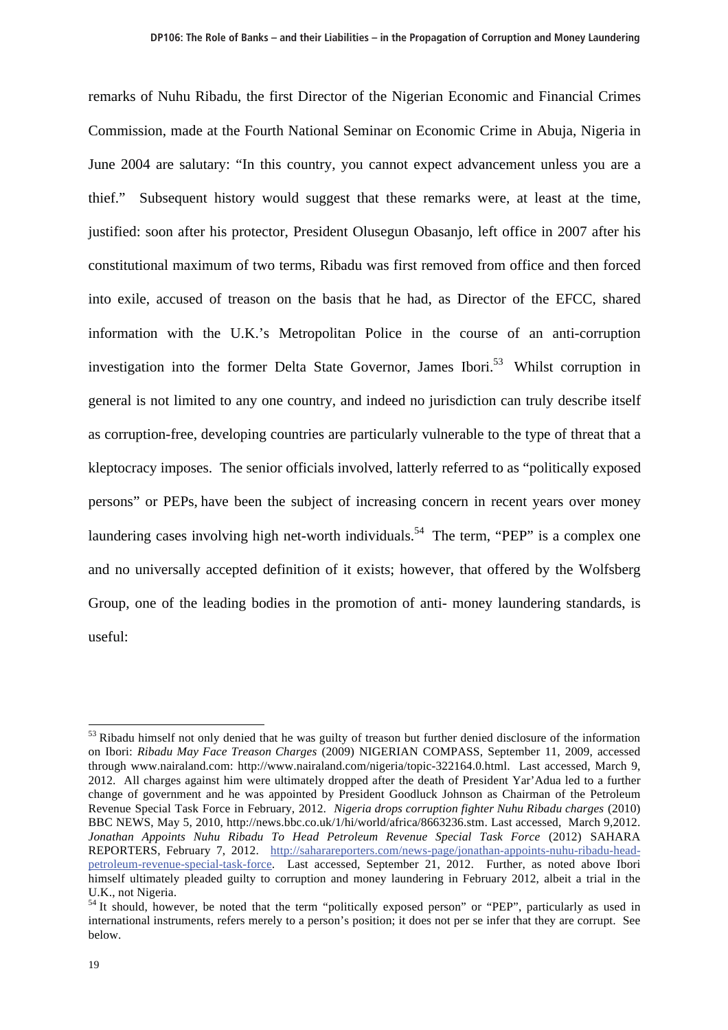remarks of Nuhu Ribadu, the first Director of the Nigerian Economic and Financial Crimes Commission, made at the Fourth National Seminar on Economic Crime in Abuja, Nigeria in June 2004 are salutary: "In this country, you cannot expect advancement unless you are a thief." Subsequent history would suggest that these remarks were, at least at the time, justified: soon after his protector, President Olusegun Obasanjo, left office in 2007 after his constitutional maximum of two terms, Ribadu was first removed from office and then forced into exile, accused of treason on the basis that he had, as Director of the EFCC, shared information with the U.K.'s Metropolitan Police in the course of an anti-corruption investigation into the former Delta State Governor, James Ibori.[53] Whilst corruption in general is not limited to any one country, and indeed no jurisdiction can truly describe itself as corruption-free, developing countries are particularly vulnerable to the type of threat that a kleptocracy imposes. The senior officials involved, latterly referred to as "politically exposed persons" or PEPs, have been the subject of increasing concern in recent years over money laundering cases involving high net-worth individuals.[54] The term, "PEP" is a complex one and no universally accepted definition of it exists; however, that offered by the Wolfsberg Group, one of the leading bodies in the promotion of anti- money laundering standards, is useful:

---

[53] Ribadu himself not only denied that he was guilty of treason but further denied disclosure of the information on Ibori: *Ribadu May Face Treason Charges* (2009) NIGERIAN COMPASS, September 11, 2009, accessed through www.nairaland.com: http://www.nairaland.com/nigeria/topic-322164.0.html. Last accessed, March 9, 2012. All charges against him were ultimately dropped after the death of President Yar'Adua led to a further change of government and he was appointed by President Goodluck Johnson as Chairman of the Petroleum Revenue Special Task Force in February, 2012. *Nigeria drops corruption fighter Nuhu Ribadu charges* (2010) BBC NEWS, May 5, 2010, http://news.bbc.co.uk/1/hi/world/africa/8663236.stm. Last accessed, March 9,2012. *Jonathan Appoints Nuhu Ribadu To Head Petroleum Revenue Special Task Force* (2012) SAHARA REPORTERS, February 7, 2012. http://saharareporters.com/news-page/jonathan-appoints-nuhu-ribadu-head-petroleum-revenue-special-task-force. Last accessed, September 21, 2012. Further, as noted above Ibori himself ultimately pleaded guilty to corruption and money laundering in February 2012, albeit a trial in the U.K., not Nigeria.

[54] It should, however, be noted that the term "politically exposed person" or "PEP", particularly as used in international instruments, refers merely to a person's position; it does not per se infer that they are corrupt. See below.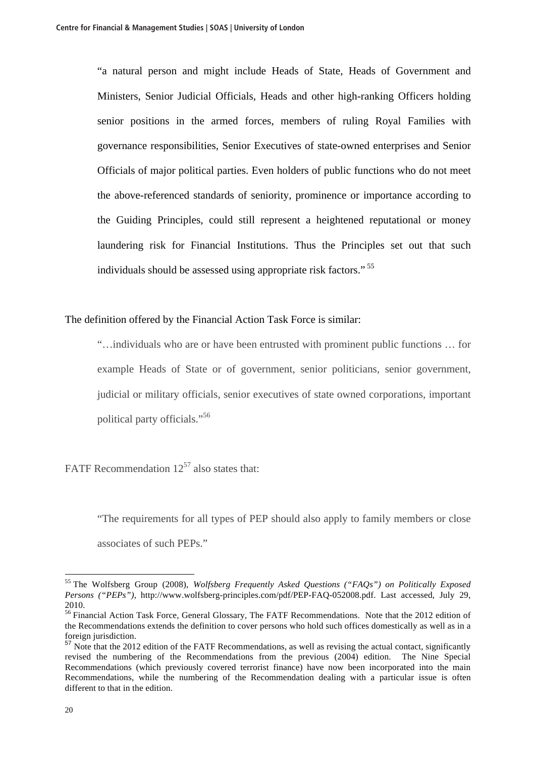> "a natural person and might include Heads of State, Heads of Government and Ministers, Senior Judicial Officials, Heads and other high-ranking Officers holding senior positions in the armed forces, members of ruling Royal Families with governance responsibilities, Senior Executives of state-owned enterprises and Senior Officials of major political parties. Even holders of public functions who do not meet the above-referenced standards of seniority, prominence or importance according to the Guiding Principles, could still represent a heightened reputational or money laundering risk for Financial Institutions. Thus the Principles set out that such individuals should be assessed using appropriate risk factors." [55]

The definition offered by the Financial Action Task Force is similar:

> "…individuals who are or have been entrusted with prominent public functions … for example Heads of State or of government, senior politicians, senior government, judicial or military officials, senior executives of state owned corporations, important political party officials."[56]

FATF Recommendation 12[57] also states that:

> "The requirements for all types of PEP should also apply to family members or close associates of such PEPs."

---

[55] The Wolfsberg Group (2008), *Wolfsberg Frequently Asked Questions ("FAQs") on Politically Exposed Persons ("PEPs")*, http://www.wolfsberg-principles.com/pdf/PEP-FAQ-052008.pdf. Last accessed, July 29, 2010.

[56] Financial Action Task Force, General Glossary, The FATF Recommendations. Note that the 2012 edition of the Recommendations extends the definition to cover persons who hold such offices domestically as well as in a foreign jurisdiction.

[57] Note that the 2012 edition of the FATF Recommendations, as well as revising the actual contact, significantly revised the numbering of the Recommendations from the previous (2004) edition. The Nine Special Recommendations (which previously covered terrorist finance) have now been incorporated into the main Recommendations, while the numbering of the Recommendation dealing with a particular issue is often different to that in the edition.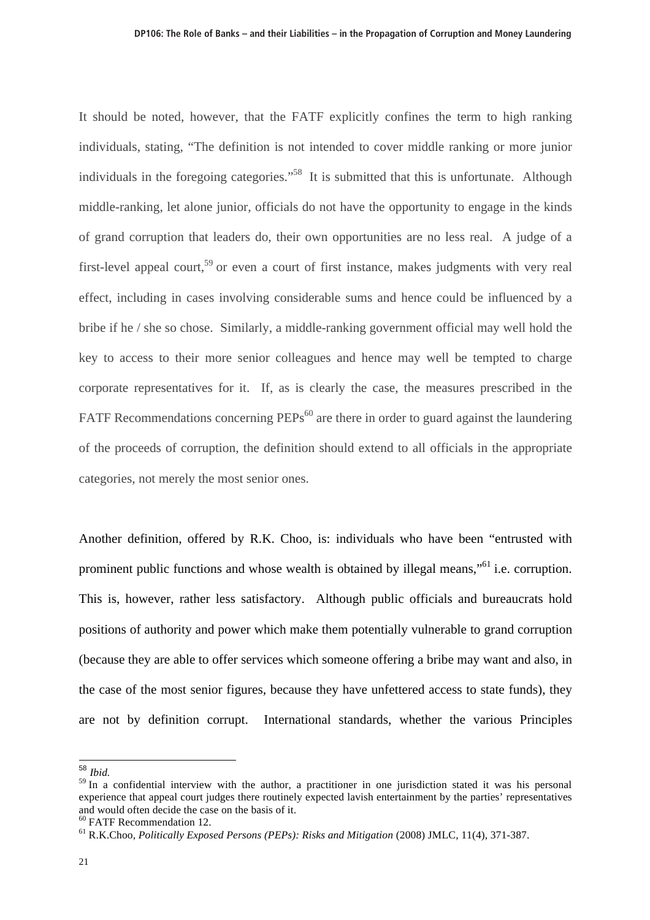It should be noted, however, that the FATF explicitly confines the term to high ranking individuals, stating, "The definition is not intended to cover middle ranking or more junior individuals in the foregoing categories."[58] It is submitted that this is unfortunate. Although middle-ranking, let alone junior, officials do not have the opportunity to engage in the kinds of grand corruption that leaders do, their own opportunities are no less real. A judge of a first-level appeal court,[59] or even a court of first instance, makes judgments with very real effect, including in cases involving considerable sums and hence could be influenced by a bribe if he / she so chose. Similarly, a middle-ranking government official may well hold the key to access to their more senior colleagues and hence may well be tempted to charge corporate representatives for it. If, as is clearly the case, the measures prescribed in the FATF Recommendations concerning PEPs[60] are there in order to guard against the laundering of the proceeds of corruption, the definition should extend to all officials in the appropriate categories, not merely the most senior ones.

Another definition, offered by R.K. Choo, is: individuals who have been "entrusted with prominent public functions and whose wealth is obtained by illegal means,"[61] i.e. corruption. This is, however, rather less satisfactory. Although public officials and bureaucrats hold positions of authority and power which make them potentially vulnerable to grand corruption (because they are able to offer services which someone offering a bribe may want and also, in the case of the most senior figures, because they have unfettered access to state funds), they are not by definition corrupt. International standards, whether the various Principles

---

[58] *Ibid.*

[59] In a confidential interview with the author, a practitioner in one jurisdiction stated it was his personal experience that appeal court judges there routinely expected lavish entertainment by the parties' representatives and would often decide the case on the basis of it.

[60] FATF Recommendation 12.

[61] R.K.Choo, *Politically Exposed Persons (PEPs): Risks and Mitigation* (2008) JMLC, 11(4), 371-387.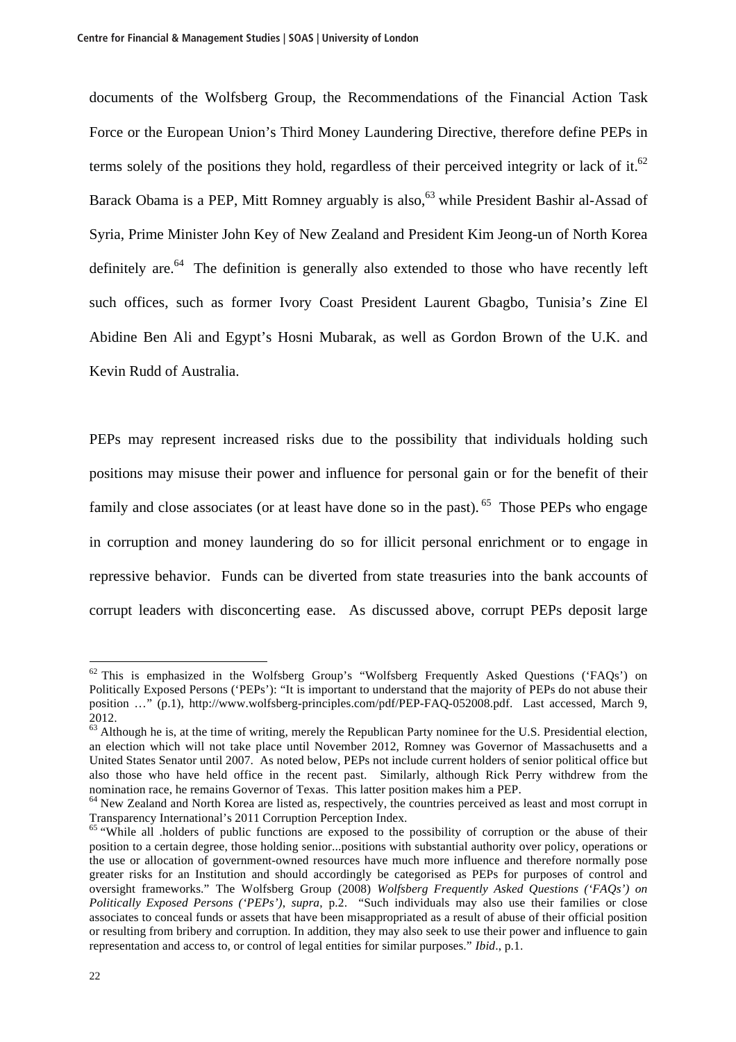documents of the Wolfsberg Group, the Recommendations of the Financial Action Task Force or the European Union's Third Money Laundering Directive, therefore define PEPs in terms solely of the positions they hold, regardless of their perceived integrity or lack of it.[62] Barack Obama is a PEP, Mitt Romney arguably is also,[63] while President Bashir al-Assad of Syria, Prime Minister John Key of New Zealand and President Kim Jeong-un of North Korea definitely are.[64] The definition is generally also extended to those who have recently left such offices, such as former Ivory Coast President Laurent Gbagbo, Tunisia's Zine El Abidine Ben Ali and Egypt's Hosni Mubarak, as well as Gordon Brown of the U.K. and Kevin Rudd of Australia.

PEPs may represent increased risks due to the possibility that individuals holding such positions may misuse their power and influence for personal gain or for the benefit of their family and close associates (or at least have done so in the past).[65] Those PEPs who engage in corruption and money laundering do so for illicit personal enrichment or to engage in repressive behavior. Funds can be diverted from state treasuries into the bank accounts of corrupt leaders with disconcerting ease. As discussed above, corrupt PEPs deposit large

---

[62] This is emphasized in the Wolfsberg Group's "Wolfsberg Frequently Asked Questions ('FAQs') on Politically Exposed Persons ('PEPs'): "It is important to understand that the majority of PEPs do not abuse their position …" (p.1), http://www.wolfsberg-principles.com/pdf/PEP-FAQ-052008.pdf. Last accessed, March 9, 2012.

[63] Although he is, at the time of writing, merely the Republican Party nominee for the U.S. Presidential election, an election which will not take place until November 2012, Romney was Governor of Massachusetts and a United States Senator until 2007. As noted below, PEPs not include current holders of senior political office but also those who have held office in the recent past. Similarly, although Rick Perry withdrew from the nomination race, he remains Governor of Texas. This latter position makes him a PEP.

[64] New Zealand and North Korea are listed as, respectively, the countries perceived as least and most corrupt in Transparency International's 2011 Corruption Perception Index.

[65] "While all .holders of public functions are exposed to the possibility of corruption or the abuse of their position to a certain degree, those holding senior...positions with substantial authority over policy, operations or the use or allocation of government-owned resources have much more influence and therefore normally pose greater risks for an Institution and should accordingly be categorised as PEPs for purposes of control and oversight frameworks." The Wolfsberg Group (2008) *Wolfsberg Frequently Asked Questions ('FAQs') on Politically Exposed Persons ('PEPs')*, *supra*, p.2. "Such individuals may also use their families or close associates to conceal funds or assets that have been misappropriated as a result of abuse of their official position or resulting from bribery and corruption. In addition, they may also seek to use their power and influence to gain representation and access to, or control of legal entities for similar purposes." *Ibid*., p.1.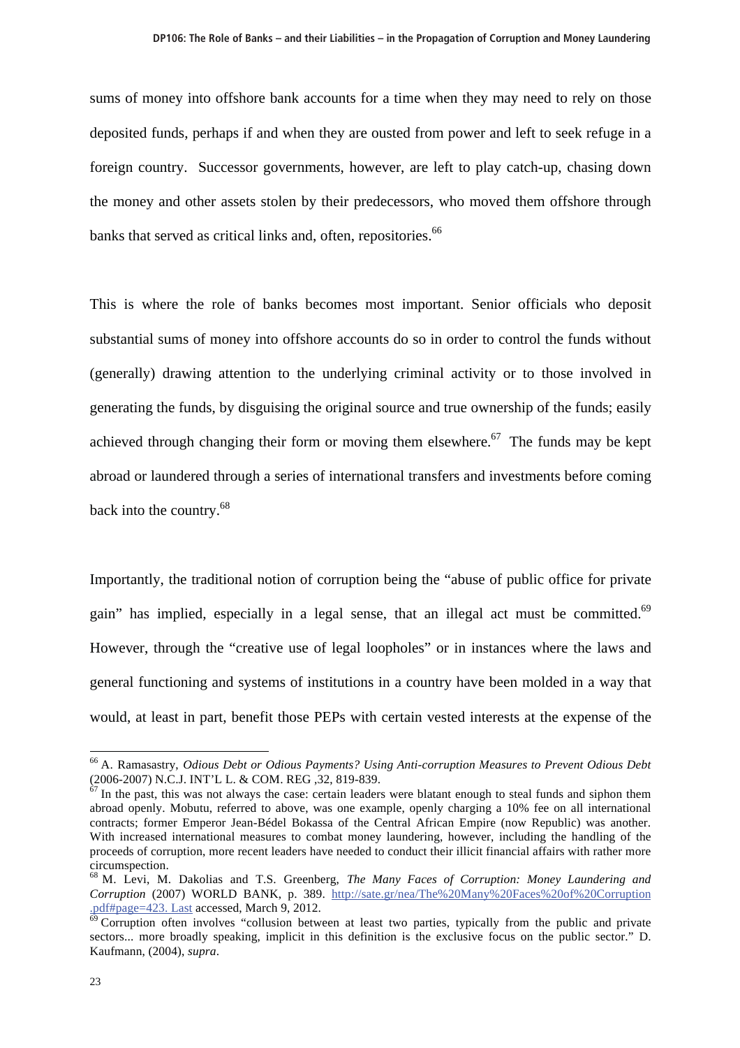sums of money into offshore bank accounts for a time when they may need to rely on those deposited funds, perhaps if and when they are ousted from power and left to seek refuge in a foreign country. Successor governments, however, are left to play catch-up, chasing down the money and other assets stolen by their predecessors, who moved them offshore through banks that served as critical links and, often, repositories.[66]

This is where the role of banks becomes most important. Senior officials who deposit substantial sums of money into offshore accounts do so in order to control the funds without (generally) drawing attention to the underlying criminal activity or to those involved in generating the funds, by disguising the original source and true ownership of the funds; easily achieved through changing their form or moving them elsewhere.[67] The funds may be kept abroad or laundered through a series of international transfers and investments before coming back into the country.[68]

Importantly, the traditional notion of corruption being the "abuse of public office for private gain" has implied, especially in a legal sense, that an illegal act must be committed.[69] However, through the "creative use of legal loopholes" or in instances where the laws and general functioning and systems of institutions in a country have been molded in a way that would, at least in part, benefit those PEPs with certain vested interests at the expense of the

---

[66] A. Ramasastry, *Odious Debt or Odious Payments? Using Anti-corruption Measures to Prevent Odious Debt* (2006-2007) N.C.J. INT'L L. & COM. REG ,32, 819-839.

[67] In the past, this was not always the case: certain leaders were blatant enough to steal funds and siphon them abroad openly. Mobutu, referred to above, was one example, openly charging a 10% fee on all international contracts; former Emperor Jean-Bédel Bokassa of the Central African Empire (now Republic) was another. With increased international measures to combat money laundering, however, including the handling of the proceeds of corruption, more recent leaders have needed to conduct their illicit financial affairs with rather more circumspection.

[68] M. Levi, M. Dakolias and T.S. Greenberg, *The Many Faces of Corruption: Money Laundering and Corruption* (2007) WORLD BANK, p. 389. http://sate.gr/nea/The%20Many%20Faces%20of%20Corruption.pdf#page=423. Last accessed, March 9, 2012.

[69] Corruption often involves "collusion between at least two parties, typically from the public and private sectors... more broadly speaking, implicit in this definition is the exclusive focus on the public sector." D. Kaufmann, (2004), *supra*.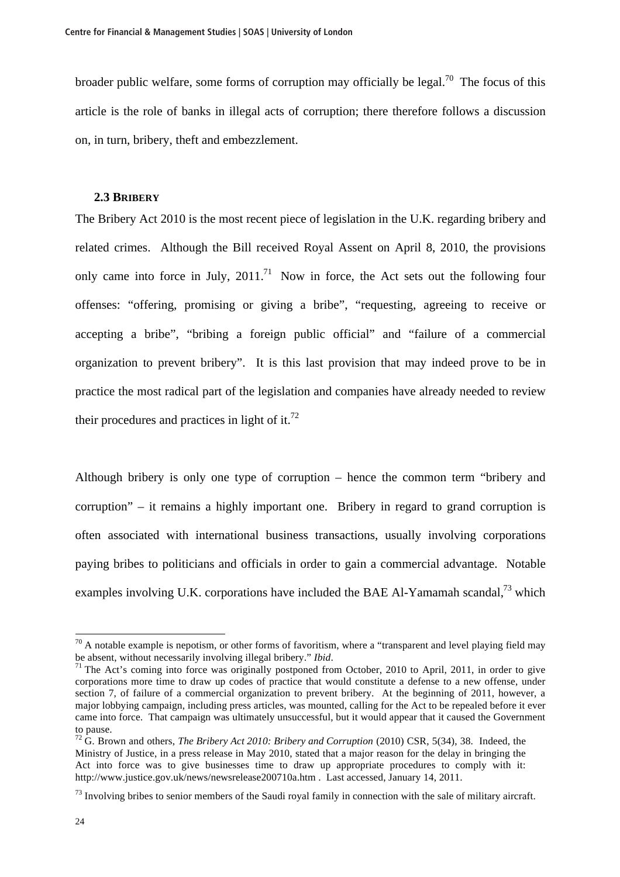broader public welfare, some forms of corruption may officially be legal.[70] The focus of this article is the role of banks in illegal acts of corruption; there therefore follows a discussion on, in turn, bribery, theft and embezzlement.

### 2.3 Bribery

The Bribery Act 2010 is the most recent piece of legislation in the U.K. regarding bribery and related crimes. Although the Bill received Royal Assent on April 8, 2010, the provisions only came into force in July, 2011.[71] Now in force, the Act sets out the following four offenses: "offering, promising or giving a bribe", "requesting, agreeing to receive or accepting a bribe", "bribing a foreign public official" and "failure of a commercial organization to prevent bribery". It is this last provision that may indeed prove to be in practice the most radical part of the legislation and companies have already needed to review their procedures and practices in light of it.[72]

Although bribery is only one type of corruption – hence the common term "bribery and corruption" – it remains a highly important one. Bribery in regard to grand corruption is often associated with international business transactions, usually involving corporations paying bribes to politicians and officials in order to gain a commercial advantage. Notable examples involving U.K. corporations have included the BAE Al-Yamamah scandal,[73] which

---

[70] A notable example is nepotism, or other forms of favoritism, where a "transparent and level playing field may be absent, without necessarily involving illegal bribery." *Ibid*.

[71] The Act's coming into force was originally postponed from October, 2010 to April, 2011, in order to give corporations more time to draw up codes of practice that would constitute a defense to a new offense, under section 7, of failure of a commercial organization to prevent bribery. At the beginning of 2011, however, a major lobbying campaign, including press articles, was mounted, calling for the Act to be repealed before it ever came into force. That campaign was ultimately unsuccessful, but it would appear that it caused the Government to pause.

[72] G. Brown and others, *The Bribery Act 2010: Bribery and Corruption* (2010) CSR, 5(34), 38. Indeed, the Ministry of Justice, in a press release in May 2010, stated that a major reason for the delay in bringing the Act into force was to give businesses time to draw up appropriate procedures to comply with it: http://www.justice.gov.uk/news/newsrelease200710a.htm . Last accessed, January 14, 2011.

[73] Involving bribes to senior members of the Saudi royal family in connection with the sale of military aircraft.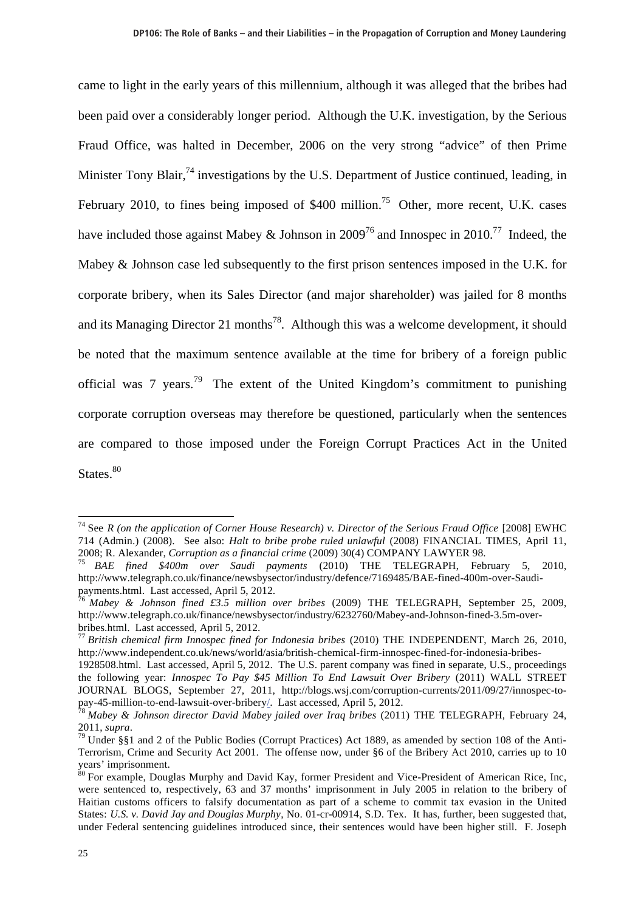came to light in the early years of this millennium, although it was alleged that the bribes had been paid over a considerably longer period. Although the U.K. investigation, by the Serious Fraud Office, was halted in December, 2006 on the very strong "advice" of then Prime Minister Tony Blair,[74] investigations by the U.S. Department of Justice continued, leading, in February 2010, to fines being imposed of $400 million.[75] Other, more recent, U.K. cases have included those against Mabey & Johnson in 2009[76] and Innospec in 2010.[77] Indeed, the Mabey & Johnson case led subsequently to the first prison sentences imposed in the U.K. for corporate bribery, when its Sales Director (and major shareholder) was jailed for 8 months and its Managing Director 21 months[78]. Although this was a welcome development, it should be noted that the maximum sentence available at the time for bribery of a foreign public official was 7 years.[79] The extent of the United Kingdom's commitment to punishing corporate corruption overseas may therefore be questioned, particularly when the sentences are compared to those imposed under the Foreign Corrupt Practices Act in the United States.[80]

---

[74] See *R (on the application of Corner House Research) v. Director of the Serious Fraud Office* [2008] EWHC 714 (Admin.) (2008). See also: *Halt to bribe probe ruled unlawful* (2008) FINANCIAL TIMES, April 11, 2008; R. Alexander, *Corruption as a financial crime* (2009) 30(4) COMPANY LAWYER 98.

[75] *BAE fined $400m over Saudi payments* (2010) THE TELEGRAPH, February 5, 2010, http://www.telegraph.co.uk/finance/newsbysector/industry/defence/7169485/BAE-fined-400m-over-Saudi-payments.html. Last accessed, April 5, 2012.

[76] *Mabey & Johnson fined £3.5 million over bribes* (2009) THE TELEGRAPH, September 25, 2009, http://www.telegraph.co.uk/finance/newsbysector/industry/6232760/Mabey-and-Johnson-fined-3.5m-over-bribes.html. Last accessed, April 5, 2012.

[77] *British chemical firm Innospec fined for Indonesia bribes* (2010) THE INDEPENDENT, March 26, 2010, http://www.independent.co.uk/news/world/asia/british-chemical-firm-innospec-fined-for-indonesia-bribes-1928508.html. Last accessed, April 5, 2012. The U.S. parent company was fined in separate, U.S., proceedings the following year: *Innospec To Pay $45 Million To End Lawsuit Over Bribery* (2011) WALL STREET JOURNAL BLOGS, September 27, 2011, http://blogs.wsj.com/corruption-currents/2011/09/27/innospec-to-pay-45-million-to-end-lawsuit-over-bribery/. Last accessed, April 5, 2012.

[78] *Mabey & Johnson director David Mabey jailed over Iraq bribes* (2011) THE TELEGRAPH, February 24, 2011, *supra*.

[79] Under §§1 and 2 of the Public Bodies (Corrupt Practices) Act 1889, as amended by section 108 of the Anti-Terrorism, Crime and Security Act 2001. The offense now, under §6 of the Bribery Act 2010, carries up to 10 years' imprisonment.

[80] For example, Douglas Murphy and David Kay, former President and Vice-President of American Rice, Inc, were sentenced to, respectively, 63 and 37 months' imprisonment in July 2005 in relation to the bribery of Haitian customs officers to falsify documentation as part of a scheme to commit tax evasion in the United States: *U.S. v. David Jay and Douglas Murphy*, No. 01-cr-00914, S.D. Tex. It has, further, been suggested that, under Federal sentencing guidelines introduced since, their sentences would have been higher still. F. Joseph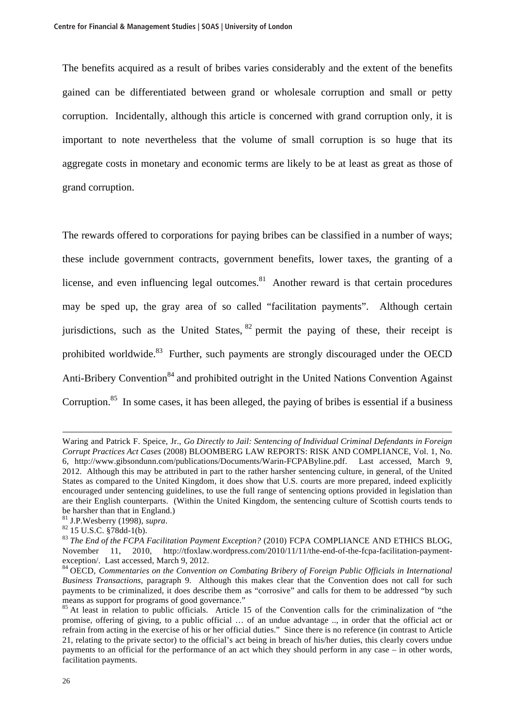The benefits acquired as a result of bribes varies considerably and the extent of the benefits gained can be differentiated between grand or wholesale corruption and small or petty corruption. Incidentally, although this article is concerned with grand corruption only, it is important to note nevertheless that the volume of small corruption is so huge that its aggregate costs in monetary and economic terms are likely to be at least as great as those of grand corruption.

The rewards offered to corporations for paying bribes can be classified in a number of ways; these include government contracts, government benefits, lower taxes, the granting of a license, and even influencing legal outcomes.[81] Another reward is that certain procedures may be sped up, the gray area of so called "facilitation payments". Although certain jurisdictions, such as the United States, [82] permit the paying of these, their receipt is prohibited worldwide.[83] Further, such payments are strongly discouraged under the OECD Anti-Bribery Convention[84] and prohibited outright in the United Nations Convention Against Corruption.[85] In some cases, it has been alleged, the paying of bribes is essential if a business

---

Waring and Patrick F. Speice, Jr., *Go Directly to Jail: Sentencing of Individual Criminal Defendants in Foreign Corrupt Practices Act Cases* (2008) BLOOMBERG LAW REPORTS: RISK AND COMPLIANCE, Vol. 1, No. 6, http://www.gibsondunn.com/publications/Documents/Warin-FCPAByline.pdf. Last accessed, March 9, 2012. Although this may be attributed in part to the rather harsher sentencing culture, in general, of the United States as compared to the United Kingdom, it does show that U.S. courts are more prepared, indeed explicitly encouraged under sentencing guidelines, to use the full range of sentencing options provided in legislation than are their English counterparts. (Within the United Kingdom, the sentencing culture of Scottish courts tends to be harsher than that in England.)

[81] J.P.Wesberry (1998), *supra*.

[82] 15 U.S.C. §78dd-1(b).

[83] *The End of the FCPA Facilitation Payment Exception?* (2010) FCPA COMPLIANCE AND ETHICS BLOG, November 11, 2010, http://tfoxlaw.wordpress.com/2010/11/11/the-end-of-the-fcpa-facilitation-payment-exception/. Last accessed, March 9, 2012.

[84] OECD, *Commentaries on the Convention on Combating Bribery of Foreign Public Officials in International Business Transactions*, paragraph 9. Although this makes clear that the Convention does not call for such payments to be criminalized, it does describe them as "corrosive" and calls for them to be addressed "by such means as support for programs of good governance."

[85] At least in relation to public officials. Article 15 of the Convention calls for the criminalization of "the promise, offering of giving, to a public official … of an undue advantage .., in order that the official act or refrain from acting in the exercise of his or her official duties." Since there is no reference (in contrast to Article 21, relating to the private sector) to the official's act being in breach of his/her duties, this clearly covers undue payments to an official for the performance of an act which they should perform in any case – in other words, facilitation payments.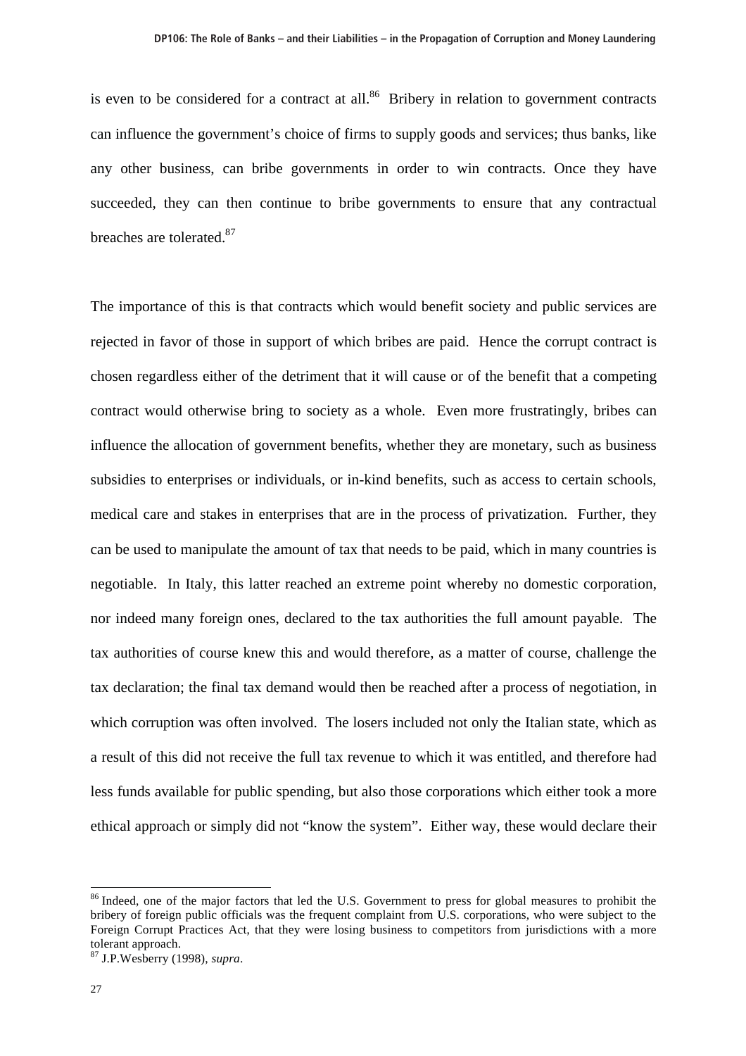is even to be considered for a contract at all.[86] Bribery in relation to government contracts can influence the government's choice of firms to supply goods and services; thus banks, like any other business, can bribe governments in order to win contracts. Once they have succeeded, they can then continue to bribe governments to ensure that any contractual breaches are tolerated.[87]

The importance of this is that contracts which would benefit society and public services are rejected in favor of those in support of which bribes are paid. Hence the corrupt contract is chosen regardless either of the detriment that it will cause or of the benefit that a competing contract would otherwise bring to society as a whole. Even more frustratingly, bribes can influence the allocation of government benefits, whether they are monetary, such as business subsidies to enterprises or individuals, or in-kind benefits, such as access to certain schools, medical care and stakes in enterprises that are in the process of privatization. Further, they can be used to manipulate the amount of tax that needs to be paid, which in many countries is negotiable. In Italy, this latter reached an extreme point whereby no domestic corporation, nor indeed many foreign ones, declared to the tax authorities the full amount payable. The tax authorities of course knew this and would therefore, as a matter of course, challenge the tax declaration; the final tax demand would then be reached after a process of negotiation, in which corruption was often involved. The losers included not only the Italian state, which as a result of this did not receive the full tax revenue to which it was entitled, and therefore had less funds available for public spending, but also those corporations which either took a more ethical approach or simply did not "know the system". Either way, these would declare their

[86] Indeed, one of the major factors that led the U.S. Government to press for global measures to prohibit the bribery of foreign public officials was the frequent complaint from U.S. corporations, who were subject to the Foreign Corrupt Practices Act, that they were losing business to competitors from jurisdictions with a more tolerant approach.

[87] J.P.Wesberry (1998), *supra*.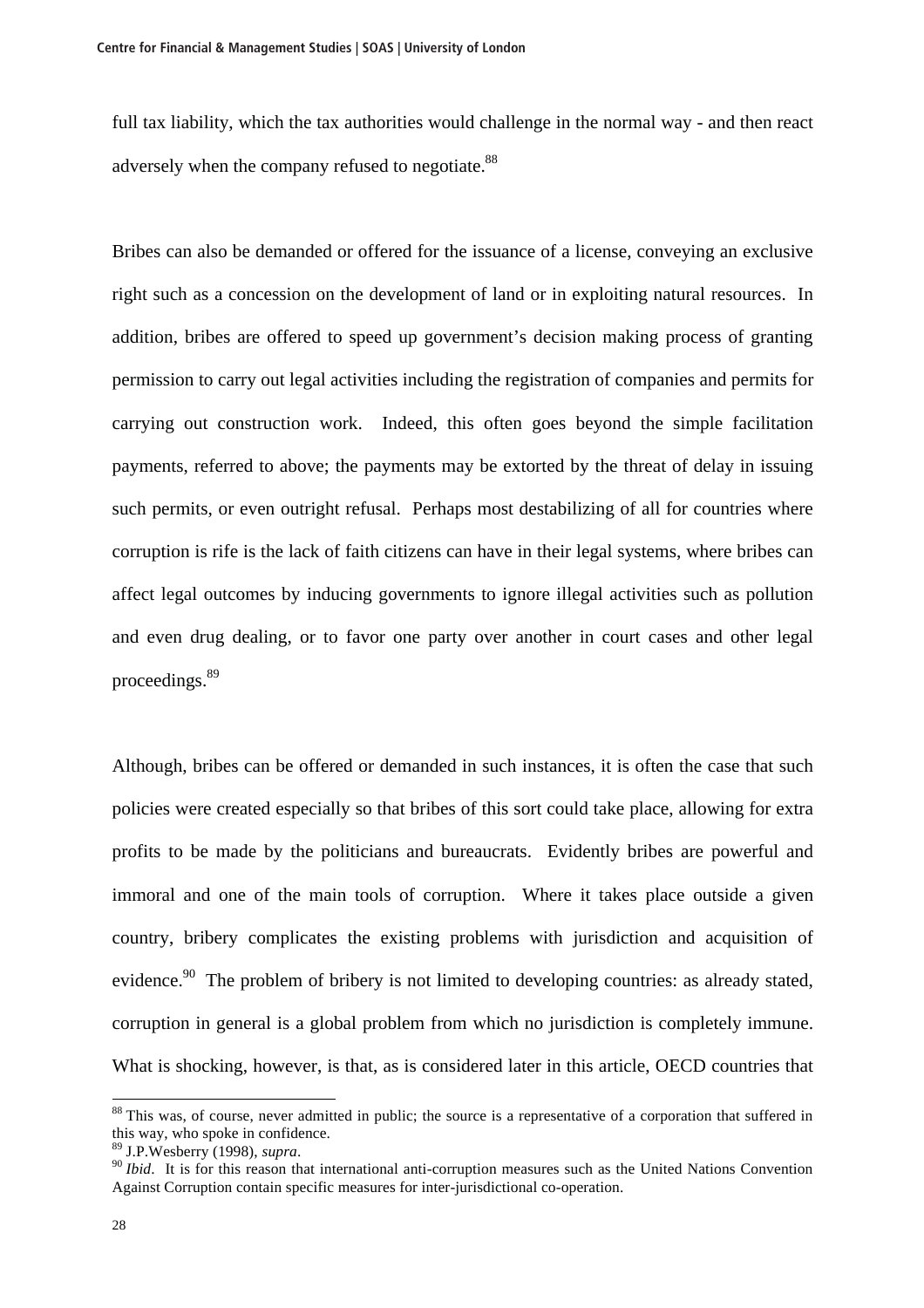full tax liability, which the tax authorities would challenge in the normal way - and then react adversely when the company refused to negotiate.[88]

Bribes can also be demanded or offered for the issuance of a license, conveying an exclusive right such as a concession on the development of land or in exploiting natural resources. In addition, bribes are offered to speed up government's decision making process of granting permission to carry out legal activities including the registration of companies and permits for carrying out construction work. Indeed, this often goes beyond the simple facilitation payments, referred to above; the payments may be extorted by the threat of delay in issuing such permits, or even outright refusal. Perhaps most destabilizing of all for countries where corruption is rife is the lack of faith citizens can have in their legal systems, where bribes can affect legal outcomes by inducing governments to ignore illegal activities such as pollution and even drug dealing, or to favor one party over another in court cases and other legal proceedings.[89]

Although, bribes can be offered or demanded in such instances, it is often the case that such policies were created especially so that bribes of this sort could take place, allowing for extra profits to be made by the politicians and bureaucrats. Evidently bribes are powerful and immoral and one of the main tools of corruption. Where it takes place outside a given country, bribery complicates the existing problems with jurisdiction and acquisition of evidence.[90] The problem of bribery is not limited to developing countries: as already stated, corruption in general is a global problem from which no jurisdiction is completely immune. What is shocking, however, is that, as is considered later in this article, OECD countries that

---

[88] This was, of course, never admitted in public; the source is a representative of a corporation that suffered in this way, who spoke in confidence.

[89] J.P.Wesberry (1998), *supra*.

[90] *Ibid*. It is for this reason that international anti-corruption measures such as the United Nations Convention Against Corruption contain specific measures for inter-jurisdictional co-operation.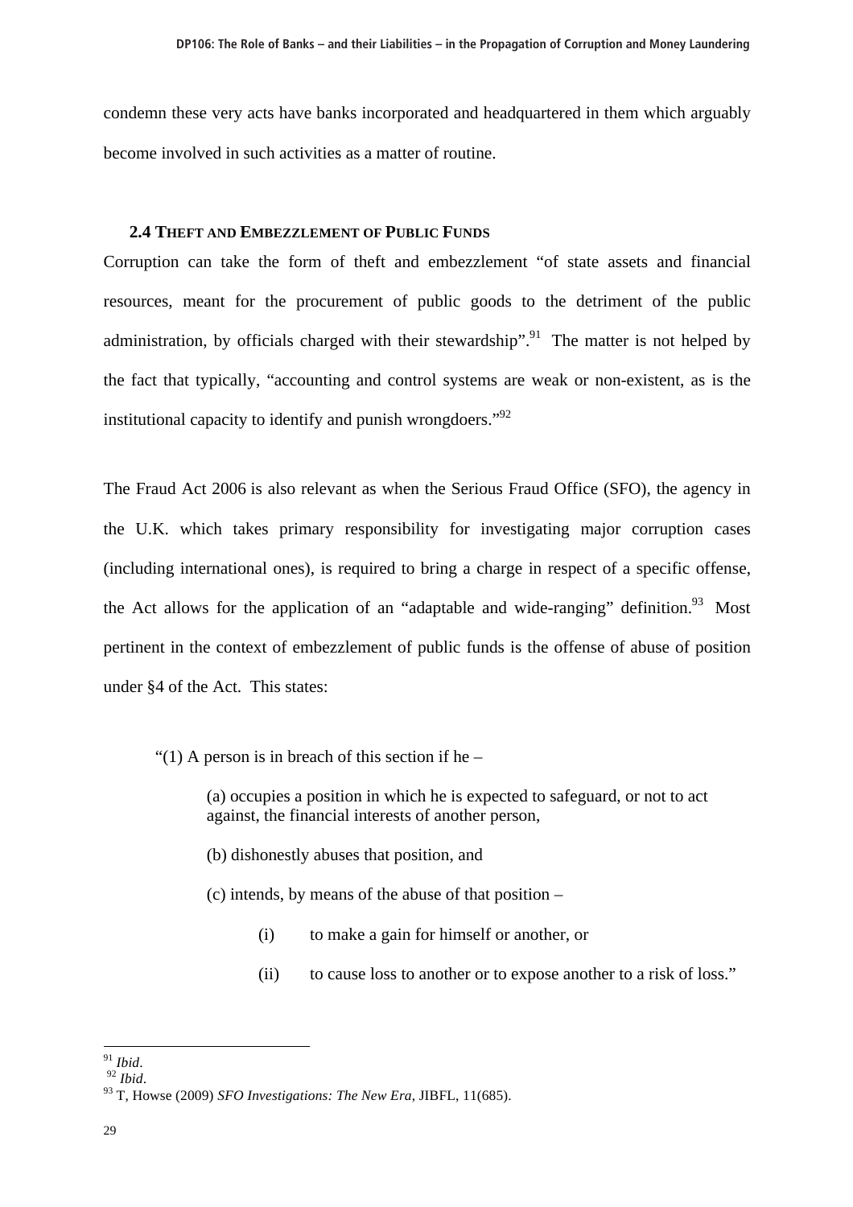condemn these very acts have banks incorporated and headquartered in them which arguably become involved in such activities as a matter of routine.

### 2.4 Theft and Embezzlement of Public Funds

Corruption can take the form of theft and embezzlement "of state assets and financial resources, meant for the procurement of public goods to the detriment of the public administration, by officials charged with their stewardship".[91] The matter is not helped by the fact that typically, "accounting and control systems are weak or non-existent, as is the institutional capacity to identify and punish wrongdoers."[92]

The Fraud Act 2006 is also relevant as when the Serious Fraud Office (SFO), the agency in the U.K. which takes primary responsibility for investigating major corruption cases (including international ones), is required to bring a charge in respect of a specific offense, the Act allows for the application of an "adaptable and wide-ranging" definition.[93] Most pertinent in the context of embezzlement of public funds is the offense of abuse of position under §4 of the Act. This states:

> "(1) A person is in breach of this section if he –
>
> (a) occupies a position in which he is expected to safeguard, or not to act against, the financial interests of another person,
>
> (b) dishonestly abuses that position, and
>
> (c) intends, by means of the abuse of that position –
>
> (i) to make a gain for himself or another, or
>
> (ii) to cause loss to another or to expose another to a risk of loss."

---

[91] *Ibid*.

[92] *Ibid*.

[93] T, Howse (2009) *SFO Investigations: The New Era*, JIBFL, 11(685).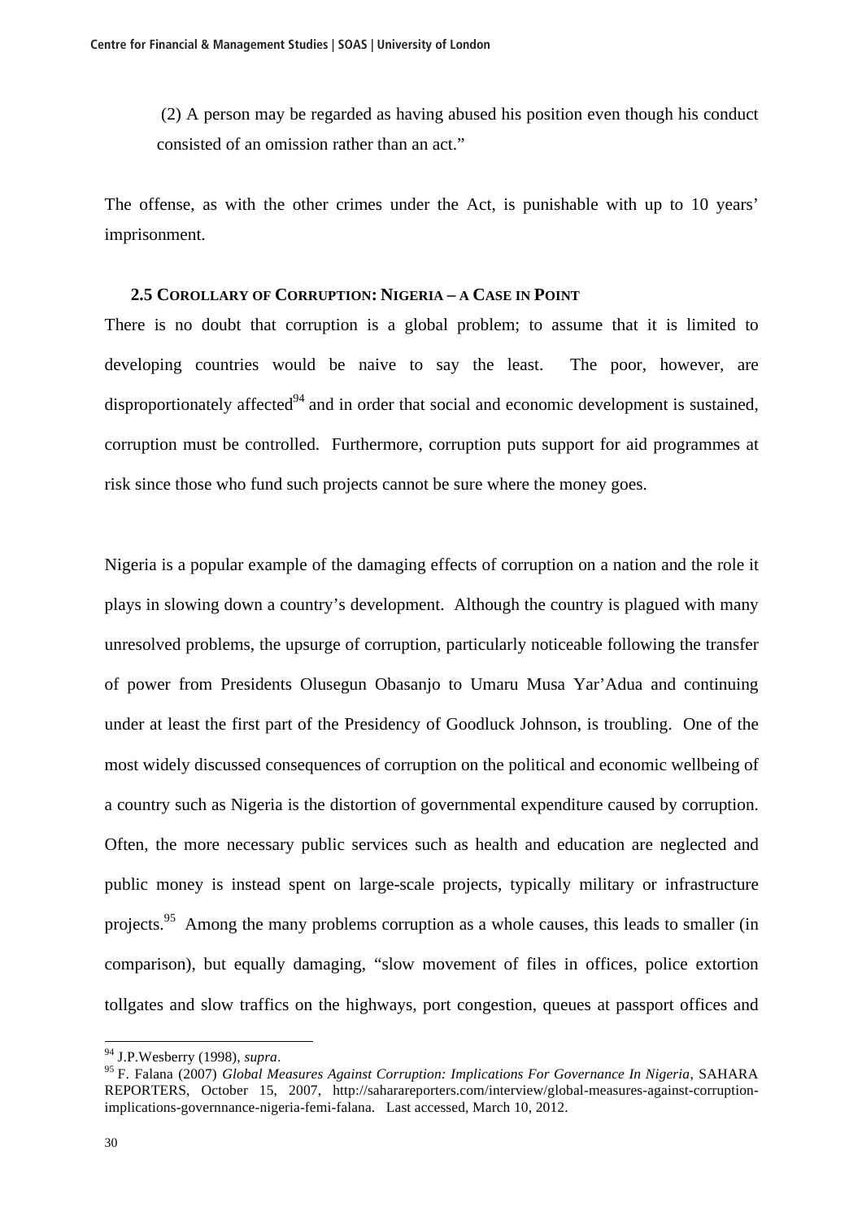> (2) A person may be regarded as having abused his position even though his conduct consisted of an omission rather than an act."

The offense, as with the other crimes under the Act, is punishable with up to 10 years' imprisonment.

### 2.5 Corollary of Corruption: Nigeria – a Case in Point

There is no doubt that corruption is a global problem; to assume that it is limited to developing countries would be naive to say the least. The poor, however, are disproportionately affected[94] and in order that social and economic development is sustained, corruption must be controlled. Furthermore, corruption puts support for aid programmes at risk since those who fund such projects cannot be sure where the money goes.

Nigeria is a popular example of the damaging effects of corruption on a nation and the role it plays in slowing down a country's development. Although the country is plagued with many unresolved problems, the upsurge of corruption, particularly noticeable following the transfer of power from Presidents Olusegun Obasanjo to Umaru Musa Yar'Adua and continuing under at least the first part of the Presidency of Goodluck Johnson, is troubling. One of the most widely discussed consequences of corruption on the political and economic wellbeing of a country such as Nigeria is the distortion of governmental expenditure caused by corruption. Often, the more necessary public services such as health and education are neglected and public money is instead spent on large-scale projects, typically military or infrastructure projects.[95] Among the many problems corruption as a whole causes, this leads to smaller (in comparison), but equally damaging, "slow movement of files in offices, police extortion tollgates and slow traffics on the highways, port congestion, queues at passport offices and

---

[94] J.P.Wesberry (1998), *supra*.

[95] F. Falana (2007) *Global Measures Against Corruption: Implications For Governance In Nigeria*, SAHARA REPORTERS, October 15, 2007, http://saharareporters.com/interview/global-measures-against-corruption-implications-governnance-nigeria-femi-falana. Last accessed, March 10, 2012.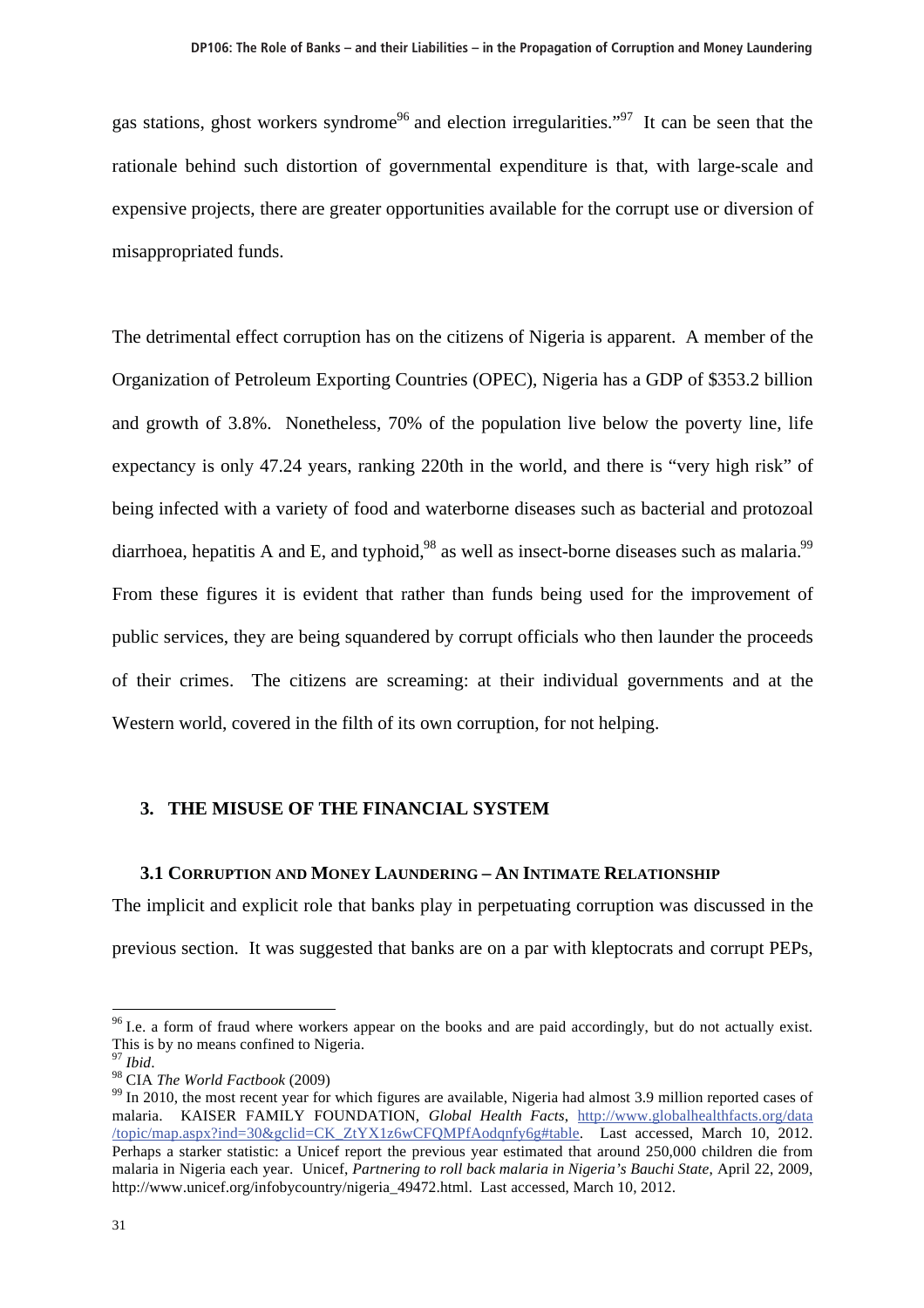gas stations, ghost workers syndrome[96] and election irregularities."[97] It can be seen that the rationale behind such distortion of governmental expenditure is that, with large-scale and expensive projects, there are greater opportunities available for the corrupt use or diversion of misappropriated funds.

The detrimental effect corruption has on the citizens of Nigeria is apparent. A member of the Organization of Petroleum Exporting Countries (OPEC), Nigeria has a GDP of $353.2 billion and growth of 3.8%. Nonetheless, 70% of the population live below the poverty line, life expectancy is only 47.24 years, ranking 220th in the world, and there is "very high risk" of being infected with a variety of food and waterborne diseases such as bacterial and protozoal diarrhoea, hepatitis A and E, and typhoid,[98] as well as insect-borne diseases such as malaria.[99] From these figures it is evident that rather than funds being used for the improvement of public services, they are being squandered by corrupt officials who then launder the proceeds of their crimes. The citizens are screaming: at their individual governments and at the Western world, covered in the filth of its own corruption, for not helping.

## 3. THE MISUSE OF THE FINANCIAL SYSTEM

### 3.1 CORRUPTION AND MONEY LAUNDERING – AN INTIMATE RELATIONSHIP

The implicit and explicit role that banks play in perpetuating corruption was discussed in the previous section. It was suggested that banks are on a par with kleptocrats and corrupt PEPs,

---

[96] I.e. a form of fraud where workers appear on the books and are paid accordingly, but do not actually exist. This is by no means confined to Nigeria.

[97] *Ibid*.

[98] CIA *The World Factbook* (2009)

[99] In 2010, the most recent year for which figures are available, Nigeria had almost 3.9 million reported cases of malaria. KAISER FAMILY FOUNDATION, *Global Health Facts*, http://www.globalhealthfacts.org/data/topic/map.aspx?ind=30&gclid=CK_ZtYX1z6wCFQMPfAodqnfy6g#table. Last accessed, March 10, 2012. Perhaps a starker statistic: a Unicef report the previous year estimated that around 250,000 children die from malaria in Nigeria each year. Unicef, *Partnering to roll back malaria in Nigeria's Bauchi State*, April 22, 2009, http://www.unicef.org/infobycountry/nigeria_49472.html. Last accessed, March 10, 2012.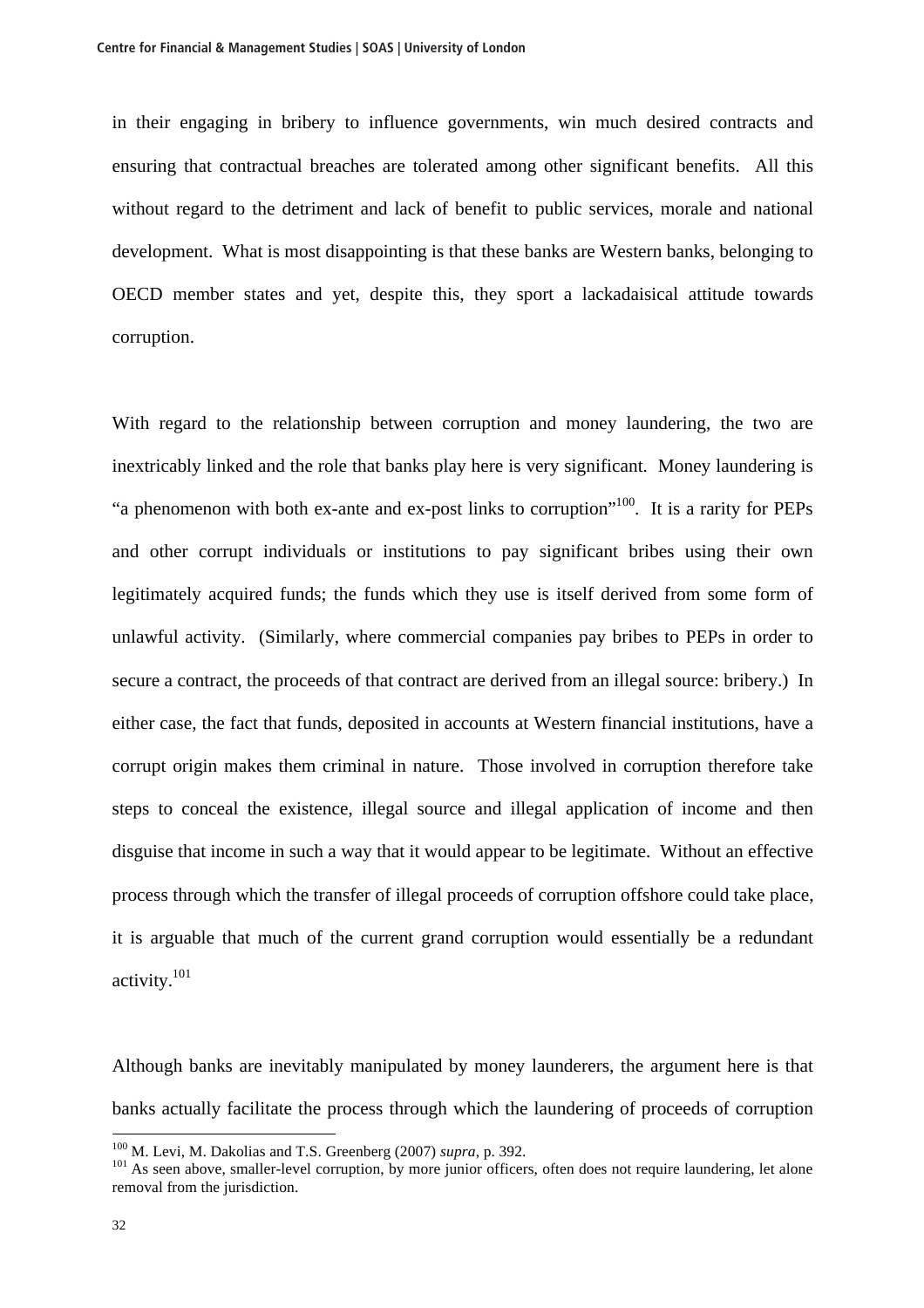in their engaging in bribery to influence governments, win much desired contracts and ensuring that contractual breaches are tolerated among other significant benefits. All this without regard to the detriment and lack of benefit to public services, morale and national development. What is most disappointing is that these banks are Western banks, belonging to OECD member states and yet, despite this, they sport a lackadaisical attitude towards corruption.

With regard to the relationship between corruption and money laundering, the two are inextricably linked and the role that banks play here is very significant. Money laundering is "a phenomenon with both ex-ante and ex-post links to corruption"[100]. It is a rarity for PEPs and other corrupt individuals or institutions to pay significant bribes using their own legitimately acquired funds; the funds which they use is itself derived from some form of unlawful activity. (Similarly, where commercial companies pay bribes to PEPs in order to secure a contract, the proceeds of that contract are derived from an illegal source: bribery.) In either case, the fact that funds, deposited in accounts at Western financial institutions, have a corrupt origin makes them criminal in nature. Those involved in corruption therefore take steps to conceal the existence, illegal source and illegal application of income and then disguise that income in such a way that it would appear to be legitimate. Without an effective process through which the transfer of illegal proceeds of corruption offshore could take place, it is arguable that much of the current grand corruption would essentially be a redundant activity.[101]

Although banks are inevitably manipulated by money launderers, the argument here is that banks actually facilitate the process through which the laundering of proceeds of corruption

[100] M. Levi, M. Dakolias and T.S. Greenberg (2007) *supra*, p. 392.

[101] As seen above, smaller-level corruption, by more junior officers, often does not require laundering, let alone removal from the jurisdiction.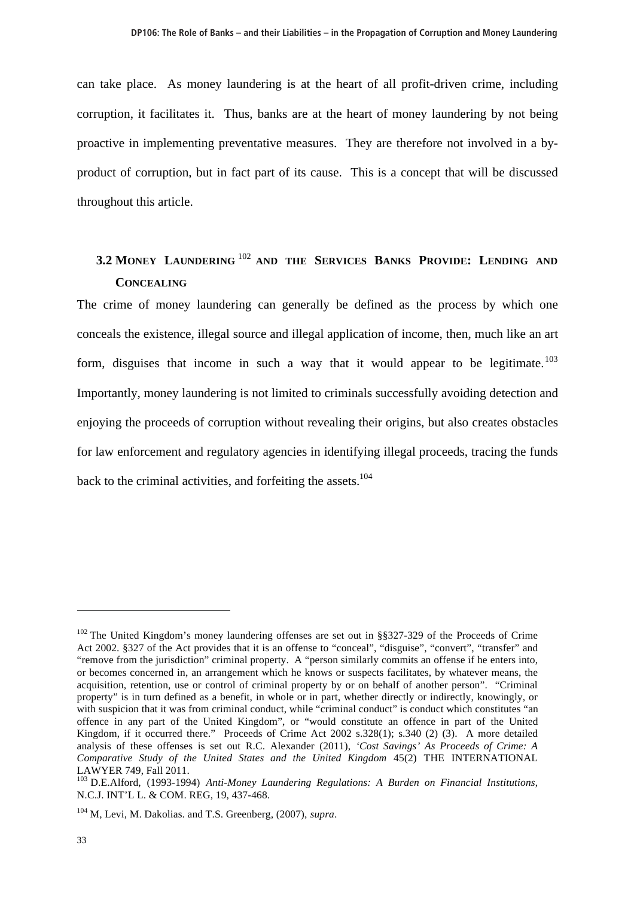can take place. As money laundering is at the heart of all profit-driven crime, including corruption, it facilitates it. Thus, banks are at the heart of money laundering by not being proactive in implementing preventative measures. They are therefore not involved in a by-product of corruption, but in fact part of its cause. This is a concept that will be discussed throughout this article.

### 3.2 Money Laundering[102] and the Services Banks Provide: Lending and Concealing

The crime of money laundering can generally be defined as the process by which one conceals the existence, illegal source and illegal application of income, then, much like an art form, disguises that income in such a way that it would appear to be legitimate.[103] Importantly, money laundering is not limited to criminals successfully avoiding detection and enjoying the proceeds of corruption without revealing their origins, but also creates obstacles for law enforcement and regulatory agencies in identifying illegal proceeds, tracing the funds back to the criminal activities, and forfeiting the assets.[104]

---

[102] The United Kingdom's money laundering offenses are set out in §§327-329 of the Proceeds of Crime Act 2002. §327 of the Act provides that it is an offense to "conceal", "disguise", "convert", "transfer" and "remove from the jurisdiction" criminal property. A "person similarly commits an offense if he enters into, or becomes concerned in, an arrangement which he knows or suspects facilitates, by whatever means, the acquisition, retention, use or control of criminal property by or on behalf of another person". "Criminal property" is in turn defined as a benefit, in whole or in part, whether directly or indirectly, knowingly, or with suspicion that it was from criminal conduct, while "criminal conduct" is conduct which constitutes "an offence in any part of the United Kingdom", or "would constitute an offence in part of the United Kingdom, if it occurred there." Proceeds of Crime Act 2002 s.328(1); s.340 (2) (3). A more detailed analysis of these offenses is set out R.C. Alexander (2011), *'Cost Savings' As Proceeds of Crime: A Comparative Study of the United States and the United Kingdom* 45(2) THE INTERNATIONAL LAWYER 749, Fall 2011.

[103] D.E.Alford, (1993-1994) *Anti-Money Laundering Regulations: A Burden on Financial Institutions*, N.C.J. INT'L L. & COM. REG, 19, 437-468.

[104] M, Levi, M. Dakolias. and T.S. Greenberg, (2007), *supra*.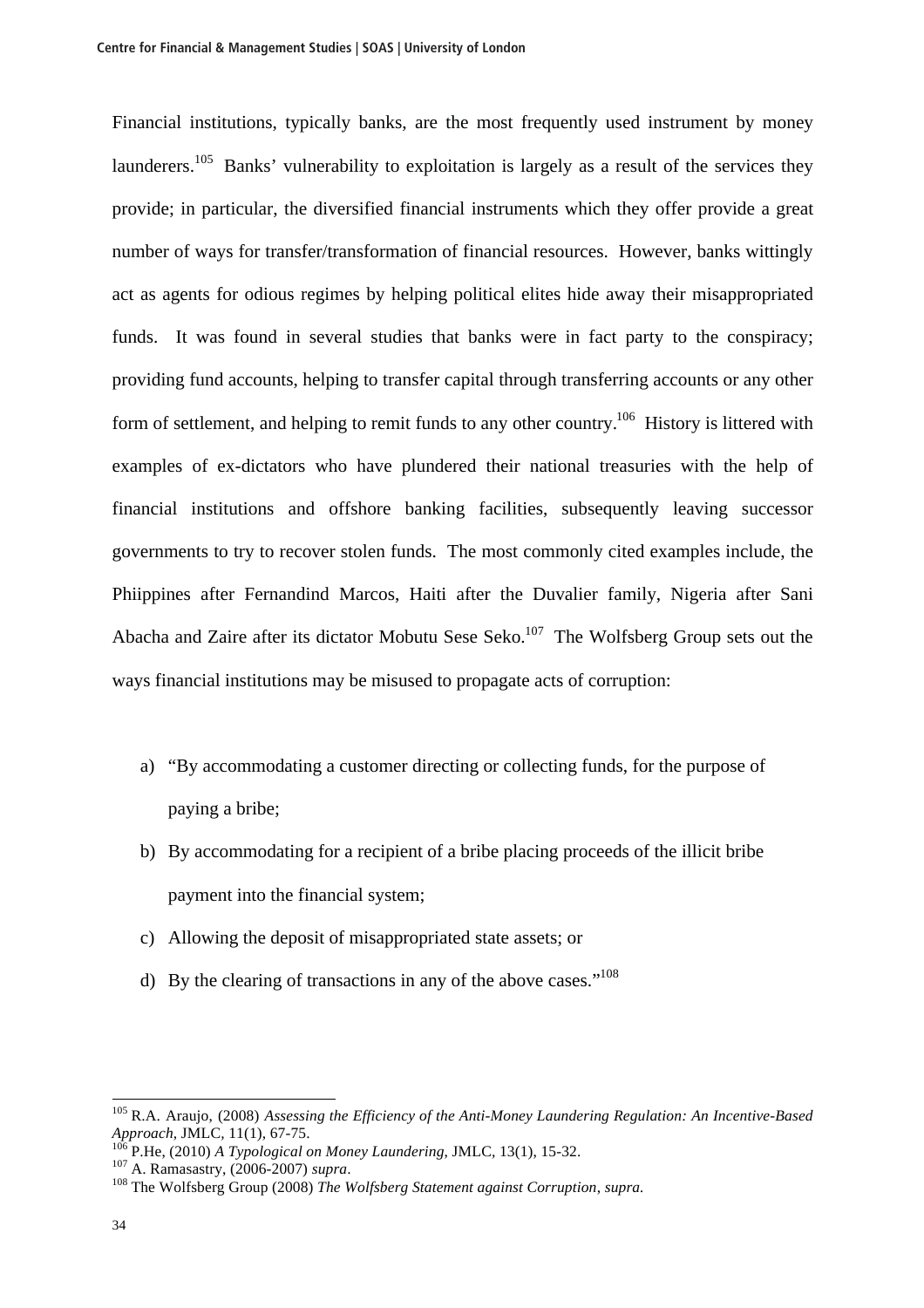Financial institutions, typically banks, are the most frequently used instrument by money launderers.[105] Banks' vulnerability to exploitation is largely as a result of the services they provide; in particular, the diversified financial instruments which they offer provide a great number of ways for transfer/transformation of financial resources. However, banks wittingly act as agents for odious regimes by helping political elites hide away their misappropriated funds. It was found in several studies that banks were in fact party to the conspiracy; providing fund accounts, helping to transfer capital through transferring accounts or any other form of settlement, and helping to remit funds to any other country.[106] History is littered with examples of ex-dictators who have plundered their national treasuries with the help of financial institutions and offshore banking facilities, subsequently leaving successor governments to try to recover stolen funds. The most commonly cited examples include, the Phiippines after Fernandind Marcos, Haiti after the Duvalier family, Nigeria after Sani Abacha and Zaire after its dictator Mobutu Sese Seko.[107] The Wolfsberg Group sets out the ways financial institutions may be misused to propagate acts of corruption:

a) "By accommodating a customer directing or collecting funds, for the purpose of paying a bribe;
b) By accommodating for a recipient of a bribe placing proceeds of the illicit bribe payment into the financial system;
c) Allowing the deposit of misappropriated state assets; or
d) By the clearing of transactions in any of the above cases."[108]

---

[105] R.A. Araujo, (2008) *Assessing the Efficiency of the Anti-Money Laundering Regulation: An Incentive-Based Approach*, JMLC, 11(1), 67-75.
[106] P.He, (2010) *A Typological on Money Laundering*, JMLC, 13(1), 15-32.
[107] A. Ramasastry, (2006-2007) *supra*.
[108] The Wolfsberg Group (2008) *The Wolfsberg Statement against Corruption*, *supra*.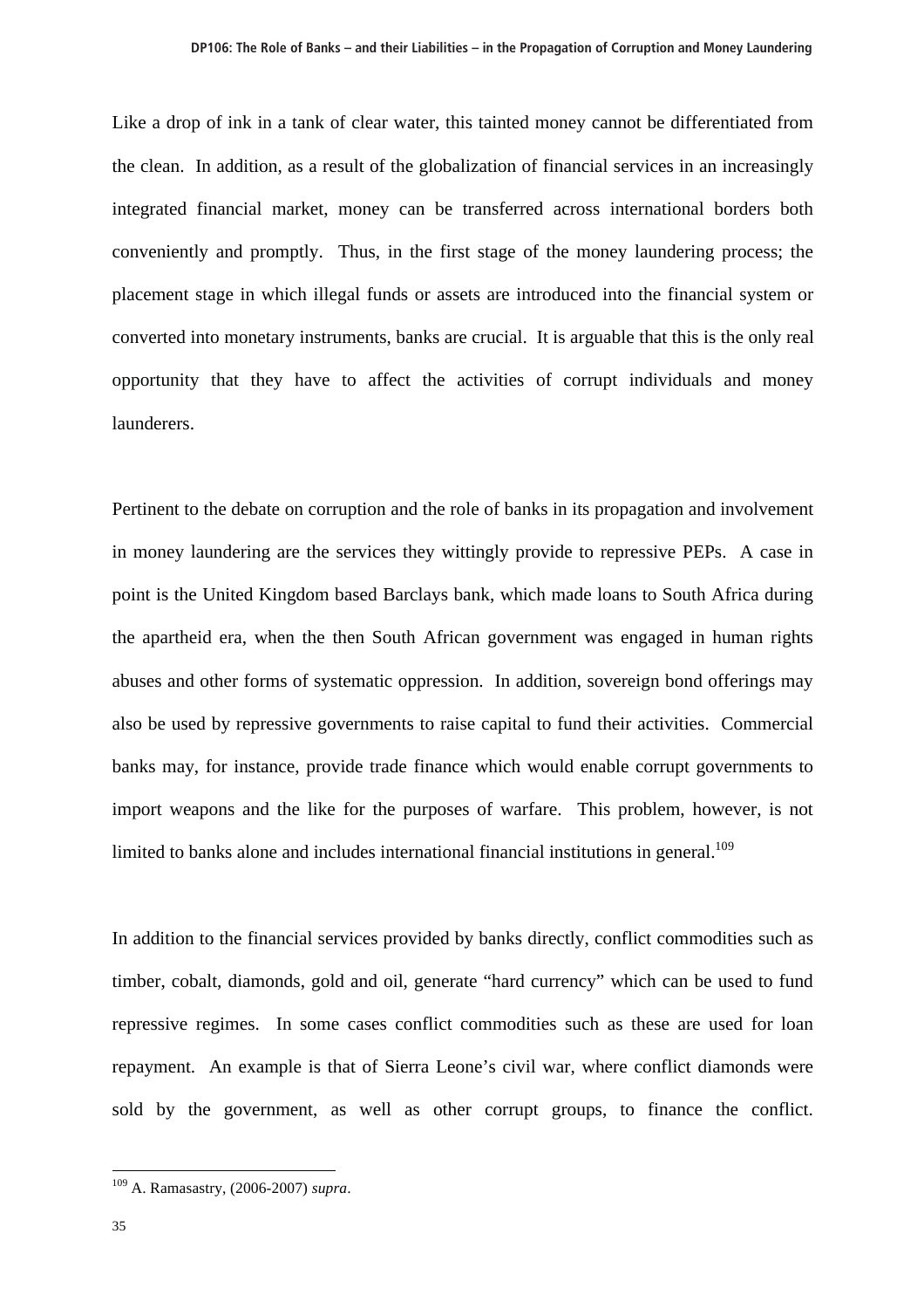Like a drop of ink in a tank of clear water, this tainted money cannot be differentiated from the clean. In addition, as a result of the globalization of financial services in an increasingly integrated financial market, money can be transferred across international borders both conveniently and promptly. Thus, in the first stage of the money laundering process; the placement stage in which illegal funds or assets are introduced into the financial system or converted into monetary instruments, banks are crucial. It is arguable that this is the only real opportunity that they have to affect the activities of corrupt individuals and money launderers.

Pertinent to the debate on corruption and the role of banks in its propagation and involvement in money laundering are the services they wittingly provide to repressive PEPs. A case in point is the United Kingdom based Barclays bank, which made loans to South Africa during the apartheid era, when the then South African government was engaged in human rights abuses and other forms of systematic oppression. In addition, sovereign bond offerings may also be used by repressive governments to raise capital to fund their activities. Commercial banks may, for instance, provide trade finance which would enable corrupt governments to import weapons and the like for the purposes of warfare. This problem, however, is not limited to banks alone and includes international financial institutions in general.[109]

In addition to the financial services provided by banks directly, conflict commodities such as timber, cobalt, diamonds, gold and oil, generate "hard currency" which can be used to fund repressive regimes. In some cases conflict commodities such as these are used for loan repayment. An example is that of Sierra Leone's civil war, where conflict diamonds were sold by the government, as well as other corrupt groups, to finance the conflict.

[109] A. Ramasastry, (2006-2007) *supra*.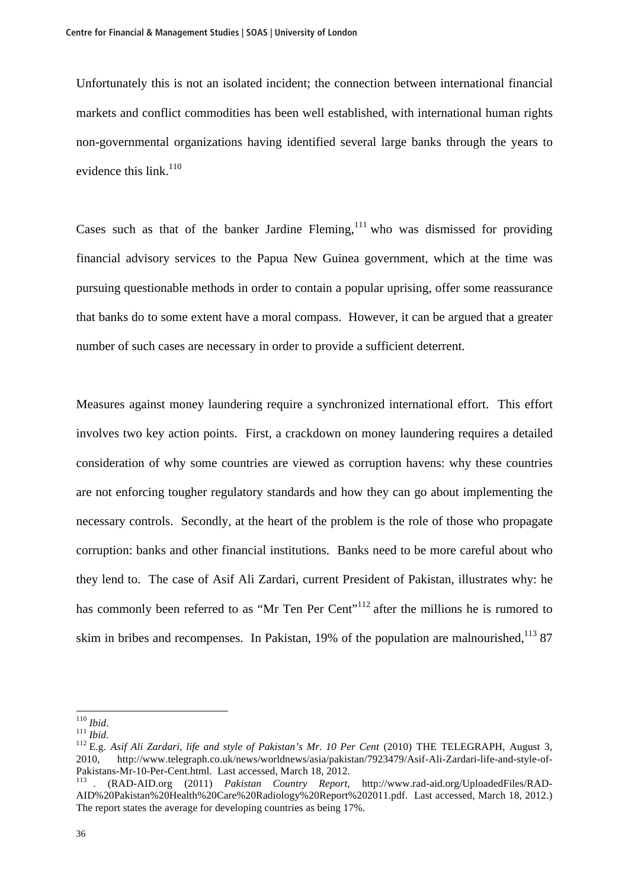Unfortunately this is not an isolated incident; the connection between international financial markets and conflict commodities has been well established, with international human rights non-governmental organizations having identified several large banks through the years to evidence this link.[110]

Cases such as that of the banker Jardine Fleming,[111] who was dismissed for providing financial advisory services to the Papua New Guinea government, which at the time was pursuing questionable methods in order to contain a popular uprising, offer some reassurance that banks do to some extent have a moral compass. However, it can be argued that a greater number of such cases are necessary in order to provide a sufficient deterrent.

Measures against money laundering require a synchronized international effort. This effort involves two key action points. First, a crackdown on money laundering requires a detailed consideration of why some countries are viewed as corruption havens: why these countries are not enforcing tougher regulatory standards and how they can go about implementing the necessary controls. Secondly, at the heart of the problem is the role of those who propagate corruption: banks and other financial institutions. Banks need to be more careful about who they lend to. The case of Asif Ali Zardari, current President of Pakistan, illustrates why: he has commonly been referred to as "Mr Ten Per Cent"[112] after the millions he is rumored to skim in bribes and recompenses. In Pakistan, 19% of the population are malnourished,[113] 87

---

[110] *Ibid.*

[111] *Ibid.*

[112] E.g. *Asif Ali Zardari, life and style of Pakistan's Mr. 10 Per Cent* (2010) THE TELEGRAPH, August 3, 2010, http://www.telegraph.co.uk/news/worldnews/asia/pakistan/7923479/Asif-Ali-Zardari-life-and-style-of-Pakistans-Mr-10-Per-Cent.html. Last accessed, March 18, 2012.

[113] . (RAD-AID.org (2011) *Pakistan Country Report*, http://www.rad-aid.org/UploadedFiles/RAD-AID%20Pakistan%20Health%20Care%20Radiology%20Report%202011.pdf. Last accessed, March 18, 2012.) The report states the average for developing countries as being 17%.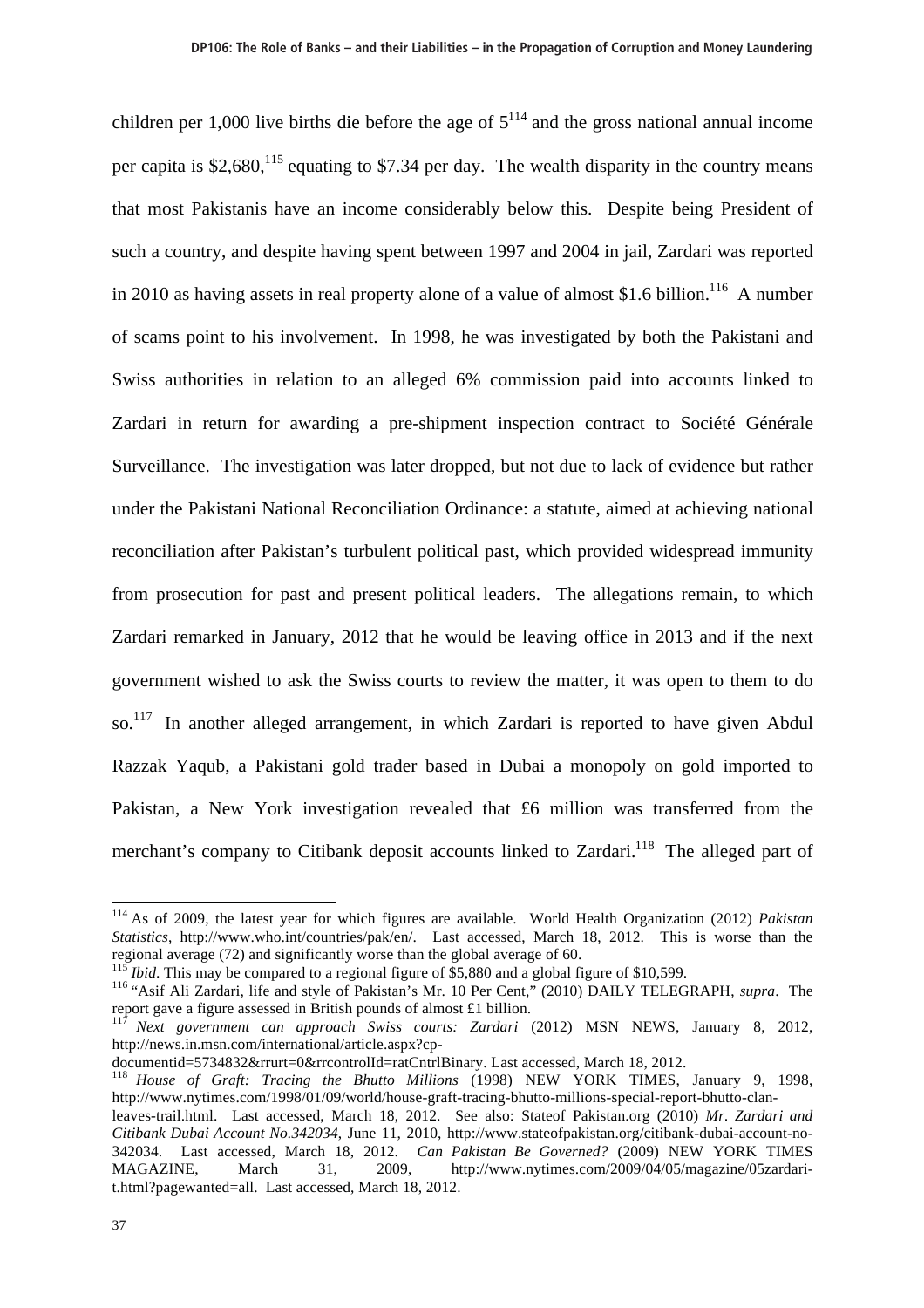children per 1,000 live births die before the age of 5[114] and the gross national annual income per capita is $2,680,[115] equating to $7.34 per day. The wealth disparity in the country means that most Pakistanis have an income considerably below this. Despite being President of such a country, and despite having spent between 1997 and 2004 in jail, Zardari was reported in 2010 as having assets in real property alone of a value of almost $1.6 billion.[116] A number of scams point to his involvement. In 1998, he was investigated by both the Pakistani and Swiss authorities in relation to an alleged 6% commission paid into accounts linked to Zardari in return for awarding a pre-shipment inspection contract to Société Générale Surveillance. The investigation was later dropped, but not due to lack of evidence but rather under the Pakistani National Reconciliation Ordinance: a statute, aimed at achieving national reconciliation after Pakistan's turbulent political past, which provided widespread immunity from prosecution for past and present political leaders. The allegations remain, to which Zardari remarked in January, 2012 that he would be leaving office in 2013 and if the next government wished to ask the Swiss courts to review the matter, it was open to them to do so.[117] In another alleged arrangement, in which Zardari is reported to have given Abdul Razzak Yaqub, a Pakistani gold trader based in Dubai a monopoly on gold imported to Pakistan, a New York investigation revealed that £6 million was transferred from the merchant's company to Citibank deposit accounts linked to Zardari.[118] The alleged part of

---

[114] As of 2009, the latest year for which figures are available. World Health Organization (2012) *Pakistan Statistics*, http://www.who.int/countries/pak/en/. Last accessed, March 18, 2012. This is worse than the regional average (72) and significantly worse than the global average of 60.

[115] *Ibid*. This may be compared to a regional figure of $5,880 and a global figure of $10,599.

[116] "Asif Ali Zardari, life and style of Pakistan's Mr. 10 Per Cent," (2010) DAILY TELEGRAPH, *supra*. The report gave a figure assessed in British pounds of almost £1 billion.

[117] *Next government can approach Swiss courts: Zardari* (2012) MSN NEWS, January 8, 2012, http://news.in.msn.com/international/article.aspx?cp-documentid=5734832&rrurt=0&rrcontrolId=ratCntrlBinary. Last accessed, March 18, 2012.

[118] *House of Graft: Tracing the Bhutto Millions* (1998) NEW YORK TIMES, January 9, 1998, http://www.nytimes.com/1998/01/09/world/house-graft-tracing-bhutto-millions-special-report-bhutto-clan-leaves-trail.html. Last accessed, March 18, 2012. See also: Stateof Pakistan.org (2010) *Mr. Zardari and Citibank Dubai Account No.342034*, June 11, 2010, http://www.stateofpakistan.org/citibank-dubai-account-no-342034. Last accessed, March 18, 2012. *Can Pakistan Be Governed?* (2009) NEW YORK TIMES MAGAZINE, March 31, 2009, http://www.nytimes.com/2009/04/05/magazine/05zardari-t.html?pagewanted=all. Last accessed, March 18, 2012.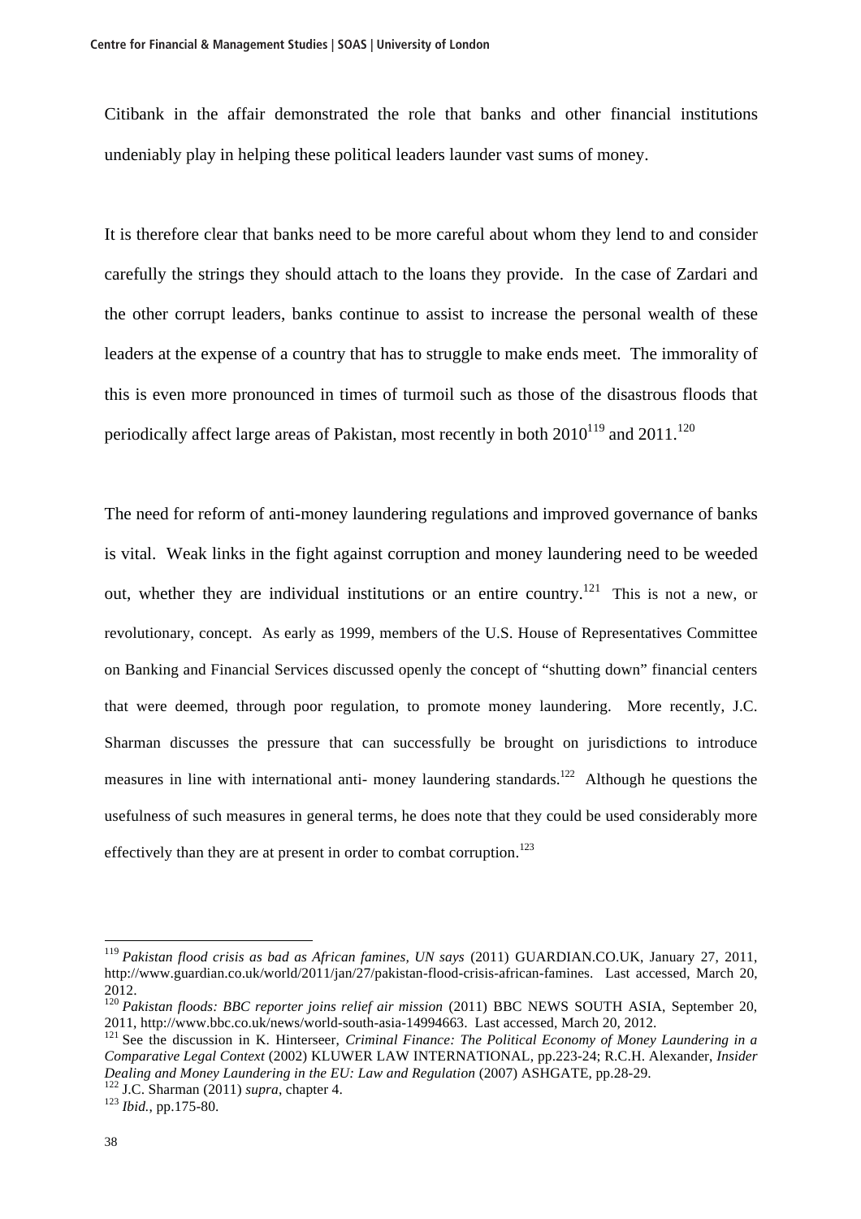Citibank in the affair demonstrated the role that banks and other financial institutions undeniably play in helping these political leaders launder vast sums of money.

It is therefore clear that banks need to be more careful about whom they lend to and consider carefully the strings they should attach to the loans they provide. In the case of Zardari and the other corrupt leaders, banks continue to assist to increase the personal wealth of these leaders at the expense of a country that has to struggle to make ends meet. The immorality of this is even more pronounced in times of turmoil such as those of the disastrous floods that periodically affect large areas of Pakistan, most recently in both 2010[119] and 2011.[120]

The need for reform of anti-money laundering regulations and improved governance of banks is vital. Weak links in the fight against corruption and money laundering need to be weeded out, whether they are individual institutions or an entire country.[121] This is not a new, or revolutionary, concept. As early as 1999, members of the U.S. House of Representatives Committee on Banking and Financial Services discussed openly the concept of "shutting down" financial centers that were deemed, through poor regulation, to promote money laundering. More recently, J.C. Sharman discusses the pressure that can successfully be brought on jurisdictions to introduce measures in line with international anti- money laundering standards.[122] Although he questions the usefulness of such measures in general terms, he does note that they could be used considerably more effectively than they are at present in order to combat corruption.[123]

---

[119] *Pakistan flood crisis as bad as African famines, UN says* (2011) GUARDIAN.CO.UK, January 27, 2011, http://www.guardian.co.uk/world/2011/jan/27/pakistan-flood-crisis-african-famines. Last accessed, March 20, 2012.

[120] *Pakistan floods: BBC reporter joins relief air mission* (2011) BBC NEWS SOUTH ASIA, September 20, 2011, http://www.bbc.co.uk/news/world-south-asia-14994663. Last accessed, March 20, 2012.

[121] See the discussion in K. Hinterseer, *Criminal Finance: The Political Economy of Money Laundering in a Comparative Legal Context* (2002) KLUWER LAW INTERNATIONAL, pp.223-24; R.C.H. Alexander, *Insider Dealing and Money Laundering in the EU: Law and Regulation* (2007) ASHGATE, pp.28-29.

[122] J.C. Sharman (2011) *supra*, chapter 4.

[123] *Ibid.*, pp.175-80.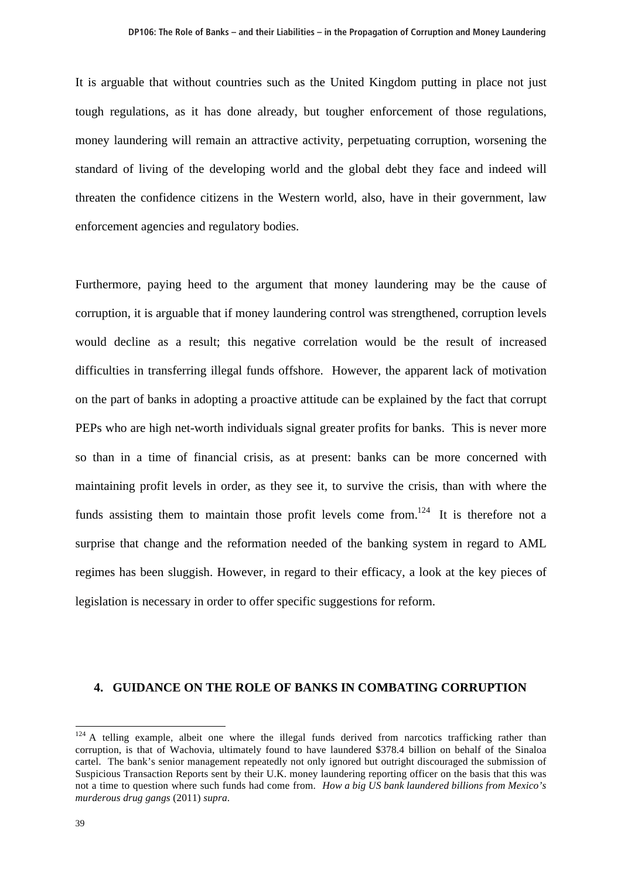It is arguable that without countries such as the United Kingdom putting in place not just tough regulations, as it has done already, but tougher enforcement of those regulations, money laundering will remain an attractive activity, perpetuating corruption, worsening the standard of living of the developing world and the global debt they face and indeed will threaten the confidence citizens in the Western world, also, have in their government, law enforcement agencies and regulatory bodies.

Furthermore, paying heed to the argument that money laundering may be the cause of corruption, it is arguable that if money laundering control was strengthened, corruption levels would decline as a result; this negative correlation would be the result of increased difficulties in transferring illegal funds offshore. However, the apparent lack of motivation on the part of banks in adopting a proactive attitude can be explained by the fact that corrupt PEPs who are high net-worth individuals signal greater profits for banks. This is never more so than in a time of financial crisis, as at present: banks can be more concerned with maintaining profit levels in order, as they see it, to survive the crisis, than with where the funds assisting them to maintain those profit levels come from.[124] It is therefore not a surprise that change and the reformation needed of the banking system in regard to AML regimes has been sluggish. However, in regard to their efficacy, a look at the key pieces of legislation is necessary in order to offer specific suggestions for reform.

## 4. GUIDANCE ON THE ROLE OF BANKS IN COMBATING CORRUPTION

[124] A telling example, albeit one where the illegal funds derived from narcotics trafficking rather than corruption, is that of Wachovia, ultimately found to have laundered $378.4 billion on behalf of the Sinaloa cartel. The bank's senior management repeatedly not only ignored but outright discouraged the submission of Suspicious Transaction Reports sent by their U.K. money laundering reporting officer on the basis that this was not a time to question where such funds had come from. *How a big US bank laundered billions from Mexico's murderous drug gangs* (2011) *supra*.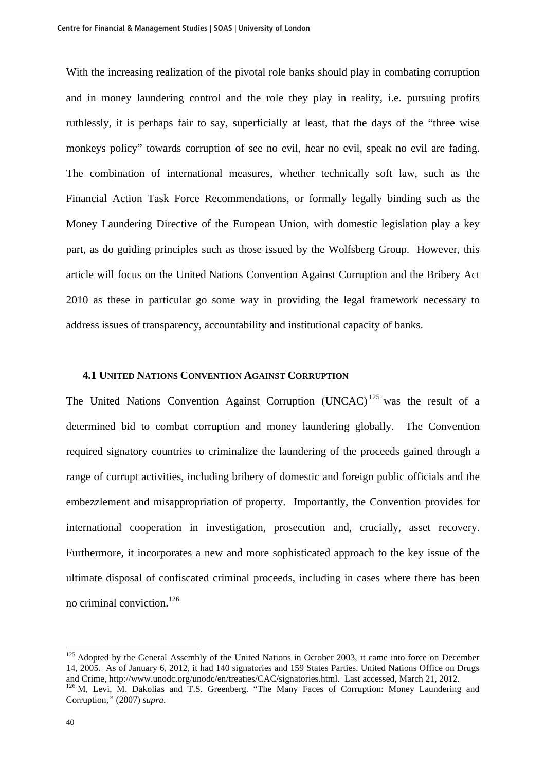With the increasing realization of the pivotal role banks should play in combating corruption and in money laundering control and the role they play in reality, i.e. pursuing profits ruthlessly, it is perhaps fair to say, superficially at least, that the days of the "three wise monkeys policy" towards corruption of see no evil, hear no evil, speak no evil are fading. The combination of international measures, whether technically soft law, such as the Financial Action Task Force Recommendations, or formally legally binding such as the Money Laundering Directive of the European Union, with domestic legislation play a key part, as do guiding principles such as those issued by the Wolfsberg Group. However, this article will focus on the United Nations Convention Against Corruption and the Bribery Act 2010 as these in particular go some way in providing the legal framework necessary to address issues of transparency, accountability and institutional capacity of banks.

### 4.1 United Nations Convention Against Corruption

The United Nations Convention Against Corruption (UNCAC)[125] was the result of a determined bid to combat corruption and money laundering globally. The Convention required signatory countries to criminalize the laundering of the proceeds gained through a range of corrupt activities, including bribery of domestic and foreign public officials and the embezzlement and misappropriation of property. Importantly, the Convention provides for international cooperation in investigation, prosecution and, crucially, asset recovery. Furthermore, it incorporates a new and more sophisticated approach to the key issue of the ultimate disposal of confiscated criminal proceeds, including in cases where there has been no criminal conviction.[126]

---

[125] Adopted by the General Assembly of the United Nations in October 2003, it came into force on December 14, 2005. As of January 6, 2012, it had 140 signatories and 159 States Parties. United Nations Office on Drugs and Crime, http://www.unodc.org/unodc/en/treaties/CAC/signatories.html. Last accessed, March 21, 2012.

[126] M, Levi, M. Dakolias and T.S. Greenberg. "The Many Faces of Corruption: Money Laundering and Corruption," (2007) *supra*.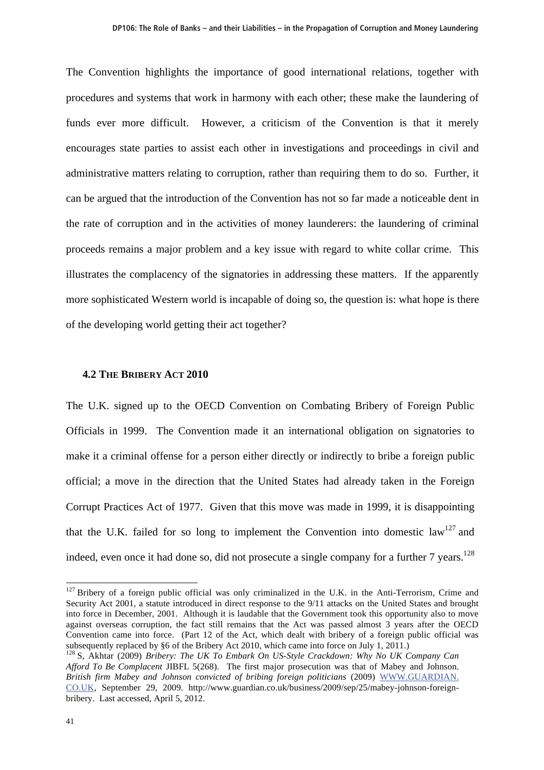The Convention highlights the importance of good international relations, together with procedures and systems that work in harmony with each other; these make the laundering of funds ever more difficult. However, a criticism of the Convention is that it merely encourages state parties to assist each other in investigations and proceedings in civil and administrative matters relating to corruption, rather than requiring them to do so. Further, it can be argued that the introduction of the Convention has not so far made a noticeable dent in the rate of corruption and in the activities of money launderers: the laundering of criminal proceeds remains a major problem and a key issue with regard to white collar crime. This illustrates the complacency of the signatories in addressing these matters. If the apparently more sophisticated Western world is incapable of doing so, the question is: what hope is there of the developing world getting their act together?

### 4.2 THE BRIBERY ACT 2010

The U.K. signed up to the OECD Convention on Combating Bribery of Foreign Public Officials in 1999. The Convention made it an international obligation on signatories to make it a criminal offense for a person either directly or indirectly to bribe a foreign public official; a move in the direction that the United States had already taken in the Foreign Corrupt Practices Act of 1977. Given that this move was made in 1999, it is disappointing that the U.K. failed for so long to implement the Convention into domestic law[127] and indeed, even once it had done so, did not prosecute a single company for a further 7 years.[128]

---

[127] Bribery of a foreign public official was only criminalized in the U.K. in the Anti-Terrorism, Crime and Security Act 2001, a statute introduced in direct response to the 9/11 attacks on the United States and brought into force in December, 2001. Although it is laudable that the Government took this opportunity also to move against overseas corruption, the fact still remains that the Act was passed almost 3 years after the OECD Convention came into force. (Part 12 of the Act, which dealt with bribery of a foreign public official was subsequently replaced by §6 of the Bribery Act 2010, which came into force on July 1, 2011.)

[128] S, Akhtar (2009) *Bribery: The UK To Embark On US-Style Crackdown: Why No UK Company Can Afford To Be Complacent* JIBFL 5(268). The first major prosecution was that of Mabey and Johnson. *British firm Mabey and Johnson convicted of bribing foreign politicians* (2009) WWW.GUARDIAN.CO.UK, September 29, 2009. http://www.guardian.co.uk/business/2009/sep/25/mabey-johnson-foreign-bribery. Last accessed, April 5, 2012.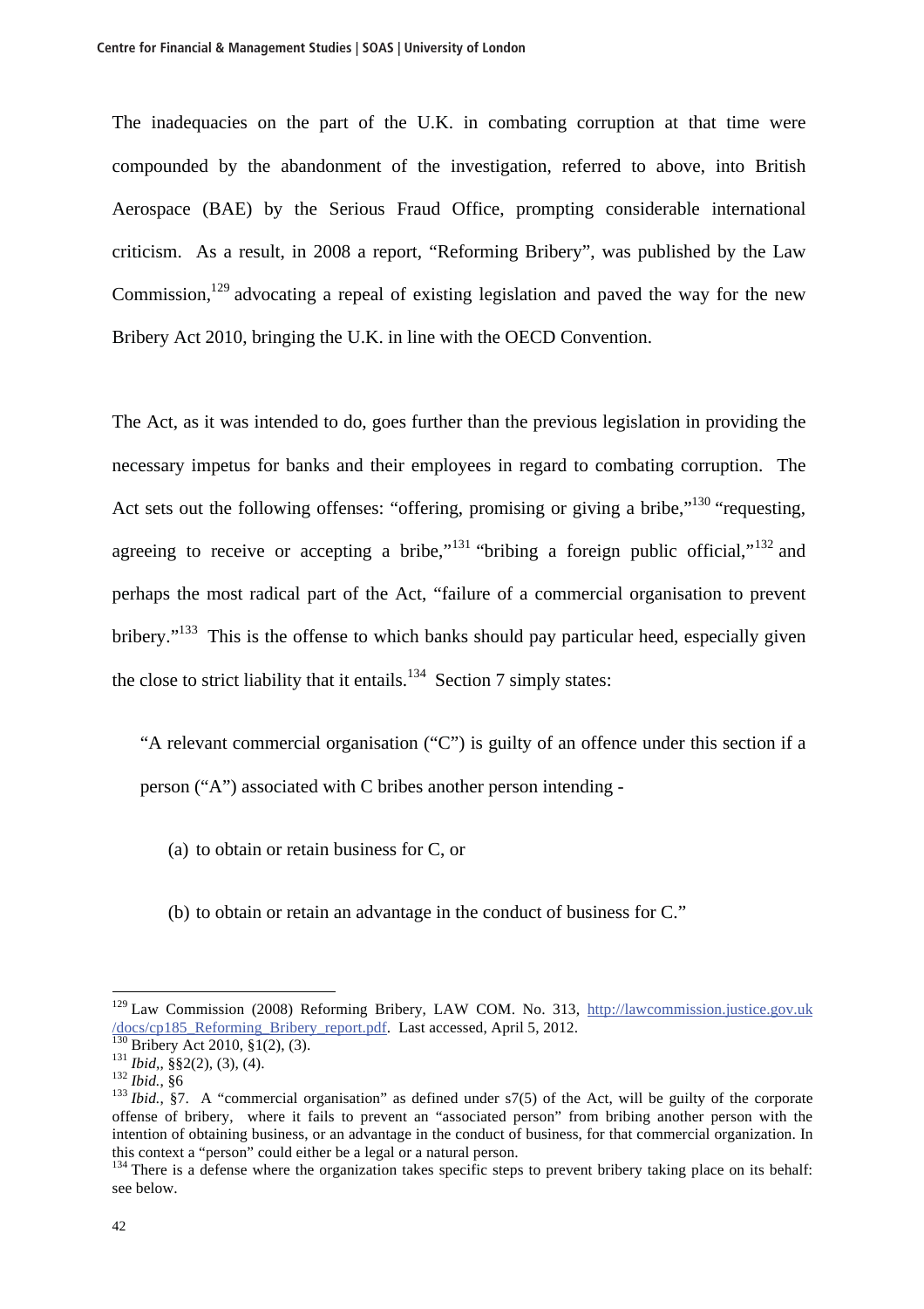The inadequacies on the part of the U.K. in combating corruption at that time were compounded by the abandonment of the investigation, referred to above, into British Aerospace (BAE) by the Serious Fraud Office, prompting considerable international criticism. As a result, in 2008 a report, "Reforming Bribery", was published by the Law Commission,[129] advocating a repeal of existing legislation and paved the way for the new Bribery Act 2010, bringing the U.K. in line with the OECD Convention.

The Act, as it was intended to do, goes further than the previous legislation in providing the necessary impetus for banks and their employees in regard to combating corruption. The Act sets out the following offenses: "offering, promising or giving a bribe,"[130] "requesting, agreeing to receive or accepting a bribe,"[131] "bribing a foreign public official,"[132] and perhaps the most radical part of the Act, "failure of a commercial organisation to prevent bribery."[133] This is the offense to which banks should pay particular heed, especially given the close to strict liability that it entails.[134] Section 7 simply states:

> "A relevant commercial organisation ("C") is guilty of an offence under this section if a person ("A") associated with C bribes another person intending -
>
> (a) to obtain or retain business for C, or
>
> (b) to obtain or retain an advantage in the conduct of business for C."

---

[129] Law Commission (2008) Reforming Bribery, LAW COM. No. 313, [http://lawcommission.justice.gov.uk/docs/cp185_Reforming_Bribery_report.pdf](http://lawcommission.justice.gov.uk/docs/cp185_Reforming_Bribery_report.pdf). Last accessed, April 5, 2012.

[130] Bribery Act 2010, §1(2), (3).

[131] *Ibid*,, §§2(2), (3), (4).

[132] *Ibid.*, §6

[133] *Ibid.*, §7. A "commercial organisation" as defined under s7(5) of the Act, will be guilty of the corporate offense of bribery, where it fails to prevent an "associated person" from bribing another person with the intention of obtaining business, or an advantage in the conduct of business, for that commercial organization. In this context a "person" could either be a legal or a natural person.

[134] There is a defense where the organization takes specific steps to prevent bribery taking place on its behalf: see below.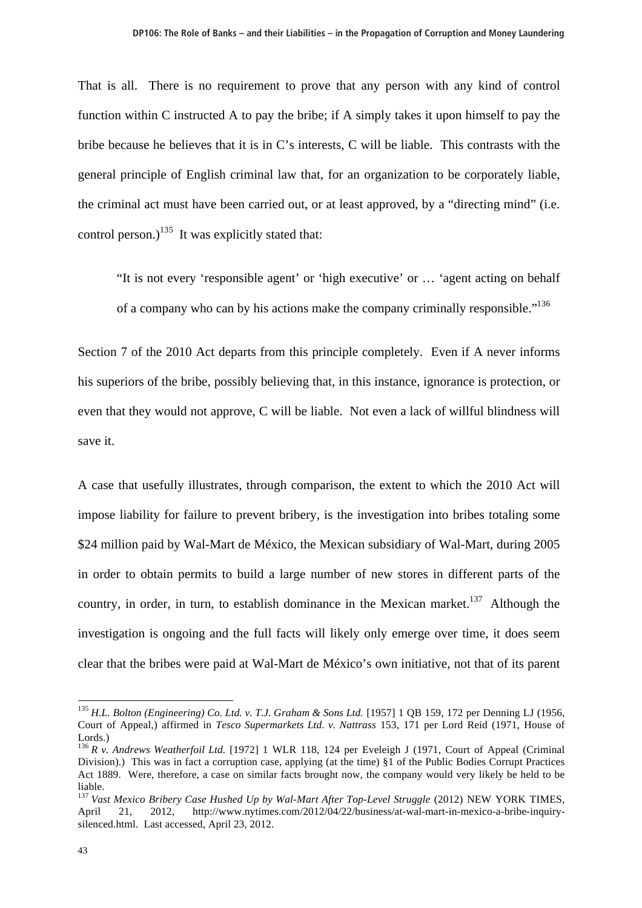That is all. There is no requirement to prove that any person with any kind of control function within C instructed A to pay the bribe; if A simply takes it upon himself to pay the bribe because he believes that it is in C's interests, C will be liable. This contrasts with the general principle of English criminal law that, for an organization to be corporately liable, the criminal act must have been carried out, or at least approved, by a "directing mind" (i.e. control person.)[135] It was explicitly stated that:

> "It is not every 'responsible agent' or 'high executive' or … 'agent acting on behalf of a company who can by his actions make the company criminally responsible."[136]

Section 7 of the 2010 Act departs from this principle completely. Even if A never informs his superiors of the bribe, possibly believing that, in this instance, ignorance is protection, or even that they would not approve, C will be liable. Not even a lack of willful blindness will save it.

A case that usefully illustrates, through comparison, the extent to which the 2010 Act will impose liability for failure to prevent bribery, is the investigation into bribes totaling some $24 million paid by Wal-Mart de México, the Mexican subsidiary of Wal-Mart, during 2005 in order to obtain permits to build a large number of new stores in different parts of the country, in order, in turn, to establish dominance in the Mexican market.[137] Although the investigation is ongoing and the full facts will likely only emerge over time, it does seem clear that the bribes were paid at Wal-Mart de México's own initiative, not that of its parent

---

[135] *H.L. Bolton (Engineering) Co. Ltd. v. T.J. Graham & Sons Ltd.* [1957] 1 QB 159, 172 per Denning LJ (1956, Court of Appeal,) affirmed in *Tesco Supermarkets Ltd. v. Nattrass* 153, 171 per Lord Reid (1971, House of Lords.)

[136] *R v. Andrews Weatherfoil Ltd.* [1972] 1 WLR 118, 124 per Eveleigh J (1971, Court of Appeal (Criminal Division).) This was in fact a corruption case, applying (at the time) §1 of the Public Bodies Corrupt Practices Act 1889. Were, therefore, a case on similar facts brought now, the company would very likely be held to be liable.

[137] *Vast Mexico Bribery Case Hushed Up by Wal-Mart After Top-Level Struggle* (2012) NEW YORK TIMES, April 21, 2012, http://www.nytimes.com/2012/04/22/business/at-wal-mart-in-mexico-a-bribe-inquiry-silenced.html. Last accessed, April 23, 2012.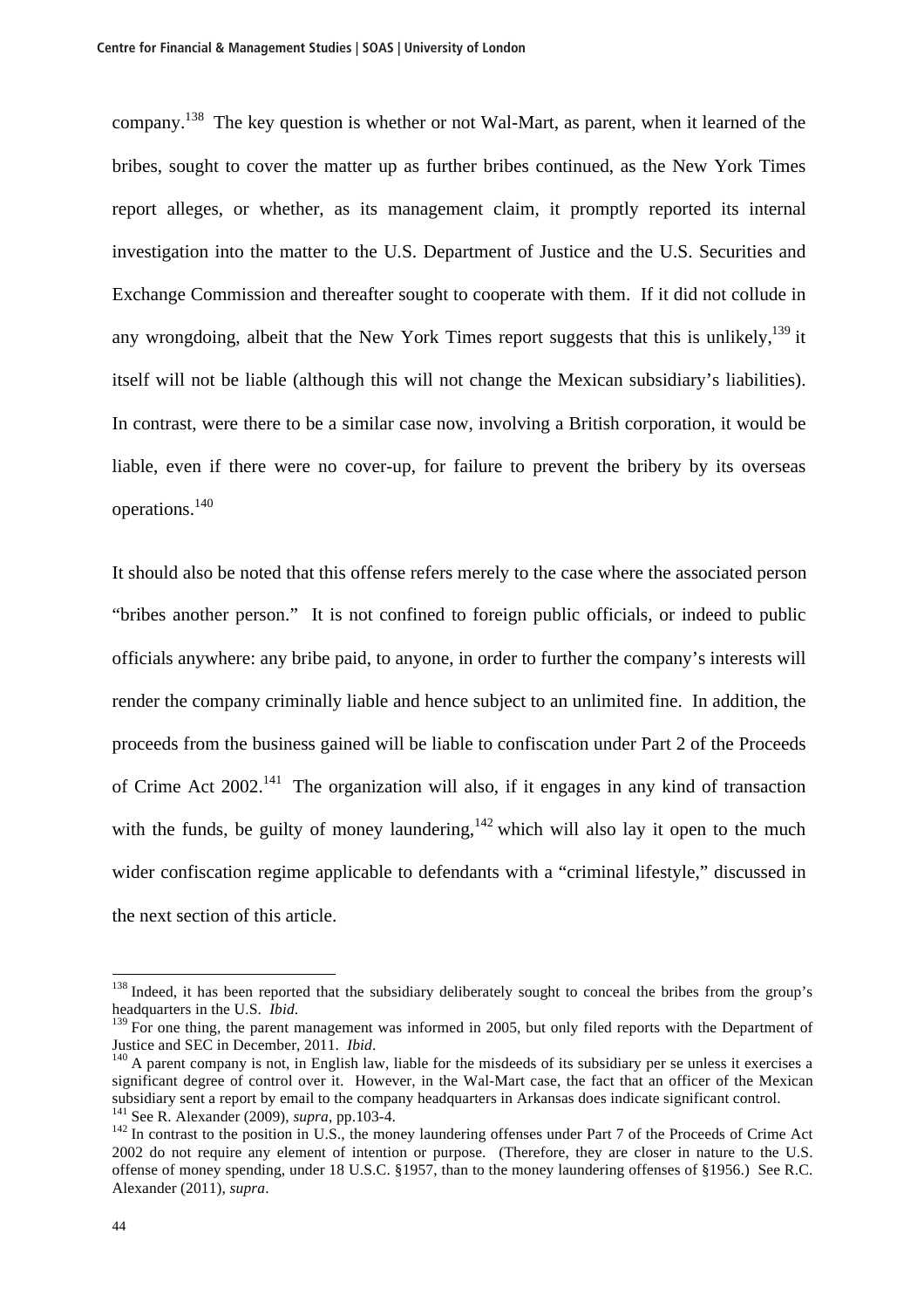company.[138] The key question is whether or not Wal-Mart, as parent, when it learned of the bribes, sought to cover the matter up as further bribes continued, as the New York Times report alleges, or whether, as its management claim, it promptly reported its internal investigation into the matter to the U.S. Department of Justice and the U.S. Securities and Exchange Commission and thereafter sought to cooperate with them. If it did not collude in any wrongdoing, albeit that the New York Times report suggests that this is unlikely,[139] it itself will not be liable (although this will not change the Mexican subsidiary's liabilities). In contrast, were there to be a similar case now, involving a British corporation, it would be liable, even if there were no cover-up, for failure to prevent the bribery by its overseas operations.[140]

It should also be noted that this offense refers merely to the case where the associated person "bribes another person." It is not confined to foreign public officials, or indeed to public officials anywhere: any bribe paid, to anyone, in order to further the company's interests will render the company criminally liable and hence subject to an unlimited fine. In addition, the proceeds from the business gained will be liable to confiscation under Part 2 of the Proceeds of Crime Act 2002.[141] The organization will also, if it engages in any kind of transaction with the funds, be guilty of money laundering,[142] which will also lay it open to the much wider confiscation regime applicable to defendants with a "criminal lifestyle," discussed in the next section of this article.

---

[138] Indeed, it has been reported that the subsidiary deliberately sought to conceal the bribes from the group's headquarters in the U.S. *Ibid.*

[139] For one thing, the parent management was informed in 2005, but only filed reports with the Department of Justice and SEC in December, 2011. *Ibid*.

[140] A parent company is not, in English law, liable for the misdeeds of its subsidiary per se unless it exercises a significant degree of control over it. However, in the Wal-Mart case, the fact that an officer of the Mexican subsidiary sent a report by email to the company headquarters in Arkansas does indicate significant control.

[141] See R. Alexander (2009), *supra*, pp.103-4.

[142] In contrast to the position in U.S., the money laundering offenses under Part 7 of the Proceeds of Crime Act 2002 do not require any element of intention or purpose. (Therefore, they are closer in nature to the U.S. offense of money spending, under 18 U.S.C. §1957, than to the money laundering offenses of §1956.) See R.C. Alexander (2011), *supra*.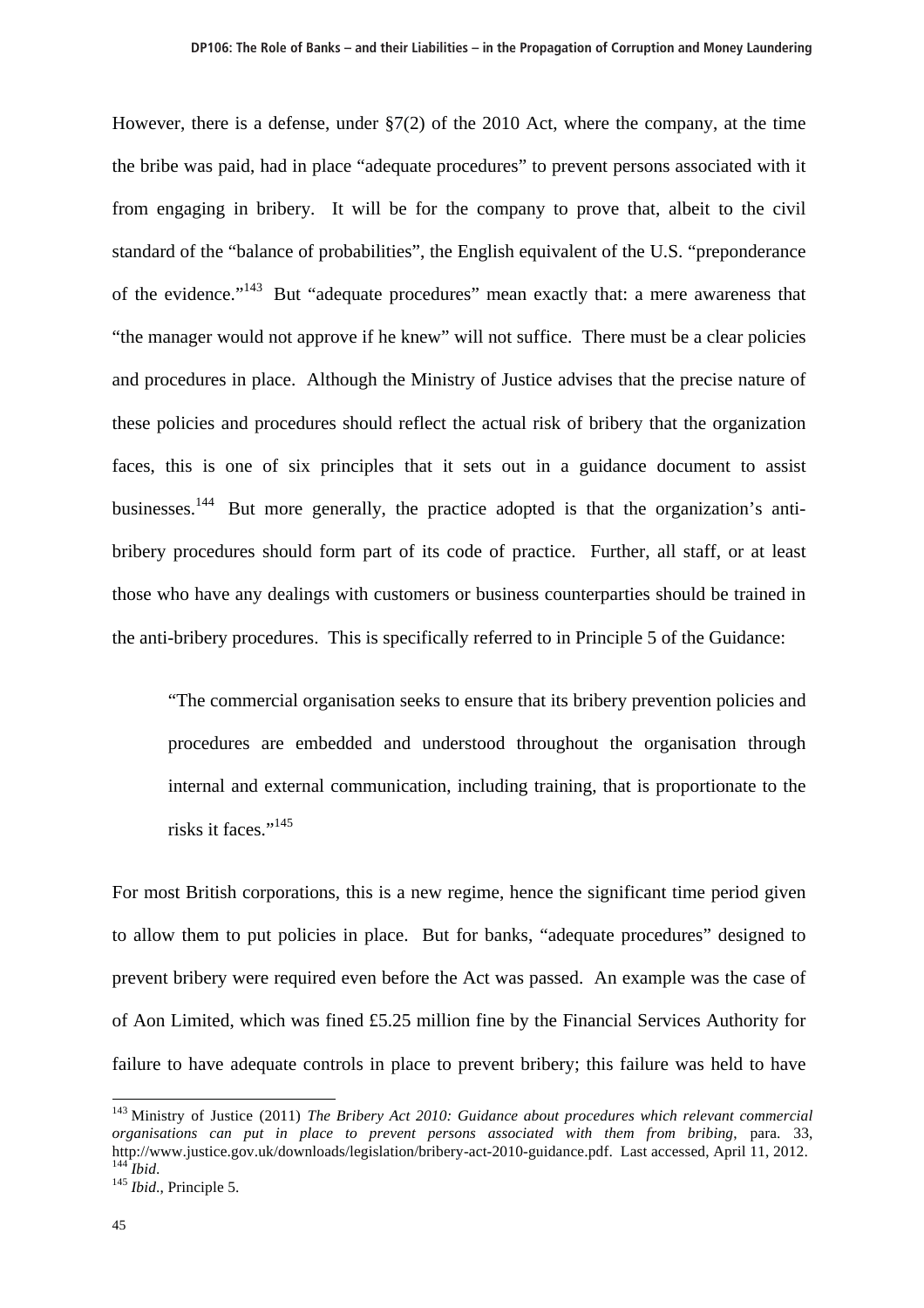However, there is a defense, under §7(2) of the 2010 Act, where the company, at the time the bribe was paid, had in place "adequate procedures" to prevent persons associated with it from engaging in bribery. It will be for the company to prove that, albeit to the civil standard of the "balance of probabilities", the English equivalent of the U.S. "preponderance of the evidence."[143] But "adequate procedures" mean exactly that: a mere awareness that "the manager would not approve if he knew" will not suffice. There must be a clear policies and procedures in place. Although the Ministry of Justice advises that the precise nature of these policies and procedures should reflect the actual risk of bribery that the organization faces, this is one of six principles that it sets out in a guidance document to assist businesses.[144] But more generally, the practice adopted is that the organization's anti-bribery procedures should form part of its code of practice. Further, all staff, or at least those who have any dealings with customers or business counterparties should be trained in the anti-bribery procedures. This is specifically referred to in Principle 5 of the Guidance:

> "The commercial organisation seeks to ensure that its bribery prevention policies and procedures are embedded and understood throughout the organisation through internal and external communication, including training, that is proportionate to the risks it faces."[145]

For most British corporations, this is a new regime, hence the significant time period given to allow them to put policies in place. But for banks, "adequate procedures" designed to prevent bribery were required even before the Act was passed. An example was the case of of Aon Limited, which was fined £5.25 million fine by the Financial Services Authority for failure to have adequate controls in place to prevent bribery; this failure was held to have

---

[143] Ministry of Justice (2011) *The Bribery Act 2010: Guidance about procedures which relevant commercial organisations can put in place to prevent persons associated with them from bribing*, para. 33, http://www.justice.gov.uk/downloads/legislation/bribery-act-2010-guidance.pdf. Last accessed, April 11, 2012.

[144] *Ibid.*

[145] *Ibid.*, Principle 5.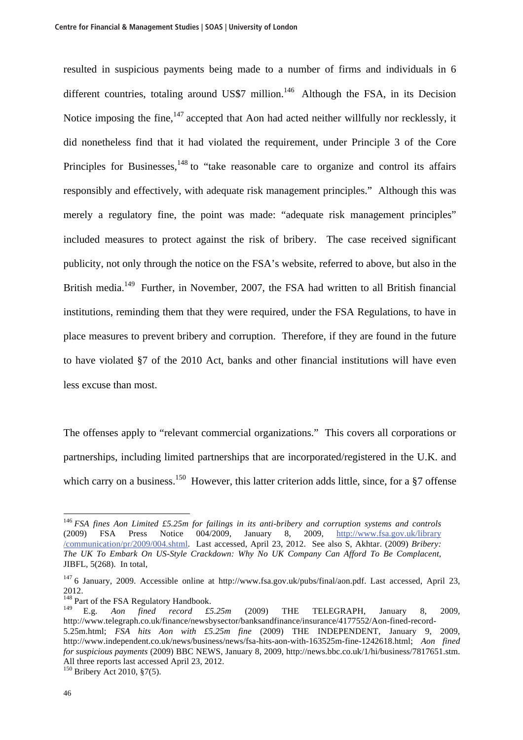resulted in suspicious payments being made to a number of firms and individuals in 6 different countries, totaling around US$7 million.[146] Although the FSA, in its Decision Notice imposing the fine,[147] accepted that Aon had acted neither willfully nor recklessly, it did nonetheless find that it had violated the requirement, under Principle 3 of the Core Principles for Businesses,[148] to "take reasonable care to organize and control its affairs responsibly and effectively, with adequate risk management principles." Although this was merely a regulatory fine, the point was made: "adequate risk management principles" included measures to protect against the risk of bribery. The case received significant publicity, not only through the notice on the FSA's website, referred to above, but also in the British media.[149] Further, in November, 2007, the FSA had written to all British financial institutions, reminding them that they were required, under the FSA Regulations, to have in place measures to prevent bribery and corruption. Therefore, if they are found in the future to have violated §7 of the 2010 Act, banks and other financial institutions will have even less excuse than most.

The offenses apply to "relevant commercial organizations." This covers all corporations or partnerships, including limited partnerships that are incorporated/registered in the U.K. and which carry on a business.[150] However, this latter criterion adds little, since, for a §7 offense

---

[146] *FSA fines Aon Limited £5.25m for failings in its anti-bribery and corruption systems and controls* (2009) FSA Press Notice 004/2009, January 8, 2009, http://www.fsa.gov.uk/library/communication/pr/2009/004.shtml. Last accessed, April 23, 2012. See also S, Akhtar. (2009) *Bribery: The UK To Embark On US-Style Crackdown: Why No UK Company Can Afford To Be Complacent*, JIBFL, 5(268). In total,

[147] 6 January, 2009. Accessible online at http://www.fsa.gov.uk/pubs/final/aon.pdf. Last accessed, April 23, 2012.

[148] Part of the FSA Regulatory Handbook.

[149] E.g. *Aon fined record £5.25m* (2009) THE TELEGRAPH, January 8, 2009, http://www.telegraph.co.uk/finance/newsbysector/banksandfinance/insurance/4177552/Aon-fined-record-5.25m.html; *FSA hits Aon with £5.25m fine* (2009) THE INDEPENDENT, January 9, 2009, http://www.independent.co.uk/news/business/news/fsa-hits-aon-with-163525m-fine-1242618.html; *Aon fined for suspicious payments* (2009) BBC NEWS, January 8, 2009, http://news.bbc.co.uk/1/hi/business/7817651.stm. All three reports last accessed April 23, 2012.

[150] Bribery Act 2010, §7(5).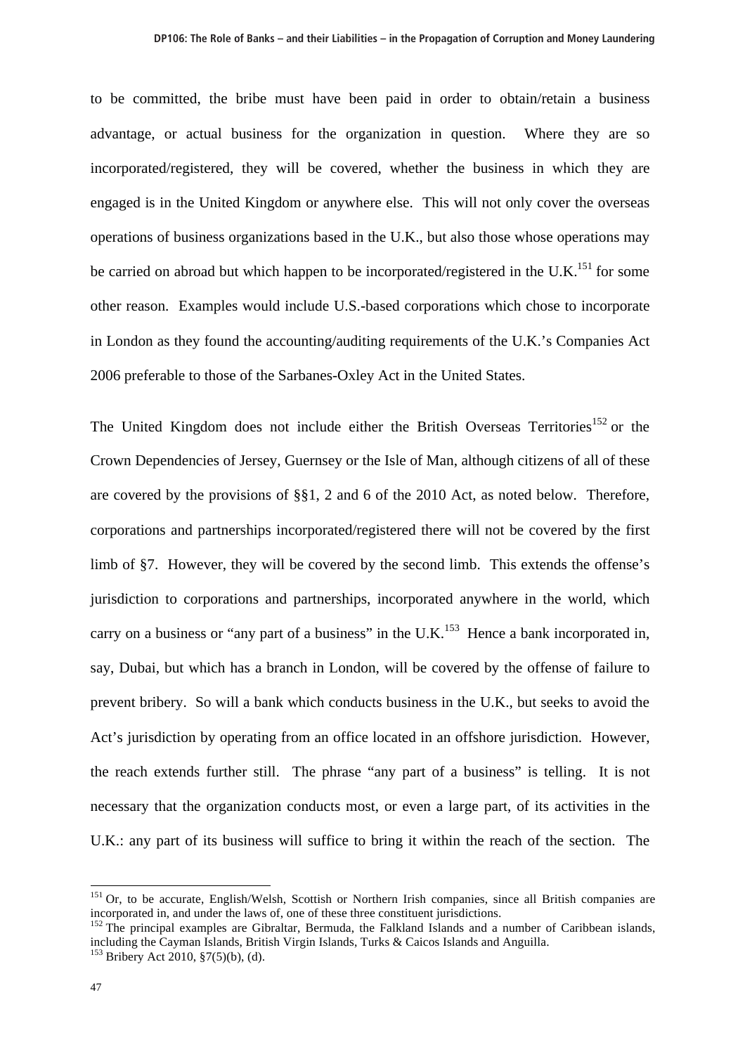to be committed, the bribe must have been paid in order to obtain/retain a business advantage, or actual business for the organization in question. Where they are so incorporated/registered, they will be covered, whether the business in which they are engaged is in the United Kingdom or anywhere else. This will not only cover the overseas operations of business organizations based in the U.K., but also those whose operations may be carried on abroad but which happen to be incorporated/registered in the U.K.[151] for some other reason. Examples would include U.S.-based corporations which chose to incorporate in London as they found the accounting/auditing requirements of the U.K.'s Companies Act 2006 preferable to those of the Sarbanes-Oxley Act in the United States.

The United Kingdom does not include either the British Overseas Territories[152] or the Crown Dependencies of Jersey, Guernsey or the Isle of Man, although citizens of all of these are covered by the provisions of §§1, 2 and 6 of the 2010 Act, as noted below. Therefore, corporations and partnerships incorporated/registered there will not be covered by the first limb of §7. However, they will be covered by the second limb. This extends the offense's jurisdiction to corporations and partnerships, incorporated anywhere in the world, which carry on a business or "any part of a business" in the U.K.[153] Hence a bank incorporated in, say, Dubai, but which has a branch in London, will be covered by the offense of failure to prevent bribery. So will a bank which conducts business in the U.K., but seeks to avoid the Act's jurisdiction by operating from an office located in an offshore jurisdiction. However, the reach extends further still. The phrase "any part of a business" is telling. It is not necessary that the organization conducts most, or even a large part, of its activities in the U.K.: any part of its business will suffice to bring it within the reach of the section. The

---

[151] Or, to be accurate, English/Welsh, Scottish or Northern Irish companies, since all British companies are incorporated in, and under the laws of, one of these three constituent jurisdictions.

[152] The principal examples are Gibraltar, Bermuda, the Falkland Islands and a number of Caribbean islands, including the Cayman Islands, British Virgin Islands, Turks & Caicos Islands and Anguilla.

[153] Bribery Act 2010, §7(5)(b), (d).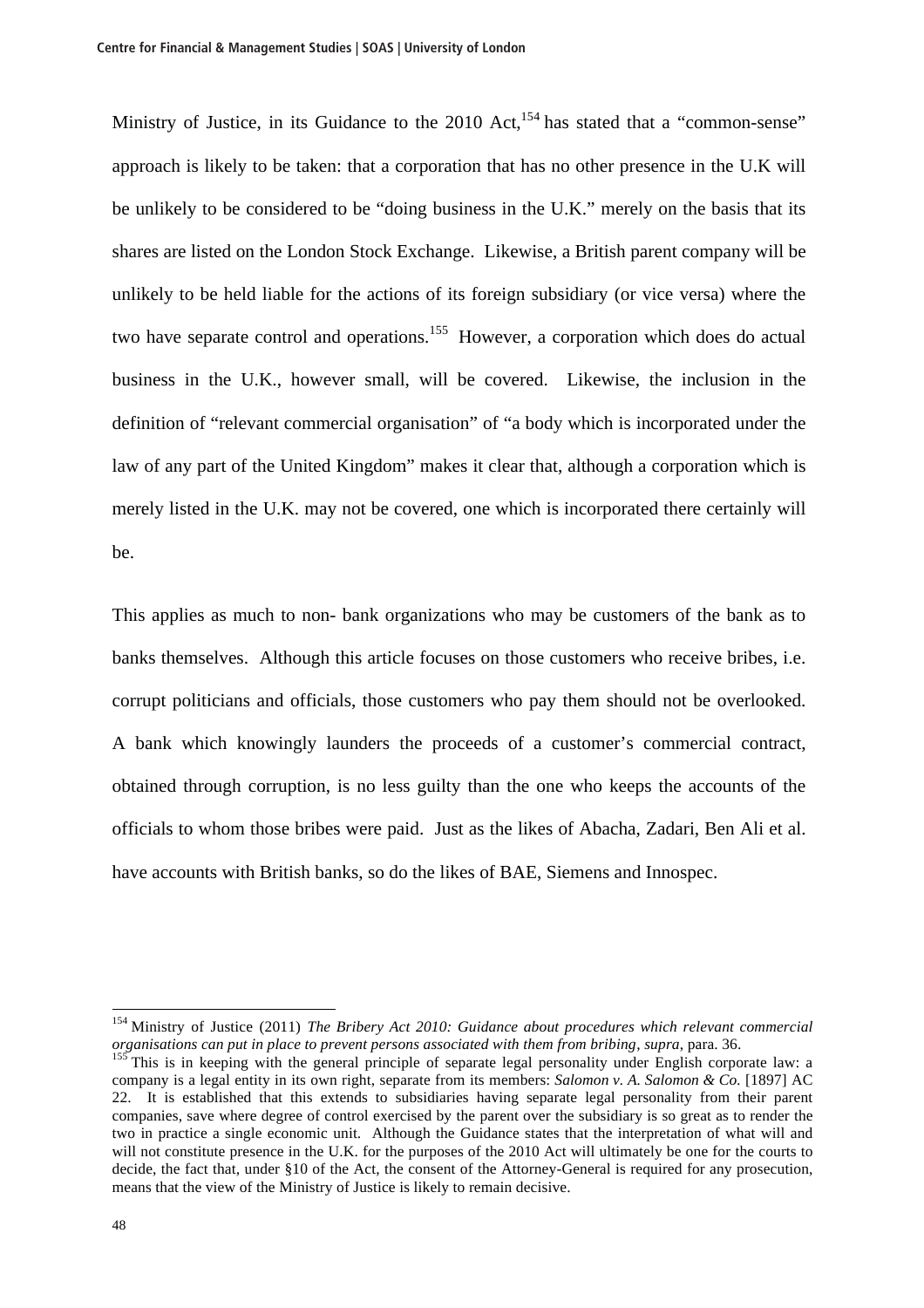Ministry of Justice, in its Guidance to the 2010 Act,[154] has stated that a "common-sense" approach is likely to be taken: that a corporation that has no other presence in the U.K will be unlikely to be considered to be "doing business in the U.K." merely on the basis that its shares are listed on the London Stock Exchange. Likewise, a British parent company will be unlikely to be held liable for the actions of its foreign subsidiary (or vice versa) where the two have separate control and operations.[155] However, a corporation which does do actual business in the U.K., however small, will be covered. Likewise, the inclusion in the definition of "relevant commercial organisation" of "a body which is incorporated under the law of any part of the United Kingdom" makes it clear that, although a corporation which is merely listed in the U.K. may not be covered, one which is incorporated there certainly will be.

This applies as much to non- bank organizations who may be customers of the bank as to banks themselves. Although this article focuses on those customers who receive bribes, i.e. corrupt politicians and officials, those customers who pay them should not be overlooked. A bank which knowingly launders the proceeds of a customer's commercial contract, obtained through corruption, is no less guilty than the one who keeps the accounts of the officials to whom those bribes were paid. Just as the likes of Abacha, Zadari, Ben Ali et al. have accounts with British banks, so do the likes of BAE, Siemens and Innospec.

---

[154] Ministry of Justice (2011) *The Bribery Act 2010: Guidance about procedures which relevant commercial organisations can put in place to prevent persons associated with them from bribing*, *supra*, para. 36.

[155] This is in keeping with the general principle of separate legal personality under English corporate law: a company is a legal entity in its own right, separate from its members: *Salomon v. A. Salomon & Co.* [1897] AC 22. It is established that this extends to subsidiaries having separate legal personality from their parent companies, save where degree of control exercised by the parent over the subsidiary is so great as to render the two in practice a single economic unit. Although the Guidance states that the interpretation of what will and will not constitute presence in the U.K. for the purposes of the 2010 Act will ultimately be one for the courts to decide, the fact that, under §10 of the Act, the consent of the Attorney-General is required for any prosecution, means that the view of the Ministry of Justice is likely to remain decisive.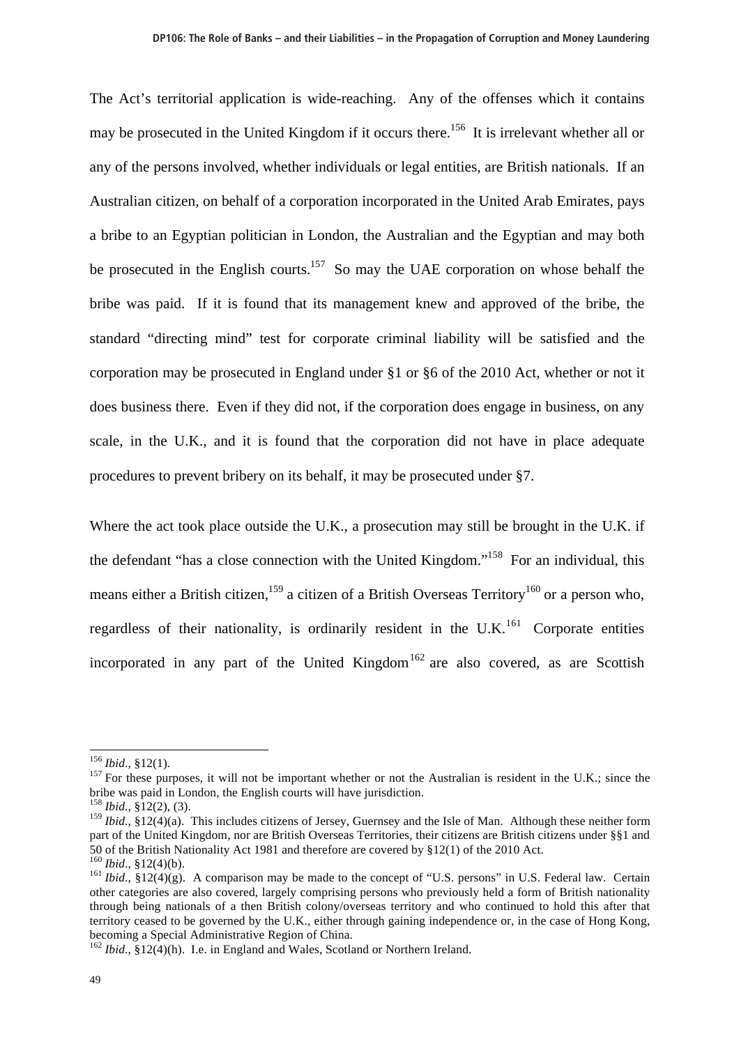The Act's territorial application is wide-reaching. Any of the offenses which it contains may be prosecuted in the United Kingdom if it occurs there.[156] It is irrelevant whether all or any of the persons involved, whether individuals or legal entities, are British nationals. If an Australian citizen, on behalf of a corporation incorporated in the United Arab Emirates, pays a bribe to an Egyptian politician in London, the Australian and the Egyptian and may both be prosecuted in the English courts.[157] So may the UAE corporation on whose behalf the bribe was paid. If it is found that its management knew and approved of the bribe, the standard "directing mind" test for corporate criminal liability will be satisfied and the corporation may be prosecuted in England under §1 or §6 of the 2010 Act, whether or not it does business there. Even if they did not, if the corporation does engage in business, on any scale, in the U.K., and it is found that the corporation did not have in place adequate procedures to prevent bribery on its behalf, it may be prosecuted under §7.

Where the act took place outside the U.K., a prosecution may still be brought in the U.K. if the defendant "has a close connection with the United Kingdom."[158] For an individual, this means either a British citizen,[159] a citizen of a British Overseas Territory[160] or a person who, regardless of their nationality, is ordinarily resident in the U.K.[161] Corporate entities incorporated in any part of the United Kingdom[162] are also covered, as are Scottish

---

[156] *Ibid*., §12(1).

[157] For these purposes, it will not be important whether or not the Australian is resident in the U.K.; since the bribe was paid in London, the English courts will have jurisdiction.

[158] *Ibid*., §12(2), (3).

[159] *Ibid*., §12(4)(a). This includes citizens of Jersey, Guernsey and the Isle of Man. Although these neither form part of the United Kingdom, nor are British Overseas Territories, their citizens are British citizens under §§1 and 50 of the British Nationality Act 1981 and therefore are covered by §12(1) of the 2010 Act.

[160] *Ibid*., §12(4)(b).

[161] *Ibid*., §12(4)(g). A comparison may be made to the concept of "U.S. persons" in U.S. Federal law. Certain other categories are also covered, largely comprising persons who previously held a form of British nationality through being nationals of a then British colony/overseas territory and who continued to hold this after that territory ceased to be governed by the U.K., either through gaining independence or, in the case of Hong Kong, becoming a Special Administrative Region of China.

[162] *Ibid*., §12(4)(h). I.e. in England and Wales, Scotland or Northern Ireland.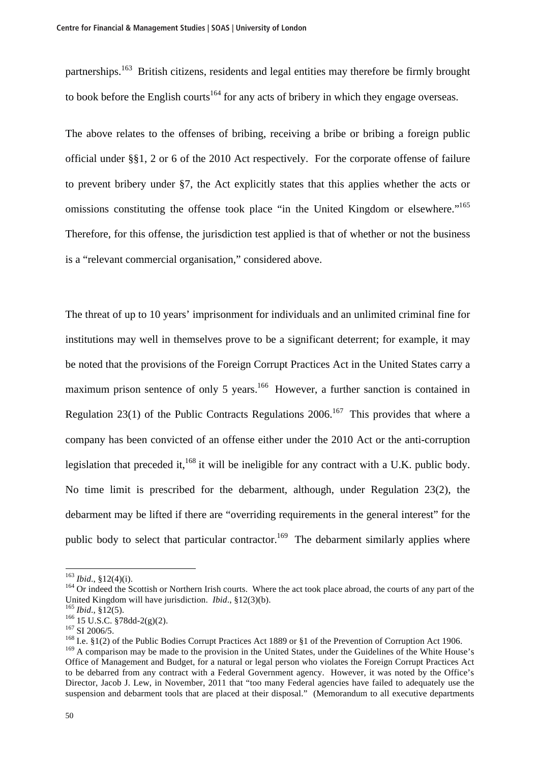partnerships.[163] British citizens, residents and legal entities may therefore be firmly brought to book before the English courts[164] for any acts of bribery in which they engage overseas.

The above relates to the offenses of bribing, receiving a bribe or bribing a foreign public official under §§1, 2 or 6 of the 2010 Act respectively. For the corporate offense of failure to prevent bribery under §7, the Act explicitly states that this applies whether the acts or omissions constituting the offense took place "in the United Kingdom or elsewhere."[165] Therefore, for this offense, the jurisdiction test applied is that of whether or not the business is a "relevant commercial organisation," considered above.

The threat of up to 10 years' imprisonment for individuals and an unlimited criminal fine for institutions may well in themselves prove to be a significant deterrent; for example, it may be noted that the provisions of the Foreign Corrupt Practices Act in the United States carry a maximum prison sentence of only 5 years.[166] However, a further sanction is contained in Regulation 23(1) of the Public Contracts Regulations 2006.[167] This provides that where a company has been convicted of an offense either under the 2010 Act or the anti-corruption legislation that preceded it,[168] it will be ineligible for any contract with a U.K. public body. No time limit is prescribed for the debarment, although, under Regulation 23(2), the debarment may be lifted if there are "overriding requirements in the general interest" for the public body to select that particular contractor.[169] The debarment similarly applies where

---

[163] *Ibid*., §12(4)(i).

[164] Or indeed the Scottish or Northern Irish courts. Where the act took place abroad, the courts of any part of the United Kingdom will have jurisdiction. *Ibid*., §12(3)(b).

[165] *Ibid*., §12(5).

[166] 15 U.S.C. §78dd-2(g)(2).

[167] SI 2006/5.

[168] I.e. §1(2) of the Public Bodies Corrupt Practices Act 1889 or §1 of the Prevention of Corruption Act 1906.

[169] A comparison may be made to the provision in the United States, under the Guidelines of the White House's Office of Management and Budget, for a natural or legal person who violates the Foreign Corrupt Practices Act to be debarred from any contract with a Federal Government agency. However, it was noted by the Office's Director, Jacob J. Lew, in November, 2011 that "too many Federal agencies have failed to adequately use the suspension and debarment tools that are placed at their disposal." (Memorandum to all executive departments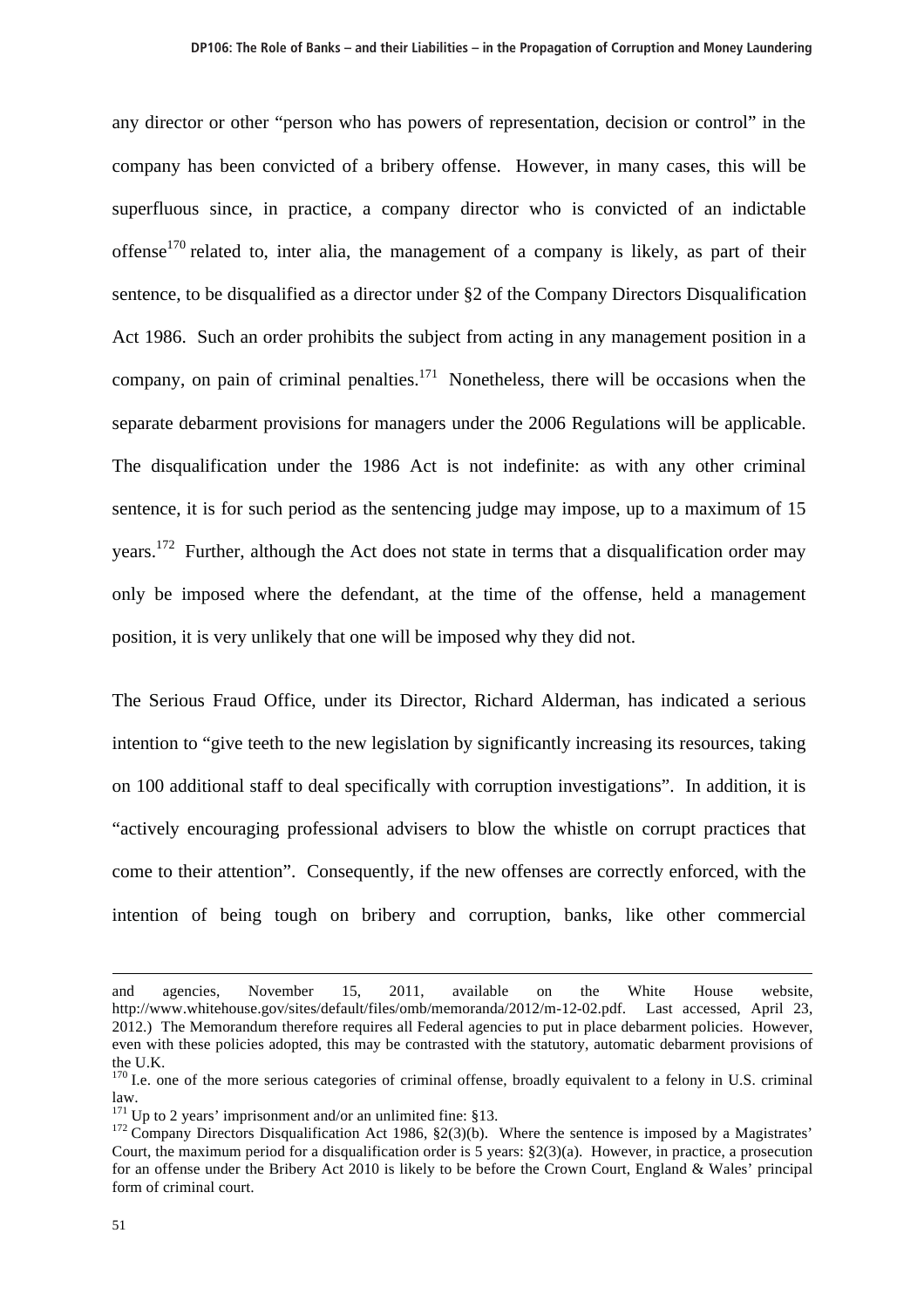any director or other "person who has powers of representation, decision or control" in the company has been convicted of a bribery offense. However, in many cases, this will be superfluous since, in practice, a company director who is convicted of an indictable offense[170] related to, inter alia, the management of a company is likely, as part of their sentence, to be disqualified as a director under §2 of the Company Directors Disqualification Act 1986. Such an order prohibits the subject from acting in any management position in a company, on pain of criminal penalties.[171] Nonetheless, there will be occasions when the separate debarment provisions for managers under the 2006 Regulations will be applicable. The disqualification under the 1986 Act is not indefinite: as with any other criminal sentence, it is for such period as the sentencing judge may impose, up to a maximum of 15 years.[172] Further, although the Act does not state in terms that a disqualification order may only be imposed where the defendant, at the time of the offense, held a management position, it is very unlikely that one will be imposed why they did not.

The Serious Fraud Office, under its Director, Richard Alderman, has indicated a serious intention to "give teeth to the new legislation by significantly increasing its resources, taking on 100 additional staff to deal specifically with corruption investigations". In addition, it is "actively encouraging professional advisers to blow the whistle on corrupt practices that come to their attention". Consequently, if the new offenses are correctly enforced, with the intention of being tough on bribery and corruption, banks, like other commercial

---

and agencies, November 15, 2011, available on the White House website, http://www.whitehouse.gov/sites/default/files/omb/memoranda/2012/m-12-02.pdf. Last accessed, April 23, 2012.) The Memorandum therefore requires all Federal agencies to put in place debarment policies. However, even with these policies adopted, this may be contrasted with the statutory, automatic debarment provisions of the U.K.

[170] I.e. one of the more serious categories of criminal offense, broadly equivalent to a felony in U.S. criminal law.

[171] Up to 2 years' imprisonment and/or an unlimited fine: §13.

[172] Company Directors Disqualification Act 1986, §2(3)(b). Where the sentence is imposed by a Magistrates' Court, the maximum period for a disqualification order is 5 years: §2(3)(a). However, in practice, a prosecution for an offense under the Bribery Act 2010 is likely to be before the Crown Court, England & Wales' principal form of criminal court.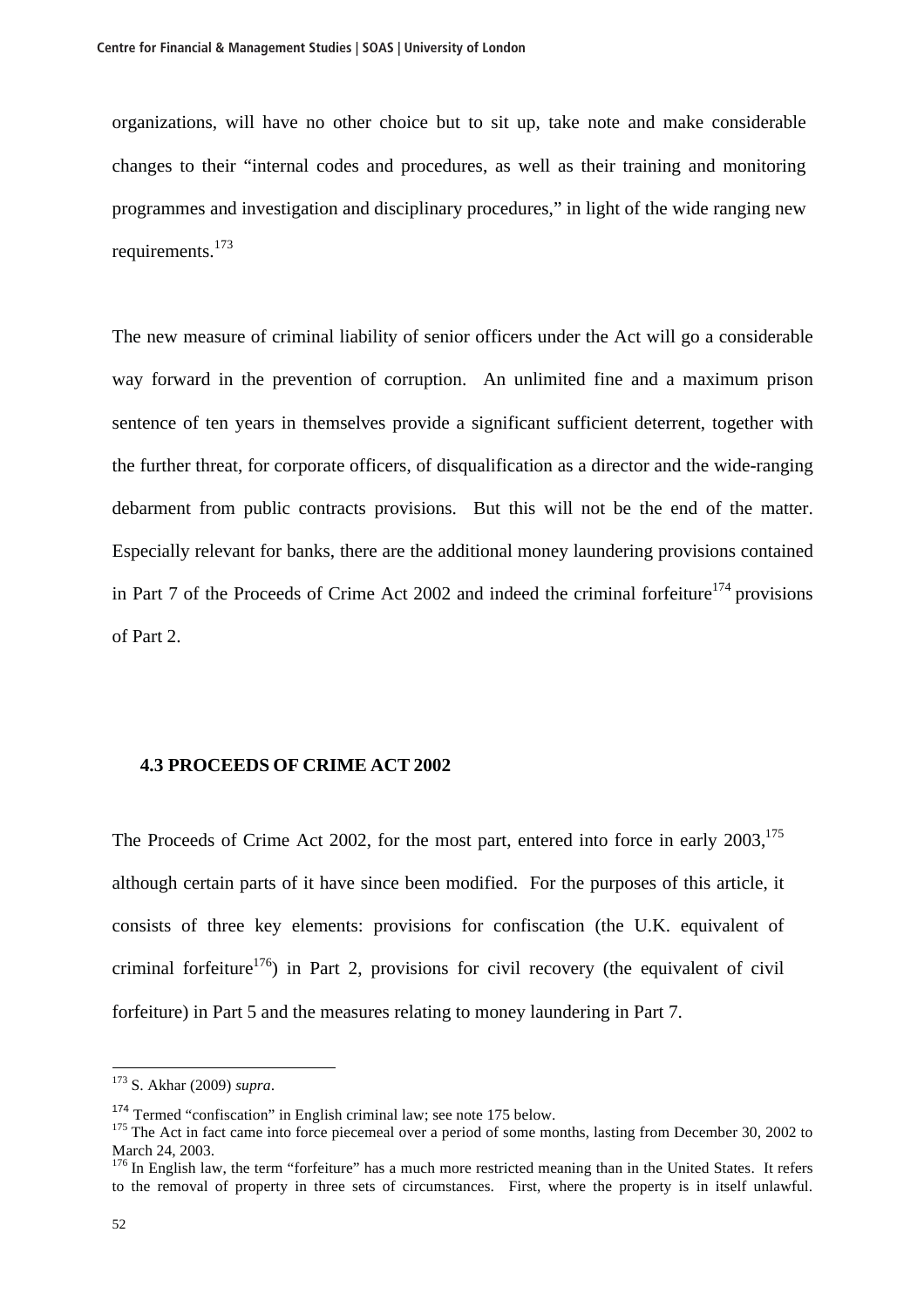organizations, will have no other choice but to sit up, take note and make considerable changes to their "internal codes and procedures, as well as their training and monitoring programmes and investigation and disciplinary procedures," in light of the wide ranging new requirements.[173]

The new measure of criminal liability of senior officers under the Act will go a considerable way forward in the prevention of corruption. An unlimited fine and a maximum prison sentence of ten years in themselves provide a significant sufficient deterrent, together with the further threat, for corporate officers, of disqualification as a director and the wide-ranging debarment from public contracts provisions. But this will not be the end of the matter. Especially relevant for banks, there are the additional money laundering provisions contained in Part 7 of the Proceeds of Crime Act 2002 and indeed the criminal forfeiture[174] provisions of Part 2.

### 4.3 PROCEEDS OF CRIME ACT 2002

The Proceeds of Crime Act 2002, for the most part, entered into force in early 2003,[175] although certain parts of it have since been modified. For the purposes of this article, it consists of three key elements: provisions for confiscation (the U.K. equivalent of criminal forfeiture[176]) in Part 2, provisions for civil recovery (the equivalent of civil forfeiture) in Part 5 and the measures relating to money laundering in Part 7.

---

[173] S. Akhar (2009) *supra*.

[174] Termed "confiscation" in English criminal law; see note 175 below.

[175] The Act in fact came into force piecemeal over a period of some months, lasting from December 30, 2002 to March 24, 2003.

[176] In English law, the term "forfeiture" has a much more restricted meaning than in the United States. It refers to the removal of property in three sets of circumstances. First, where the property is in itself unlawful.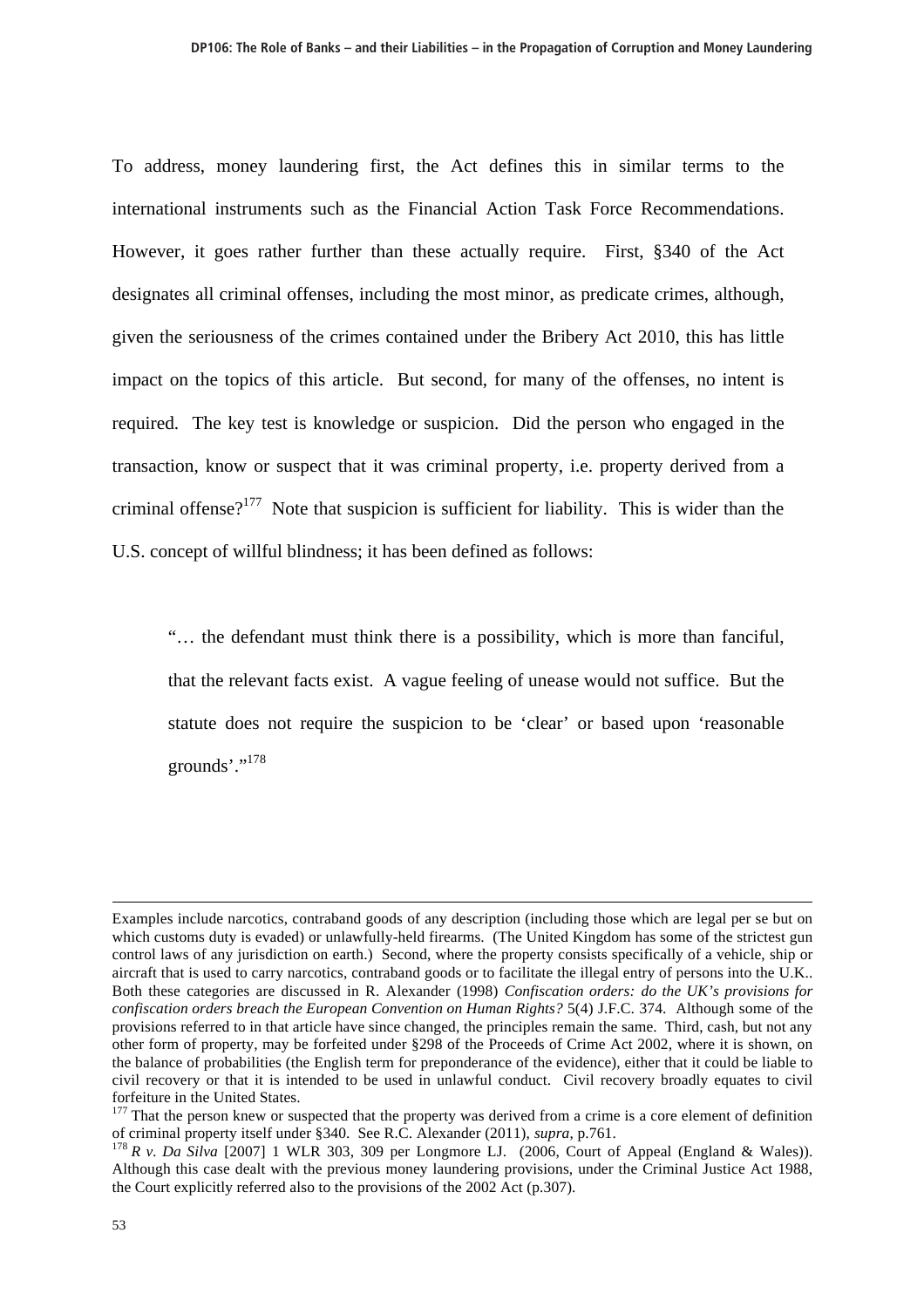To address, money laundering first, the Act defines this in similar terms to the international instruments such as the Financial Action Task Force Recommendations. However, it goes rather further than these actually require. First, §340 of the Act designates all criminal offenses, including the most minor, as predicate crimes, although, given the seriousness of the crimes contained under the Bribery Act 2010, this has little impact on the topics of this article. But second, for many of the offenses, no intent is required. The key test is knowledge or suspicion. Did the person who engaged in the transaction, know or suspect that it was criminal property, i.e. property derived from a criminal offense?[177] Note that suspicion is sufficient for liability. This is wider than the U.S. concept of willful blindness; it has been defined as follows:

> "… the defendant must think there is a possibility, which is more than fanciful, that the relevant facts exist. A vague feeling of unease would not suffice. But the statute does not require the suspicion to be 'clear' or based upon 'reasonable grounds'."[178]

---

Examples include narcotics, contraband goods of any description (including those which are legal per se but on which customs duty is evaded) or unlawfully-held firearms. (The United Kingdom has some of the strictest gun control laws of any jurisdiction on earth.) Second, where the property consists specifically of a vehicle, ship or aircraft that is used to carry narcotics, contraband goods or to facilitate the illegal entry of persons into the U.K.. Both these categories are discussed in R. Alexander (1998) *Confiscation orders: do the UK's provisions for confiscation orders breach the European Convention on Human Rights?* 5(4) J.F.C. 374. Although some of the provisions referred to in that article have since changed, the principles remain the same. Third, cash, but not any other form of property, may be forfeited under §298 of the Proceeds of Crime Act 2002, where it is shown, on the balance of probabilities (the English term for preponderance of the evidence), either that it could be liable to civil recovery or that it is intended to be used in unlawful conduct. Civil recovery broadly equates to civil forfeiture in the United States.

[177] That the person knew or suspected that the property was derived from a crime is a core element of definition of criminal property itself under §340. See R.C. Alexander (2011), *supra*, p.761.

[178] *R v. Da Silva* [2007] 1 WLR 303, 309 per Longmore LJ. (2006, Court of Appeal (England & Wales)). Although this case dealt with the previous money laundering provisions, under the Criminal Justice Act 1988, the Court explicitly referred also to the provisions of the 2002 Act (p.307).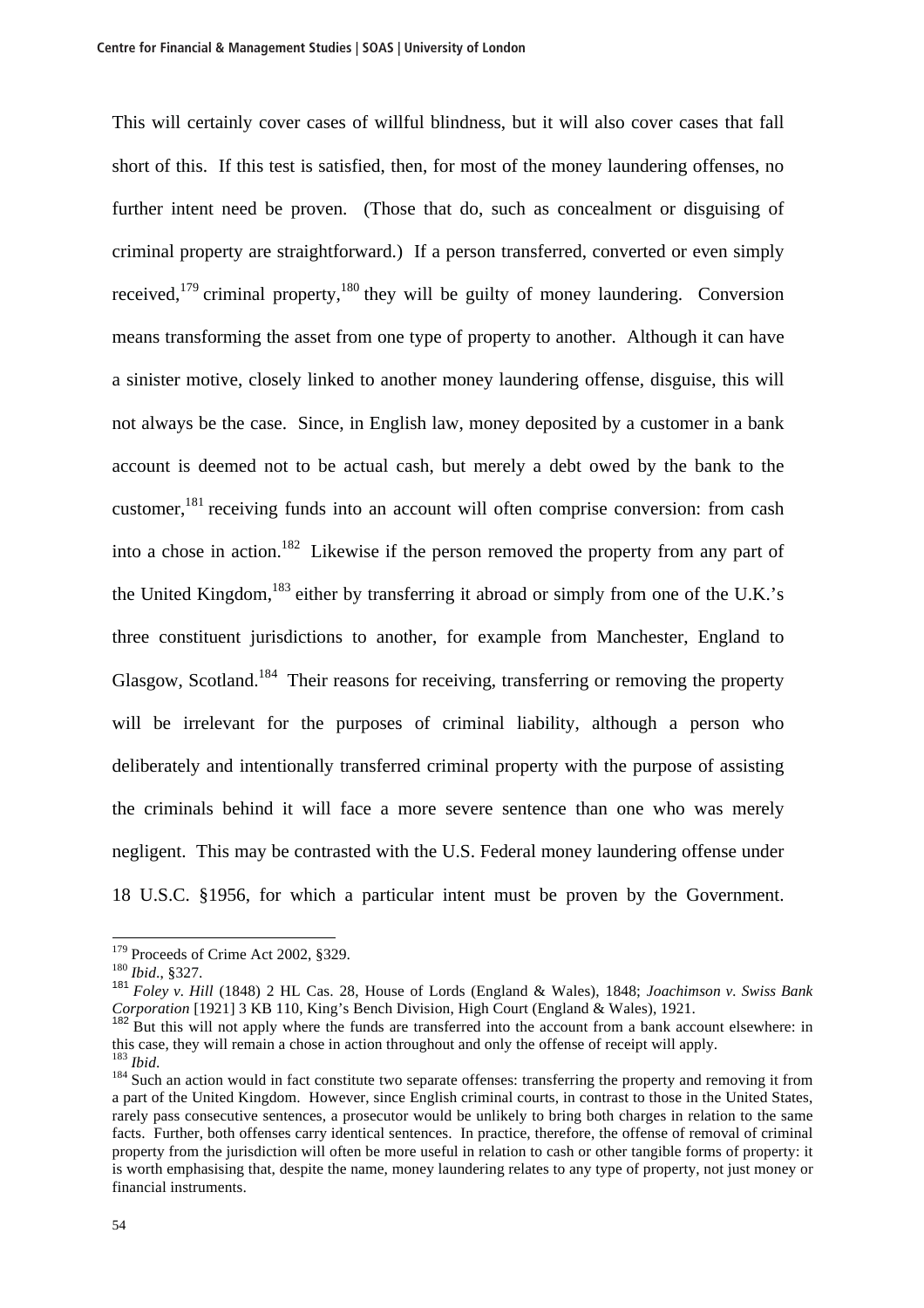This will certainly cover cases of willful blindness, but it will also cover cases that fall short of this. If this test is satisfied, then, for most of the money laundering offenses, no further intent need be proven. (Those that do, such as concealment or disguising of criminal property are straightforward.) If a person transferred, converted or even simply received,[179] criminal property,[180] they will be guilty of money laundering. Conversion means transforming the asset from one type of property to another. Although it can have a sinister motive, closely linked to another money laundering offense, disguise, this will not always be the case. Since, in English law, money deposited by a customer in a bank account is deemed not to be actual cash, but merely a debt owed by the bank to the customer,[181] receiving funds into an account will often comprise conversion: from cash into a chose in action.[182] Likewise if the person removed the property from any part of the United Kingdom,[183] either by transferring it abroad or simply from one of the U.K.'s three constituent jurisdictions to another, for example from Manchester, England to Glasgow, Scotland.[184] Their reasons for receiving, transferring or removing the property will be irrelevant for the purposes of criminal liability, although a person who deliberately and intentionally transferred criminal property with the purpose of assisting the criminals behind it will face a more severe sentence than one who was merely negligent. This may be contrasted with the U.S. Federal money laundering offense under 18 U.S.C. §1956, for which a particular intent must be proven by the Government.

---

[179] Proceeds of Crime Act 2002, §329.

[180] *Ibid.*, §327.

[181] *Foley v. Hill* (1848) 2 HL Cas. 28, House of Lords (England & Wales), 1848; *Joachimson v. Swiss Bank Corporation* [1921] 3 KB 110, King's Bench Division, High Court (England & Wales), 1921.

[182] But this will not apply where the funds are transferred into the account from a bank account elsewhere: in this case, they will remain a chose in action throughout and only the offense of receipt will apply.

[183] *Ibid.*

[184] Such an action would in fact constitute two separate offenses: transferring the property and removing it from a part of the United Kingdom. However, since English criminal courts, in contrast to those in the United States, rarely pass consecutive sentences, a prosecutor would be unlikely to bring both charges in relation to the same facts. Further, both offenses carry identical sentences. In practice, therefore, the offense of removal of criminal property from the jurisdiction will often be more useful in relation to cash or other tangible forms of property: it is worth emphasising that, despite the name, money laundering relates to any type of property, not just money or financial instruments.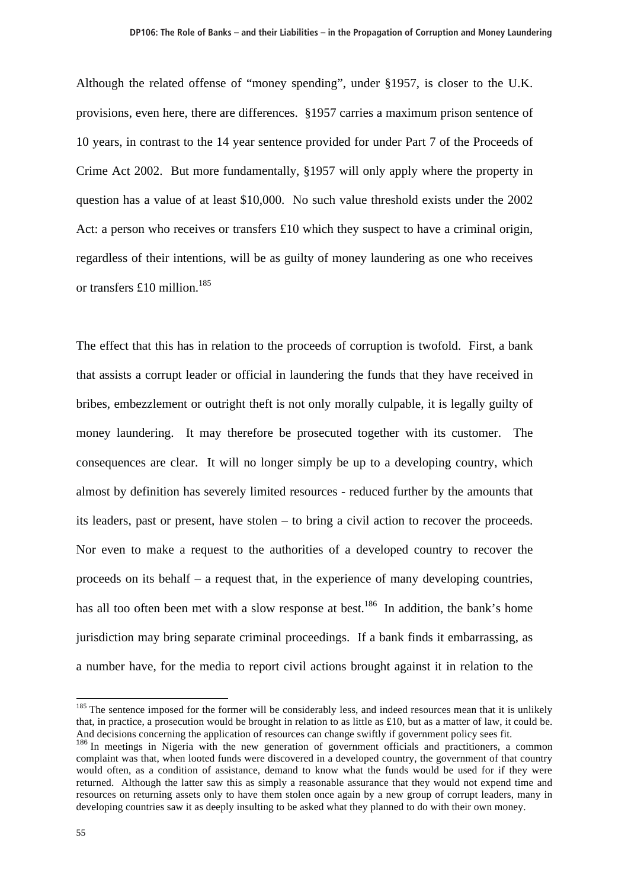Although the related offense of "money spending", under §1957, is closer to the U.K. provisions, even here, there are differences. §1957 carries a maximum prison sentence of 10 years, in contrast to the 14 year sentence provided for under Part 7 of the Proceeds of Crime Act 2002. But more fundamentally, §1957 will only apply where the property in question has a value of at least $10,000. No such value threshold exists under the 2002 Act: a person who receives or transfers £10 which they suspect to have a criminal origin, regardless of their intentions, will be as guilty of money laundering as one who receives or transfers £10 million.[185]

The effect that this has in relation to the proceeds of corruption is twofold. First, a bank that assists a corrupt leader or official in laundering the funds that they have received in bribes, embezzlement or outright theft is not only morally culpable, it is legally guilty of money laundering. It may therefore be prosecuted together with its customer. The consequences are clear. It will no longer simply be up to a developing country, which almost by definition has severely limited resources - reduced further by the amounts that its leaders, past or present, have stolen – to bring a civil action to recover the proceeds. Nor even to make a request to the authorities of a developed country to recover the proceeds on its behalf – a request that, in the experience of many developing countries, has all too often been met with a slow response at best.[186] In addition, the bank's home jurisdiction may bring separate criminal proceedings. If a bank finds it embarrassing, as a number have, for the media to report civil actions brought against it in relation to the

[185] The sentence imposed for the former will be considerably less, and indeed resources mean that it is unlikely that, in practice, a prosecution would be brought in relation to as little as £10, but as a matter of law, it could be. And decisions concerning the application of resources can change swiftly if government policy sees fit.

[186] In meetings in Nigeria with the new generation of government officials and practitioners, a common complaint was that, when looted funds were discovered in a developed country, the government of that country would often, as a condition of assistance, demand to know what the funds would be used for if they were returned. Although the latter saw this as simply a reasonable assurance that they would not expend time and resources on returning assets only to have them stolen once again by a new group of corrupt leaders, many in developing countries saw it as deeply insulting to be asked what they planned to do with their own money.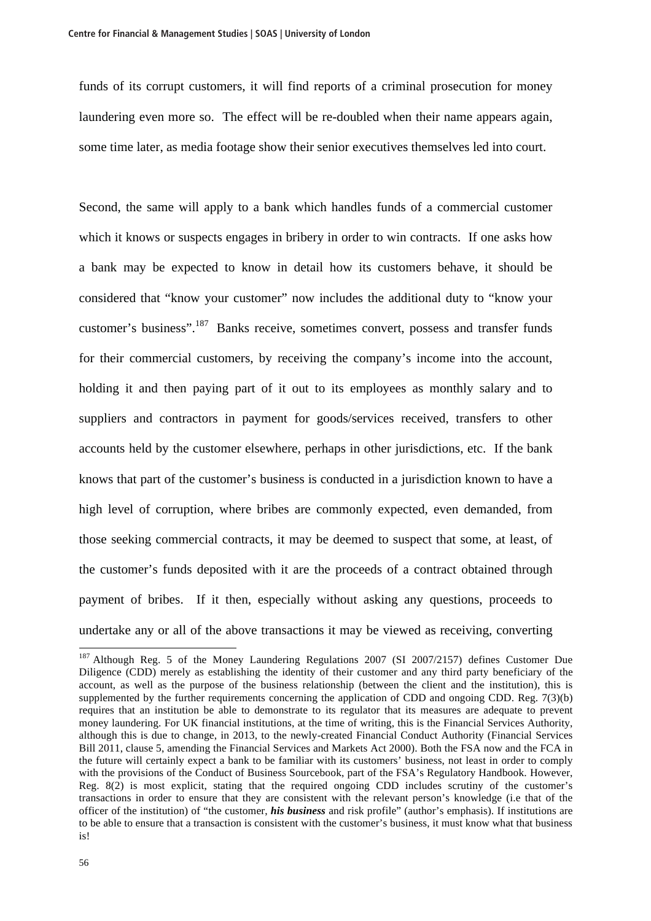funds of its corrupt customers, it will find reports of a criminal prosecution for money laundering even more so. The effect will be re-doubled when their name appears again, some time later, as media footage show their senior executives themselves led into court.

Second, the same will apply to a bank which handles funds of a commercial customer which it knows or suspects engages in bribery in order to win contracts. If one asks how a bank may be expected to know in detail how its customers behave, it should be considered that "know your customer" now includes the additional duty to "know your customer's business".[187] Banks receive, sometimes convert, possess and transfer funds for their commercial customers, by receiving the company's income into the account, holding it and then paying part of it out to its employees as monthly salary and to suppliers and contractors in payment for goods/services received, transfers to other accounts held by the customer elsewhere, perhaps in other jurisdictions, etc. If the bank knows that part of the customer's business is conducted in a jurisdiction known to have a high level of corruption, where bribes are commonly expected, even demanded, from those seeking commercial contracts, it may be deemed to suspect that some, at least, of the customer's funds deposited with it are the proceeds of a contract obtained through payment of bribes. If it then, especially without asking any questions, proceeds to undertake any or all of the above transactions it may be viewed as receiving, converting

---

[187] Although Reg. 5 of the Money Laundering Regulations 2007 (SI 2007/2157) defines Customer Due Diligence (CDD) merely as establishing the identity of their customer and any third party beneficiary of the account, as well as the purpose of the business relationship (between the client and the institution), this is supplemented by the further requirements concerning the application of CDD and ongoing CDD. Reg. 7(3)(b) requires that an institution be able to demonstrate to its regulator that its measures are adequate to prevent money laundering. For UK financial institutions, at the time of writing, this is the Financial Services Authority, although this is due to change, in 2013, to the newly-created Financial Conduct Authority (Financial Services Bill 2011, clause 5, amending the Financial Services and Markets Act 2000). Both the FSA now and the FCA in the future will certainly expect a bank to be familiar with its customers' business, not least in order to comply with the provisions of the Conduct of Business Sourcebook, part of the FSA's Regulatory Handbook. However, Reg. 8(2) is most explicit, stating that the required ongoing CDD includes scrutiny of the customer's transactions in order to ensure that they are consistent with the relevant person's knowledge (i.e that of the officer of the institution) of "the customer, ***his business*** and risk profile" (author's emphasis). If institutions are to be able to ensure that a transaction is consistent with the customer's business, it must know what that business is!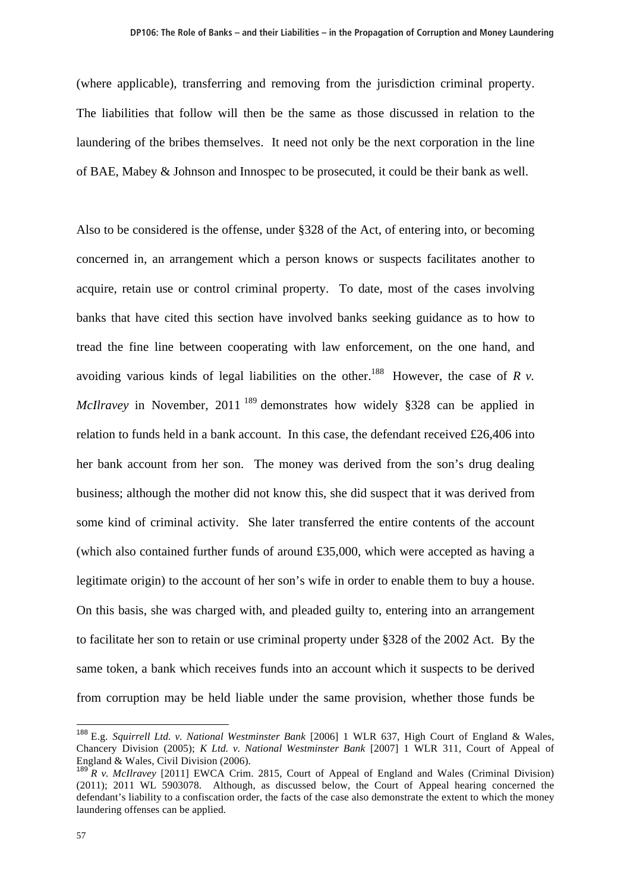(where applicable), transferring and removing from the jurisdiction criminal property. The liabilities that follow will then be the same as those discussed in relation to the laundering of the bribes themselves. It need not only be the next corporation in the line of BAE, Mabey & Johnson and Innospec to be prosecuted, it could be their bank as well.

Also to be considered is the offense, under §328 of the Act, of entering into, or becoming concerned in, an arrangement which a person knows or suspects facilitates another to acquire, retain use or control criminal property. To date, most of the cases involving banks that have cited this section have involved banks seeking guidance as to how to tread the fine line between cooperating with law enforcement, on the one hand, and avoiding various kinds of legal liabilities on the other.[188] However, the case of *R v. McIlravey* in November, 2011[189] demonstrates how widely §328 can be applied in relation to funds held in a bank account. In this case, the defendant received £26,406 into her bank account from her son. The money was derived from the son's drug dealing business; although the mother did not know this, she did suspect that it was derived from some kind of criminal activity. She later transferred the entire contents of the account (which also contained further funds of around £35,000, which were accepted as having a legitimate origin) to the account of her son's wife in order to enable them to buy a house. On this basis, she was charged with, and pleaded guilty to, entering into an arrangement to facilitate her son to retain or use criminal property under §328 of the 2002 Act. By the same token, a bank which receives funds into an account which it suspects to be derived from corruption may be held liable under the same provision, whether those funds be

---

[188] E.g. *Squirrell Ltd. v. National Westminster Bank* [2006] 1 WLR 637, High Court of England & Wales, Chancery Division (2005); *K Ltd. v. National Westminster Bank* [2007] 1 WLR 311, Court of Appeal of England & Wales, Civil Division (2006).

[189] *R v. McIlravey* [2011] EWCA Crim. 2815, Court of Appeal of England and Wales (Criminal Division) (2011); 2011 WL 5903078. Although, as discussed below, the Court of Appeal hearing concerned the defendant's liability to a confiscation order, the facts of the case also demonstrate the extent to which the money laundering offenses can be applied.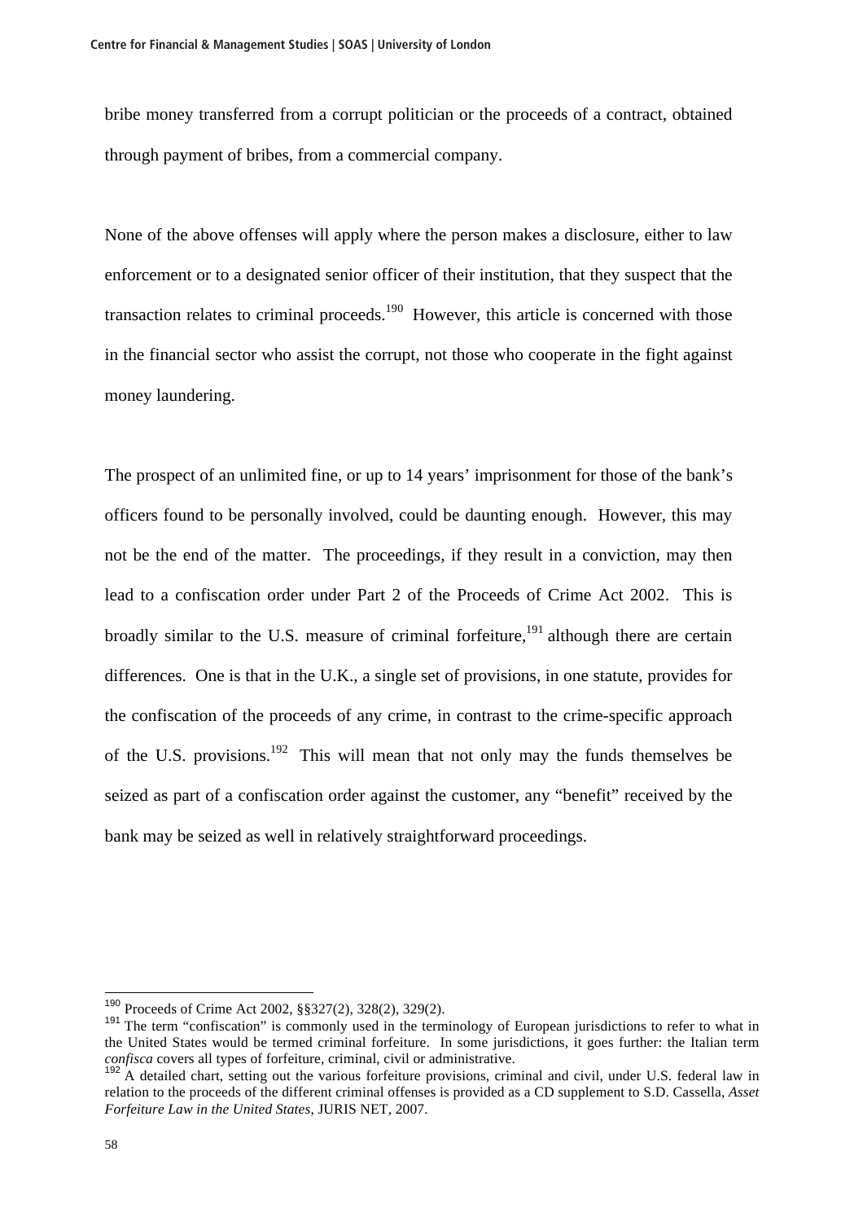bribe money transferred from a corrupt politician or the proceeds of a contract, obtained through payment of bribes, from a commercial company.

None of the above offenses will apply where the person makes a disclosure, either to law enforcement or to a designated senior officer of their institution, that they suspect that the transaction relates to criminal proceeds.[190] However, this article is concerned with those in the financial sector who assist the corrupt, not those who cooperate in the fight against money laundering.

The prospect of an unlimited fine, or up to 14 years' imprisonment for those of the bank's officers found to be personally involved, could be daunting enough. However, this may not be the end of the matter. The proceedings, if they result in a conviction, may then lead to a confiscation order under Part 2 of the Proceeds of Crime Act 2002. This is broadly similar to the U.S. measure of criminal forfeiture,[191] although there are certain differences. One is that in the U.K., a single set of provisions, in one statute, provides for the confiscation of the proceeds of any crime, in contrast to the crime-specific approach of the U.S. provisions.[192] This will mean that not only may the funds themselves be seized as part of a confiscation order against the customer, any "benefit" received by the bank may be seized as well in relatively straightforward proceedings.

---

[190] Proceeds of Crime Act 2002, §§327(2), 328(2), 329(2).

[191] The term "confiscation" is commonly used in the terminology of European jurisdictions to refer to what in the United States would be termed criminal forfeiture. In some jurisdictions, it goes further: the Italian term *confisca* covers all types of forfeiture, criminal, civil or administrative.

[192] A detailed chart, setting out the various forfeiture provisions, criminal and civil, under U.S. federal law in relation to the proceeds of the different criminal offenses is provided as a CD supplement to S.D. Cassella, *Asset Forfeiture Law in the United States*, JURIS NET, 2007.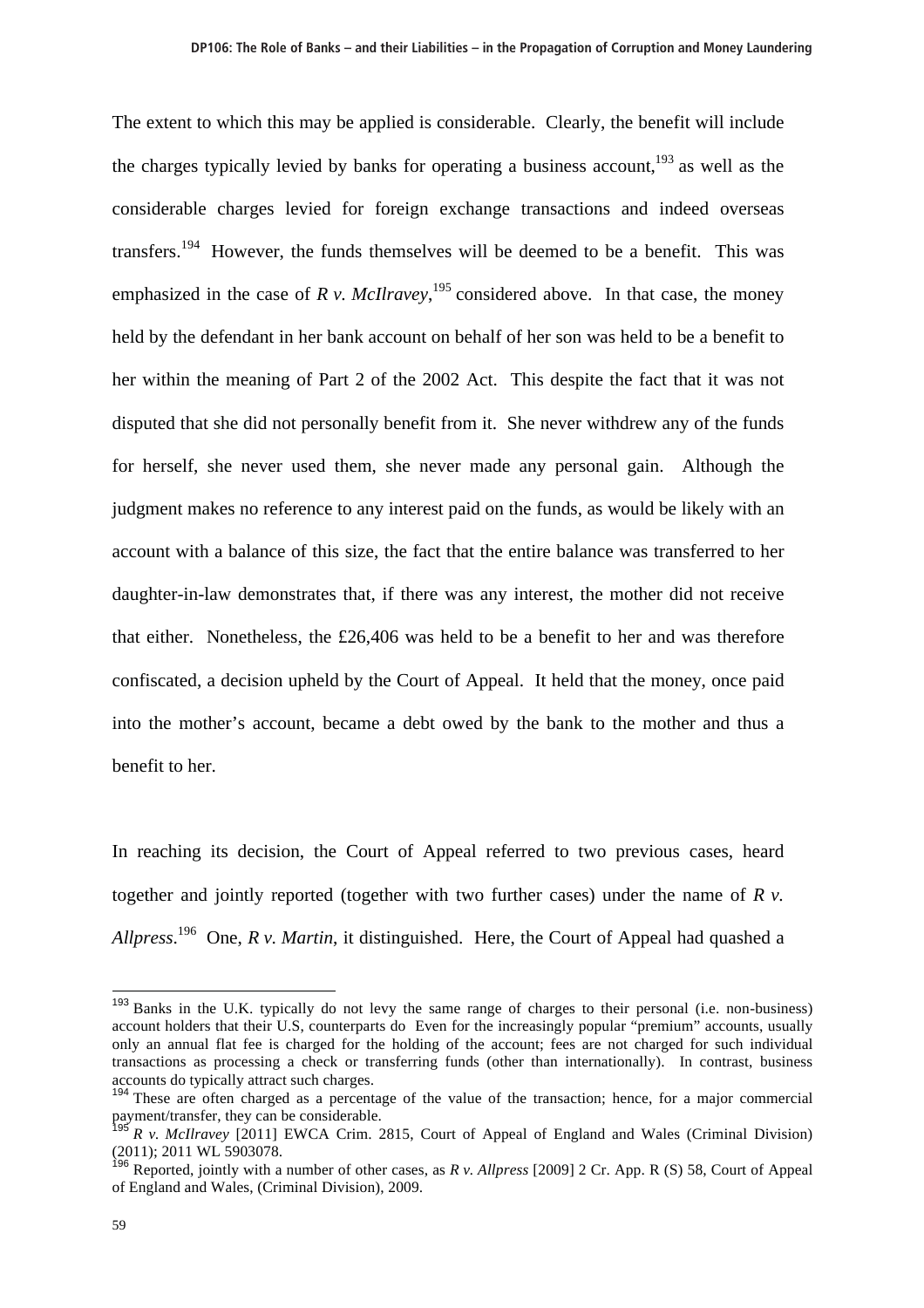The extent to which this may be applied is considerable. Clearly, the benefit will include the charges typically levied by banks for operating a business account,[193] as well as the considerable charges levied for foreign exchange transactions and indeed overseas transfers.[194] However, the funds themselves will be deemed to be a benefit. This was emphasized in the case of *R v. McIlravey*,[195] considered above. In that case, the money held by the defendant in her bank account on behalf of her son was held to be a benefit to her within the meaning of Part 2 of the 2002 Act. This despite the fact that it was not disputed that she did not personally benefit from it. She never withdrew any of the funds for herself, she never used them, she never made any personal gain. Although the judgment makes no reference to any interest paid on the funds, as would be likely with an account with a balance of this size, the fact that the entire balance was transferred to her daughter-in-law demonstrates that, if there was any interest, the mother did not receive that either. Nonetheless, the £26,406 was held to be a benefit to her and was therefore confiscated, a decision upheld by the Court of Appeal. It held that the money, once paid into the mother's account, became a debt owed by the bank to the mother and thus a benefit to her.

In reaching its decision, the Court of Appeal referred to two previous cases, heard together and jointly reported (together with two further cases) under the name of *R v. Allpress*.[196] One, *R v. Martin*, it distinguished. Here, the Court of Appeal had quashed a

---

[193] Banks in the U.K. typically do not levy the same range of charges to their personal (i.e. non-business) account holders that their U.S, counterparts do Even for the increasingly popular "premium" accounts, usually only an annual flat fee is charged for the holding of the account; fees are not charged for such individual transactions as processing a check or transferring funds (other than internationally). In contrast, business accounts do typically attract such charges.

[194] These are often charged as a percentage of the value of the transaction; hence, for a major commercial payment/transfer, they can be considerable.

[195] *R v. McIlravey* [2011] EWCA Crim. 2815, Court of Appeal of England and Wales (Criminal Division) (2011); 2011 WL 5903078.

[196] Reported, jointly with a number of other cases, as *R v. Allpress* [2009] 2 Cr. App. R (S) 58, Court of Appeal of England and Wales, (Criminal Division), 2009.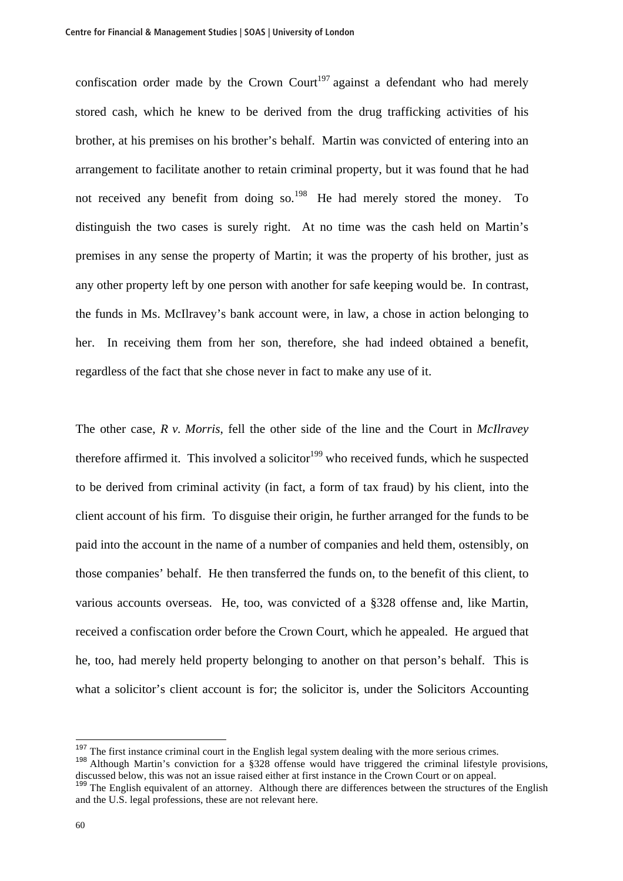confiscation order made by the Crown Court[197] against a defendant who had merely stored cash, which he knew to be derived from the drug trafficking activities of his brother, at his premises on his brother's behalf. Martin was convicted of entering into an arrangement to facilitate another to retain criminal property, but it was found that he had not received any benefit from doing so.[198] He had merely stored the money. To distinguish the two cases is surely right. At no time was the cash held on Martin's premises in any sense the property of Martin; it was the property of his brother, just as any other property left by one person with another for safe keeping would be. In contrast, the funds in Ms. McIlravey's bank account were, in law, a chose in action belonging to her. In receiving them from her son, therefore, she had indeed obtained a benefit, regardless of the fact that she chose never in fact to make any use of it.

The other case, *R v. Morris*, fell the other side of the line and the Court in *McIlravey* therefore affirmed it. This involved a solicitor[199] who received funds, which he suspected to be derived from criminal activity (in fact, a form of tax fraud) by his client, into the client account of his firm. To disguise their origin, he further arranged for the funds to be paid into the account in the name of a number of companies and held them, ostensibly, on those companies' behalf. He then transferred the funds on, to the benefit of this client, to various accounts overseas. He, too, was convicted of a §328 offense and, like Martin, received a confiscation order before the Crown Court, which he appealed. He argued that he, too, had merely held property belonging to another on that person's behalf. This is what a solicitor's client account is for; the solicitor is, under the Solicitors Accounting

---

[197] The first instance criminal court in the English legal system dealing with the more serious crimes.

[198] Although Martin's conviction for a §328 offense would have triggered the criminal lifestyle provisions, discussed below, this was not an issue raised either at first instance in the Crown Court or on appeal.

[199] The English equivalent of an attorney. Although there are differences between the structures of the English and the U.S. legal professions, these are not relevant here.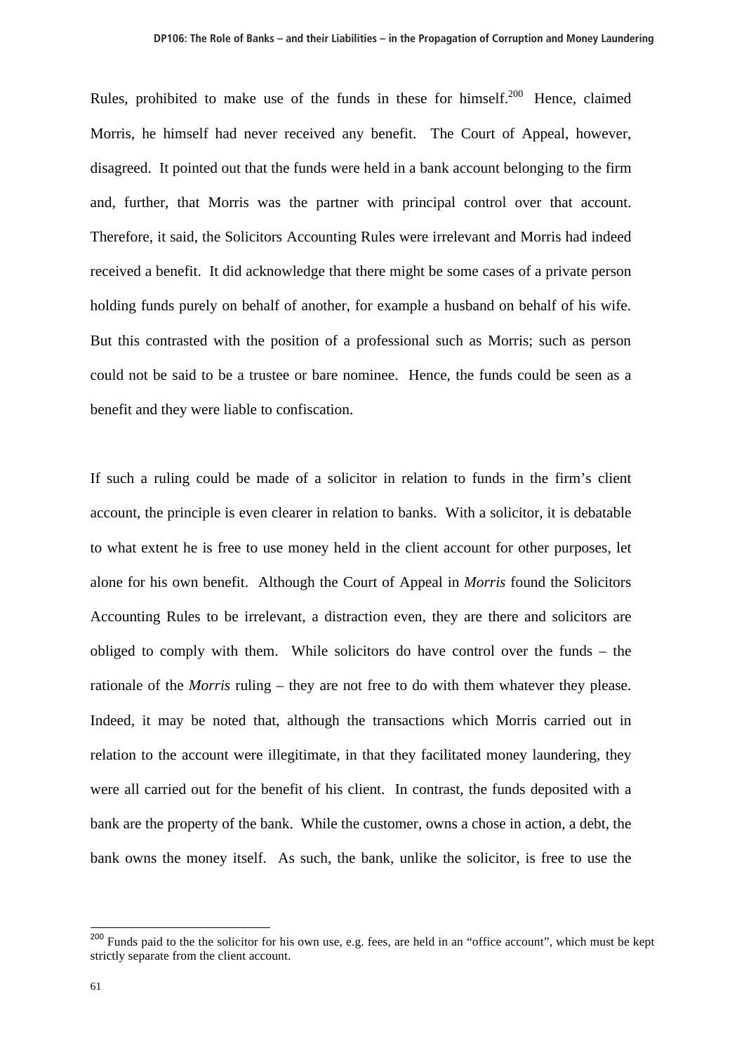Rules, prohibited to make use of the funds in these for himself.[200] Hence, claimed Morris, he himself had never received any benefit. The Court of Appeal, however, disagreed. It pointed out that the funds were held in a bank account belonging to the firm and, further, that Morris was the partner with principal control over that account. Therefore, it said, the Solicitors Accounting Rules were irrelevant and Morris had indeed received a benefit. It did acknowledge that there might be some cases of a private person holding funds purely on behalf of another, for example a husband on behalf of his wife. But this contrasted with the position of a professional such as Morris; such as person could not be said to be a trustee or bare nominee. Hence, the funds could be seen as a benefit and they were liable to confiscation.

If such a ruling could be made of a solicitor in relation to funds in the firm's client account, the principle is even clearer in relation to banks. With a solicitor, it is debatable to what extent he is free to use money held in the client account for other purposes, let alone for his own benefit. Although the Court of Appeal in *Morris* found the Solicitors Accounting Rules to be irrelevant, a distraction even, they are there and solicitors are obliged to comply with them. While solicitors do have control over the funds – the rationale of the *Morris* ruling – they are not free to do with them whatever they please. Indeed, it may be noted that, although the transactions which Morris carried out in relation to the account were illegitimate, in that they facilitated money laundering, they were all carried out for the benefit of his client. In contrast, the funds deposited with a bank are the property of the bank. While the customer, owns a chose in action, a debt, the bank owns the money itself. As such, the bank, unlike the solicitor, is free to use the

[200] Funds paid to the the solicitor for his own use, e.g. fees, are held in an "office account", which must be kept strictly separate from the client account.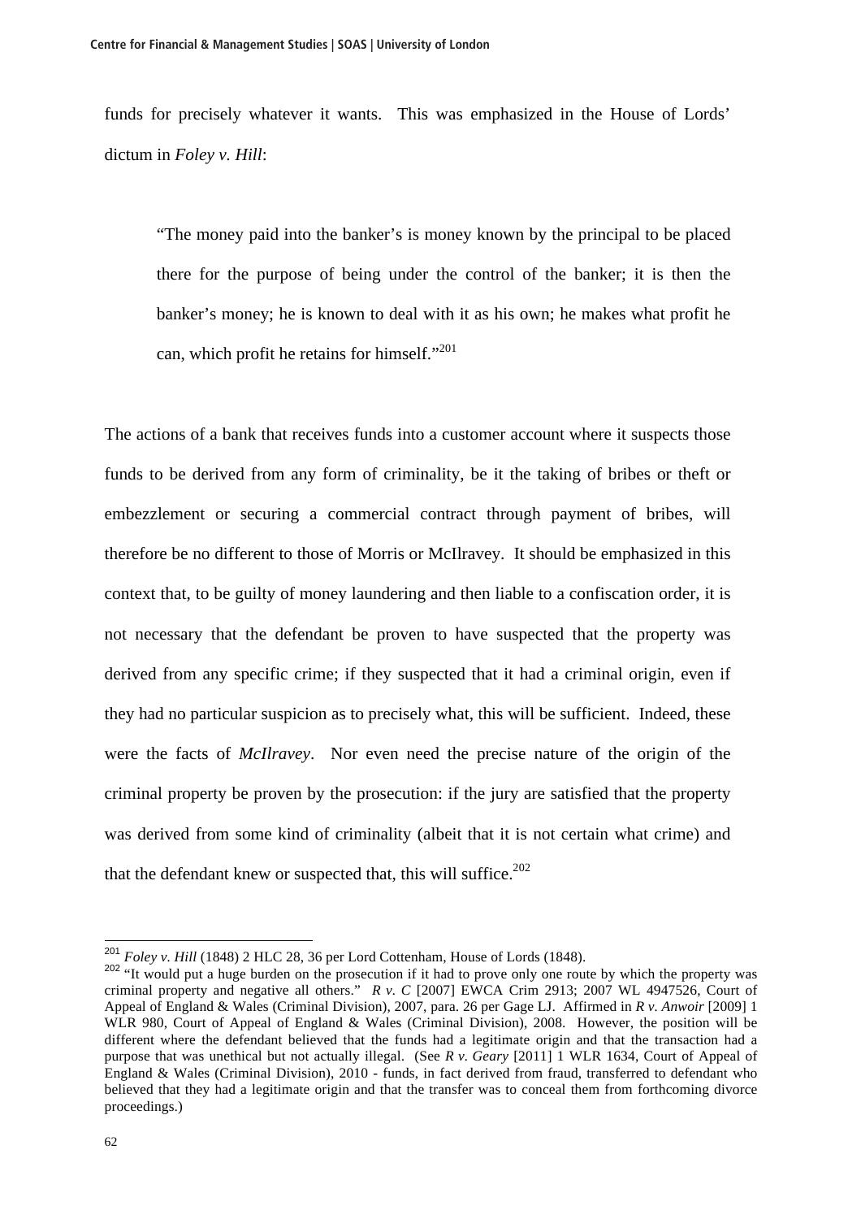funds for precisely whatever it wants. This was emphasized in the House of Lords' dictum in *Foley v. Hill*:

> "The money paid into the banker's is money known by the principal to be placed there for the purpose of being under the control of the banker; it is then the banker's money; he is known to deal with it as his own; he makes what profit he can, which profit he retains for himself."[201]

The actions of a bank that receives funds into a customer account where it suspects those funds to be derived from any form of criminality, be it the taking of bribes or theft or embezzlement or securing a commercial contract through payment of bribes, will therefore be no different to those of Morris or McIlravey. It should be emphasized in this context that, to be guilty of money laundering and then liable to a confiscation order, it is not necessary that the defendant be proven to have suspected that the property was derived from any specific crime; if they suspected that it had a criminal origin, even if they had no particular suspicion as to precisely what, this will be sufficient. Indeed, these were the facts of *McIlravey*. Nor even need the precise nature of the origin of the criminal property be proven by the prosecution: if the jury are satisfied that the property was derived from some kind of criminality (albeit that it is not certain what crime) and that the defendant knew or suspected that, this will suffice.[202]

---

[201] *Foley v. Hill* (1848) 2 HLC 28, 36 per Lord Cottenham, House of Lords (1848).

[202] "It would put a huge burden on the prosecution if it had to prove only one route by which the property was criminal property and negative all others." *R v. C* [2007] EWCA Crim 2913; 2007 WL 4947526, Court of Appeal of England & Wales (Criminal Division), 2007, para. 26 per Gage LJ. Affirmed in *R v. Anwoir* [2009] 1 WLR 980, Court of Appeal of England & Wales (Criminal Division), 2008. However, the position will be different where the defendant believed that the funds had a legitimate origin and that the transaction had a purpose that was unethical but not actually illegal. (See *R v. Geary* [2011] 1 WLR 1634, Court of Appeal of England & Wales (Criminal Division), 2010 - funds, in fact derived from fraud, transferred to defendant who believed that they had a legitimate origin and that the transfer was to conceal them from forthcoming divorce proceedings.)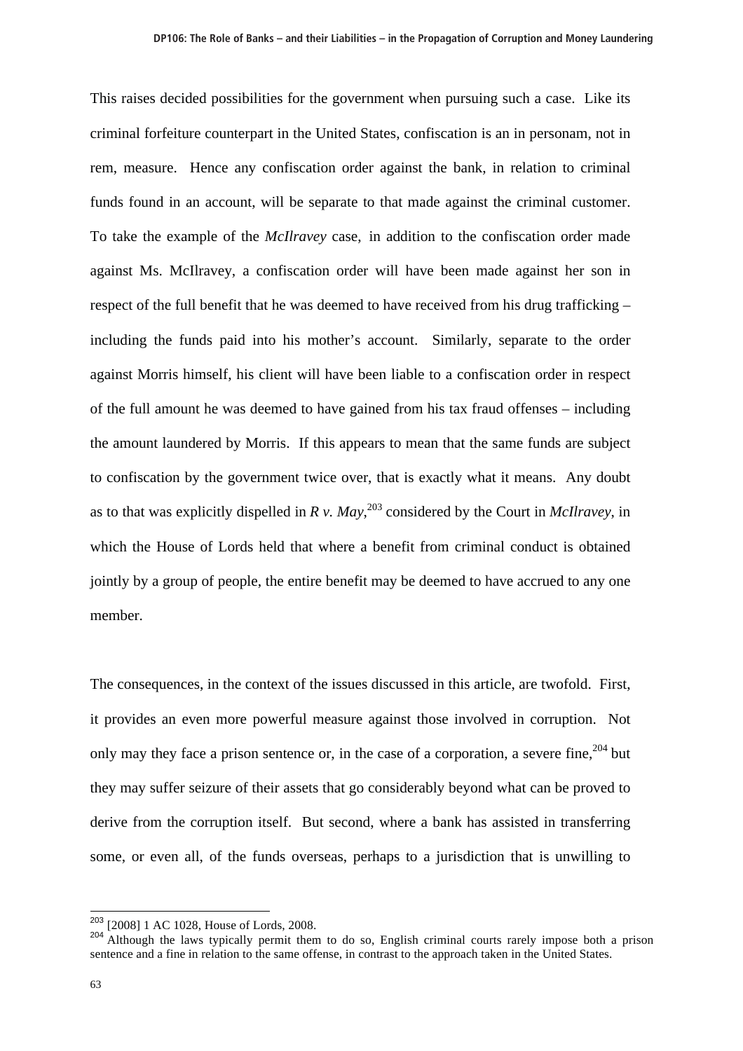This raises decided possibilities for the government when pursuing such a case. Like its criminal forfeiture counterpart in the United States, confiscation is an in personam, not in rem, measure. Hence any confiscation order against the bank, in relation to criminal funds found in an account, will be separate to that made against the criminal customer. To take the example of the *McIlravey* case, in addition to the confiscation order made against Ms. McIlravey, a confiscation order will have been made against her son in respect of the full benefit that he was deemed to have received from his drug trafficking – including the funds paid into his mother's account. Similarly, separate to the order against Morris himself, his client will have been liable to a confiscation order in respect of the full amount he was deemed to have gained from his tax fraud offenses – including the amount laundered by Morris. If this appears to mean that the same funds are subject to confiscation by the government twice over, that is exactly what it means. Any doubt as to that was explicitly dispelled in *R v. May*,[203] considered by the Court in *McIlravey*, in which the House of Lords held that where a benefit from criminal conduct is obtained jointly by a group of people, the entire benefit may be deemed to have accrued to any one member.

The consequences, in the context of the issues discussed in this article, are twofold. First, it provides an even more powerful measure against those involved in corruption. Not only may they face a prison sentence or, in the case of a corporation, a severe fine,[204] but they may suffer seizure of their assets that go considerably beyond what can be proved to derive from the corruption itself. But second, where a bank has assisted in transferring some, or even all, of the funds overseas, perhaps to a jurisdiction that is unwilling to

---

[203] [2008] 1 AC 1028, House of Lords, 2008.

[204] Although the laws typically permit them to do so, English criminal courts rarely impose both a prison sentence and a fine in relation to the same offense, in contrast to the approach taken in the United States.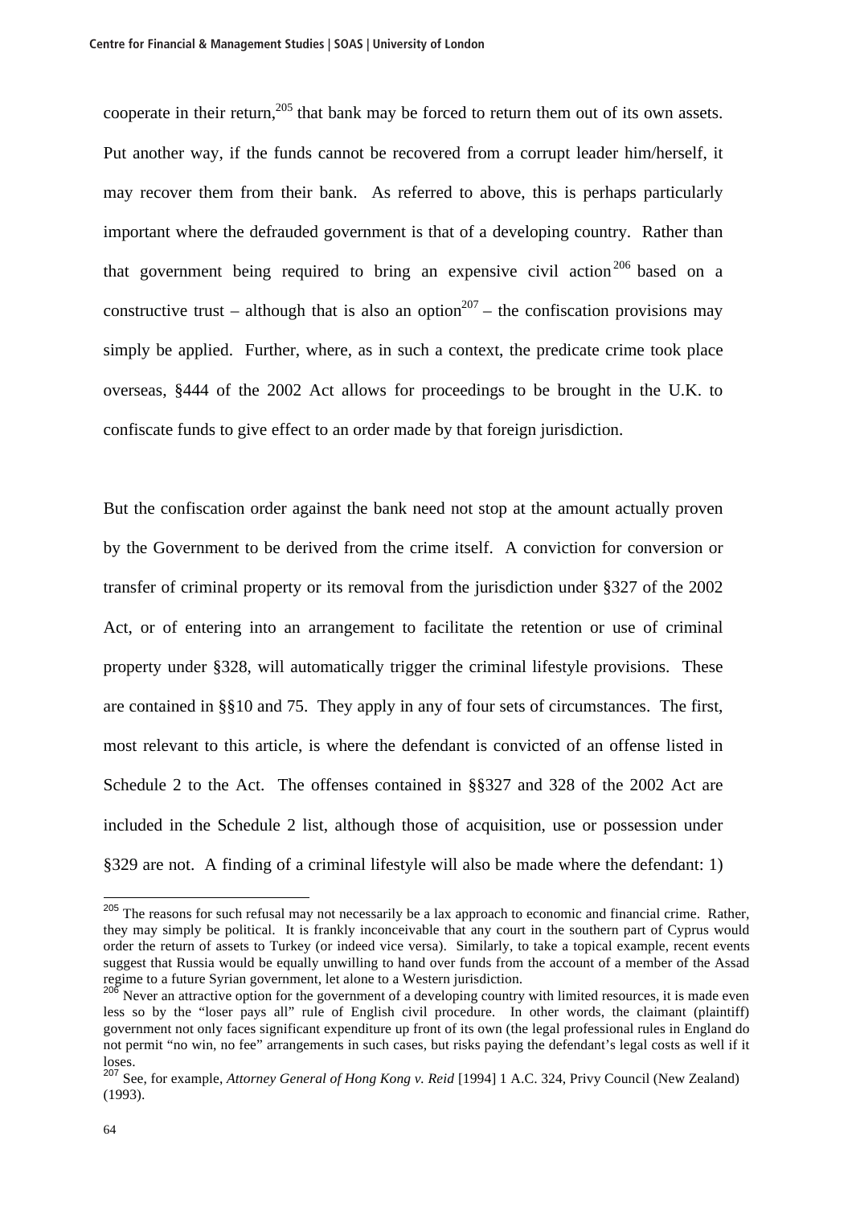cooperate in their return,[205] that bank may be forced to return them out of its own assets. Put another way, if the funds cannot be recovered from a corrupt leader him/herself, it may recover them from their bank. As referred to above, this is perhaps particularly important where the defrauded government is that of a developing country. Rather than that government being required to bring an expensive civil action[206] based on a constructive trust – although that is also an option[207] – the confiscation provisions may simply be applied. Further, where, as in such a context, the predicate crime took place overseas, §444 of the 2002 Act allows for proceedings to be brought in the U.K. to confiscate funds to give effect to an order made by that foreign jurisdiction.

But the confiscation order against the bank need not stop at the amount actually proven by the Government to be derived from the crime itself. A conviction for conversion or transfer of criminal property or its removal from the jurisdiction under §327 of the 2002 Act, or of entering into an arrangement to facilitate the retention or use of criminal property under §328, will automatically trigger the criminal lifestyle provisions. These are contained in §§10 and 75. They apply in any of four sets of circumstances. The first, most relevant to this article, is where the defendant is convicted of an offense listed in Schedule 2 to the Act. The offenses contained in §§327 and 328 of the 2002 Act are included in the Schedule 2 list, although those of acquisition, use or possession under §329 are not. A finding of a criminal lifestyle will also be made where the defendant: 1)

---

[205] The reasons for such refusal may not necessarily be a lax approach to economic and financial crime. Rather, they may simply be political. It is frankly inconceivable that any court in the southern part of Cyprus would order the return of assets to Turkey (or indeed vice versa). Similarly, to take a topical example, recent events suggest that Russia would be equally unwilling to hand over funds from the account of a member of the Assad regime to a future Syrian government, let alone to a Western jurisdiction.

[206] Never an attractive option for the government of a developing country with limited resources, it is made even less so by the "loser pays all" rule of English civil procedure. In other words, the claimant (plaintiff) government not only faces significant expenditure up front of its own (the legal professional rules in England do not permit "no win, no fee" arrangements in such cases, but risks paying the defendant's legal costs as well if it loses.

[207] See, for example, *Attorney General of Hong Kong v. Reid* [1994] 1 A.C. 324, Privy Council (New Zealand) (1993).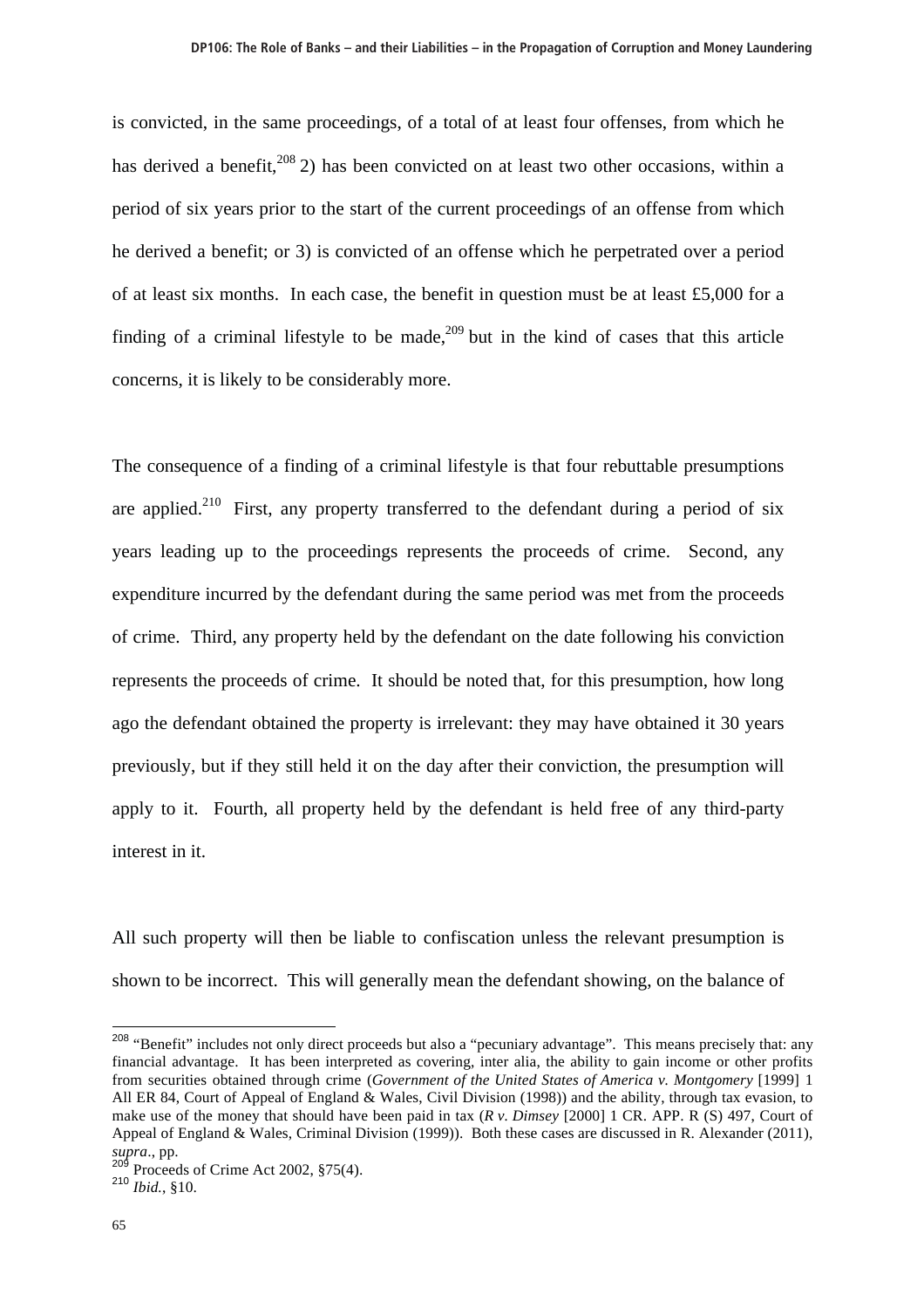is convicted, in the same proceedings, of a total of at least four offenses, from which he has derived a benefit,[208] 2) has been convicted on at least two other occasions, within a period of six years prior to the start of the current proceedings of an offense from which he derived a benefit; or 3) is convicted of an offense which he perpetrated over a period of at least six months. In each case, the benefit in question must be at least £5,000 for a finding of a criminal lifestyle to be made,[209] but in the kind of cases that this article concerns, it is likely to be considerably more.

The consequence of a finding of a criminal lifestyle is that four rebuttable presumptions are applied.[210] First, any property transferred to the defendant during a period of six years leading up to the proceedings represents the proceeds of crime. Second, any expenditure incurred by the defendant during the same period was met from the proceeds of crime. Third, any property held by the defendant on the date following his conviction represents the proceeds of crime. It should be noted that, for this presumption, how long ago the defendant obtained the property is irrelevant: they may have obtained it 30 years previously, but if they still held it on the day after their conviction, the presumption will apply to it. Fourth, all property held by the defendant is held free of any third-party interest in it.

All such property will then be liable to confiscation unless the relevant presumption is shown to be incorrect. This will generally mean the defendant showing, on the balance of

---

[208] "Benefit" includes not only direct proceeds but also a "pecuniary advantage". This means precisely that: any financial advantage. It has been interpreted as covering, inter alia, the ability to gain income or other profits from securities obtained through crime (*Government of the United States of America v. Montgomery* [1999] 1 All ER 84, Court of Appeal of England & Wales, Civil Division (1998)) and the ability, through tax evasion, to make use of the money that should have been paid in tax (*R v. Dimsey* [2000] 1 CR. APP. R (S) 497, Court of Appeal of England & Wales, Criminal Division (1999)). Both these cases are discussed in R. Alexander (2011), *supra*., pp.

[209] Proceeds of Crime Act 2002, §75(4).

[210] *Ibid.*, §10.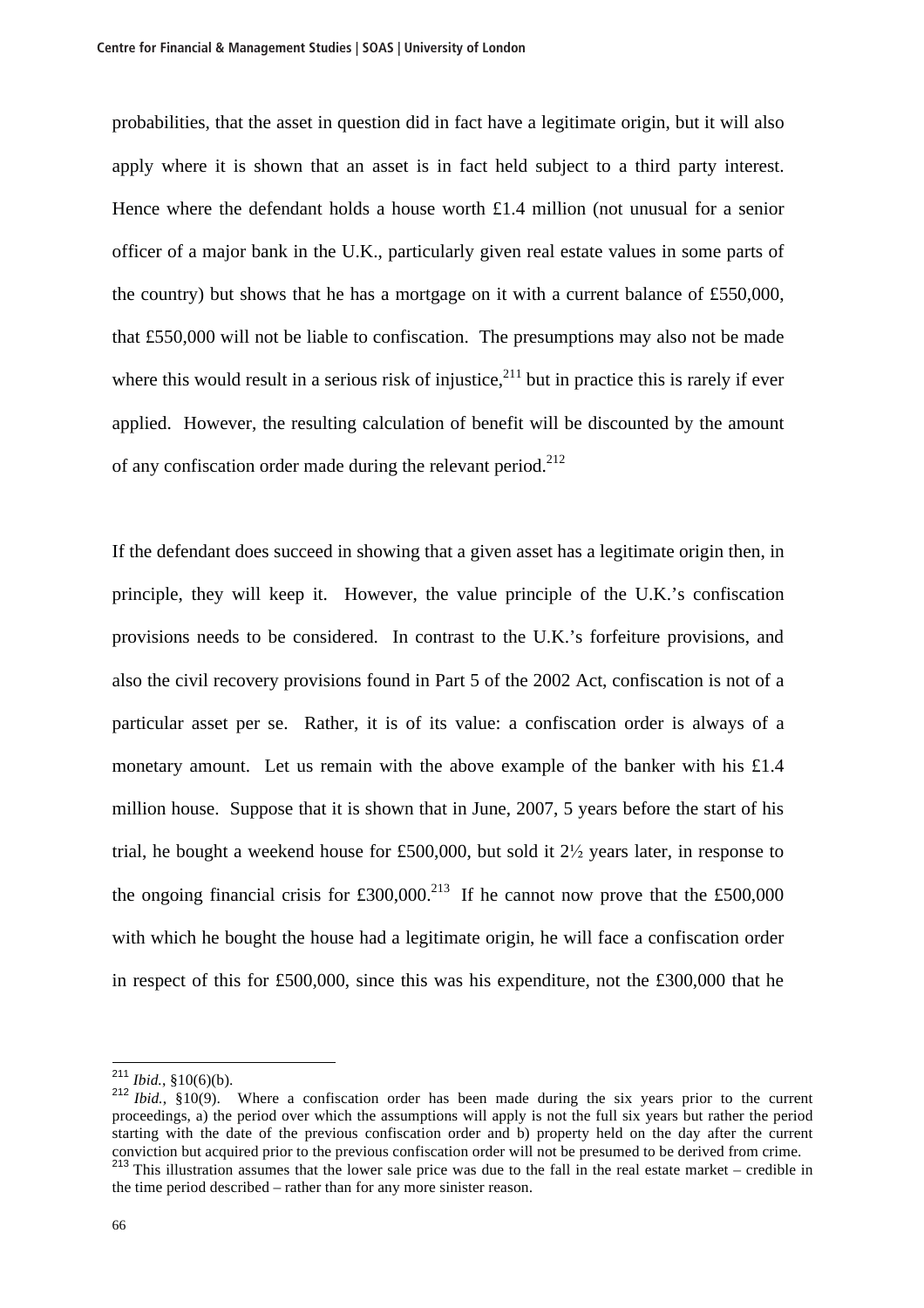probabilities, that the asset in question did in fact have a legitimate origin, but it will also apply where it is shown that an asset is in fact held subject to a third party interest. Hence where the defendant holds a house worth £1.4 million (not unusual for a senior officer of a major bank in the U.K., particularly given real estate values in some parts of the country) but shows that he has a mortgage on it with a current balance of £550,000, that £550,000 will not be liable to confiscation. The presumptions may also not be made where this would result in a serious risk of injustice,[211] but in practice this is rarely if ever applied. However, the resulting calculation of benefit will be discounted by the amount of any confiscation order made during the relevant period.[212]

If the defendant does succeed in showing that a given asset has a legitimate origin then, in principle, they will keep it. However, the value principle of the U.K.'s confiscation provisions needs to be considered. In contrast to the U.K.'s forfeiture provisions, and also the civil recovery provisions found in Part 5 of the 2002 Act, confiscation is not of a particular asset per se. Rather, it is of its value: a confiscation order is always of a monetary amount. Let us remain with the above example of the banker with his £1.4 million house. Suppose that it is shown that in June, 2007, 5 years before the start of his trial, he bought a weekend house for £500,000, but sold it 2½ years later, in response to the ongoing financial crisis for £300,000.[213] If he cannot now prove that the £500,000 with which he bought the house had a legitimate origin, he will face a confiscation order in respect of this for £500,000, since this was his expenditure, not the £300,000 that he

---

[211] *Ibid.*, §10(6)(b).

[212] *Ibid.*, §10(9). Where a confiscation order has been made during the six years prior to the current proceedings, a) the period over which the assumptions will apply is not the full six years but rather the period starting with the date of the previous confiscation order and b) property held on the day after the current conviction but acquired prior to the previous confiscation order will not be presumed to be derived from crime.

[213] This illustration assumes that the lower sale price was due to the fall in the real estate market – credible in the time period described – rather than for any more sinister reason.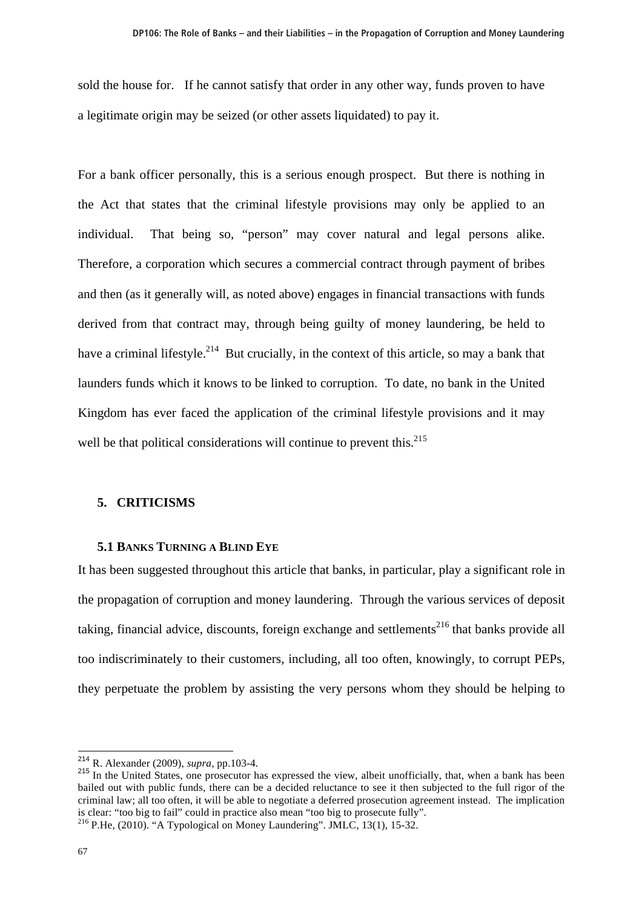sold the house for. If he cannot satisfy that order in any other way, funds proven to have a legitimate origin may be seized (or other assets liquidated) to pay it.

For a bank officer personally, this is a serious enough prospect. But there is nothing in the Act that states that the criminal lifestyle provisions may only be applied to an individual. That being so, "person" may cover natural and legal persons alike. Therefore, a corporation which secures a commercial contract through payment of bribes and then (as it generally will, as noted above) engages in financial transactions with funds derived from that contract may, through being guilty of money laundering, be held to have a criminal lifestyle.[214] But crucially, in the context of this article, so may a bank that launders funds which it knows to be linked to corruption. To date, no bank in the United Kingdom has ever faced the application of the criminal lifestyle provisions and it may well be that political considerations will continue to prevent this.[215]

## 5. CRITICISMS

### 5.1 Banks Turning a Blind Eye

It has been suggested throughout this article that banks, in particular, play a significant role in the propagation of corruption and money laundering. Through the various services of deposit taking, financial advice, discounts, foreign exchange and settlements[216] that banks provide all too indiscriminately to their customers, including, all too often, knowingly, to corrupt PEPs, they perpetuate the problem by assisting the very persons whom they should be helping to

---

[214] R. Alexander (2009), *supra*, pp.103-4.

[215] In the United States, one prosecutor has expressed the view, albeit unofficially, that, when a bank has been bailed out with public funds, there can be a decided reluctance to see it then subjected to the full rigor of the criminal law; all too often, it will be able to negotiate a deferred prosecution agreement instead. The implication is clear: "too big to fail" could in practice also mean "too big to prosecute fully".

[216] P.He, (2010). "A Typological on Money Laundering". JMLC, 13(1), 15-32.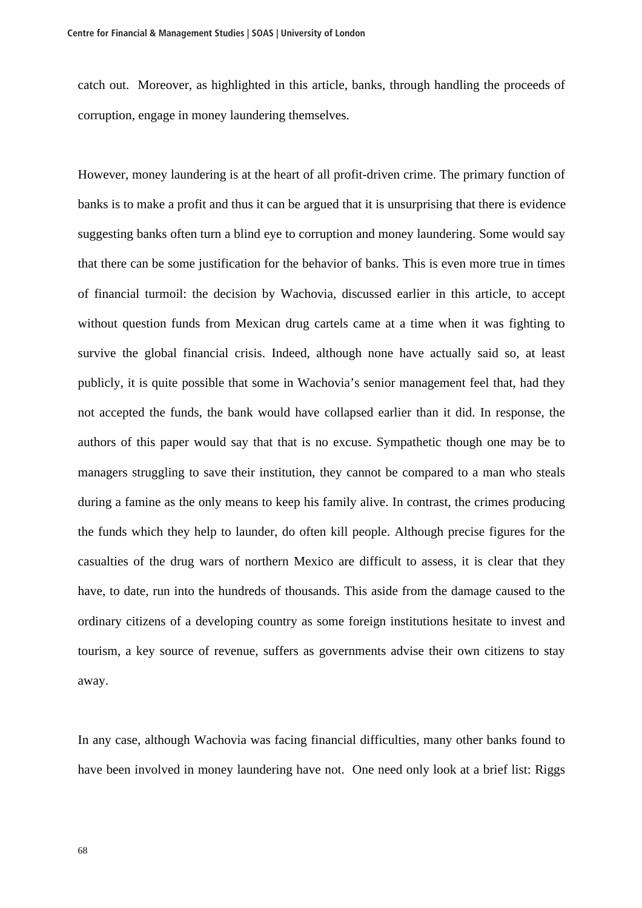catch out. Moreover, as highlighted in this article, banks, through handling the proceeds of corruption, engage in money laundering themselves.

However, money laundering is at the heart of all profit-driven crime. The primary function of banks is to make a profit and thus it can be argued that it is unsurprising that there is evidence suggesting banks often turn a blind eye to corruption and money laundering. Some would say that there can be some justification for the behavior of banks. This is even more true in times of financial turmoil: the decision by Wachovia, discussed earlier in this article, to accept without question funds from Mexican drug cartels came at a time when it was fighting to survive the global financial crisis. Indeed, although none have actually said so, at least publicly, it is quite possible that some in Wachovia's senior management feel that, had they not accepted the funds, the bank would have collapsed earlier than it did. In response, the authors of this paper would say that that is no excuse. Sympathetic though one may be to managers struggling to save their institution, they cannot be compared to a man who steals during a famine as the only means to keep his family alive. In contrast, the crimes producing the funds which they help to launder, do often kill people. Although precise figures for the casualties of the drug wars of northern Mexico are difficult to assess, it is clear that they have, to date, run into the hundreds of thousands. This aside from the damage caused to the ordinary citizens of a developing country as some foreign institutions hesitate to invest and tourism, a key source of revenue, suffers as governments advise their own citizens to stay away.

In any case, although Wachovia was facing financial difficulties, many other banks found to have been involved in money laundering have not. One need only look at a brief list: Riggs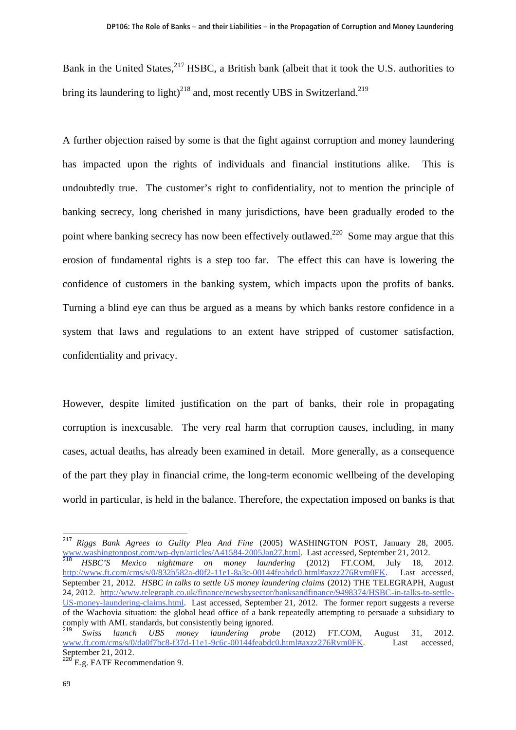Bank in the United States,[217] HSBC, a British bank (albeit that it took the U.S. authorities to bring its laundering to light)[218] and, most recently UBS in Switzerland.[219]

A further objection raised by some is that the fight against corruption and money laundering has impacted upon the rights of individuals and financial institutions alike. This is undoubtedly true. The customer's right to confidentiality, not to mention the principle of banking secrecy, long cherished in many jurisdictions, have been gradually eroded to the point where banking secrecy has now been effectively outlawed.[220] Some may argue that this erosion of fundamental rights is a step too far. The effect this can have is lowering the confidence of customers in the banking system, which impacts upon the profits of banks. Turning a blind eye can thus be argued as a means by which banks restore confidence in a system that laws and regulations to an extent have stripped of customer satisfaction, confidentiality and privacy.

However, despite limited justification on the part of banks, their role in propagating corruption is inexcusable. The very real harm that corruption causes, including, in many cases, actual deaths, has already been examined in detail. More generally, as a consequence of the part they play in financial crime, the long-term economic wellbeing of the developing world in particular, is held in the balance. Therefore, the expectation imposed on banks is that

---

[217] *Riggs Bank Agrees to Guilty Plea And Fine* (2005) WASHINGTON POST, January 28, 2005. www.washingtonpost.com/wp-dyn/articles/A41584-2005Jan27.html. Last accessed, September 21, 2012.

[218] *HSBC'S Mexico nightmare on money laundering* (2012) FT.COM, July 18, 2012. http://www.ft.com/cms/s/0/832b582a-d0f2-11e1-8a3c-00144feabdc0.html#axzz276Rvm0FK. Last accessed, September 21, 2012. *HSBC in talks to settle US money laundering claims* (2012) THE TELEGRAPH, August 24, 2012. http://www.telegraph.co.uk/finance/newsbysector/banksandfinance/9498374/HSBC-in-talks-to-settle-US-money-laundering-claims.html. Last accessed, September 21, 2012. The former report suggests a reverse of the Wachovia situation: the global head office of a bank repeatedly attempting to persuade a subsidiary to comply with AML standards, but consistently being ignored.

[219] *Swiss launch UBS money laundering probe* (2012) FT.COM, August 31, 2012. www.ft.com/cms/s/0/da0f7bc8-f37d-11e1-9c6c-00144feabdc0.html#axzz276Rvm0FK. Last accessed, September 21, 2012.

[220] E.g. FATF Recommendation 9.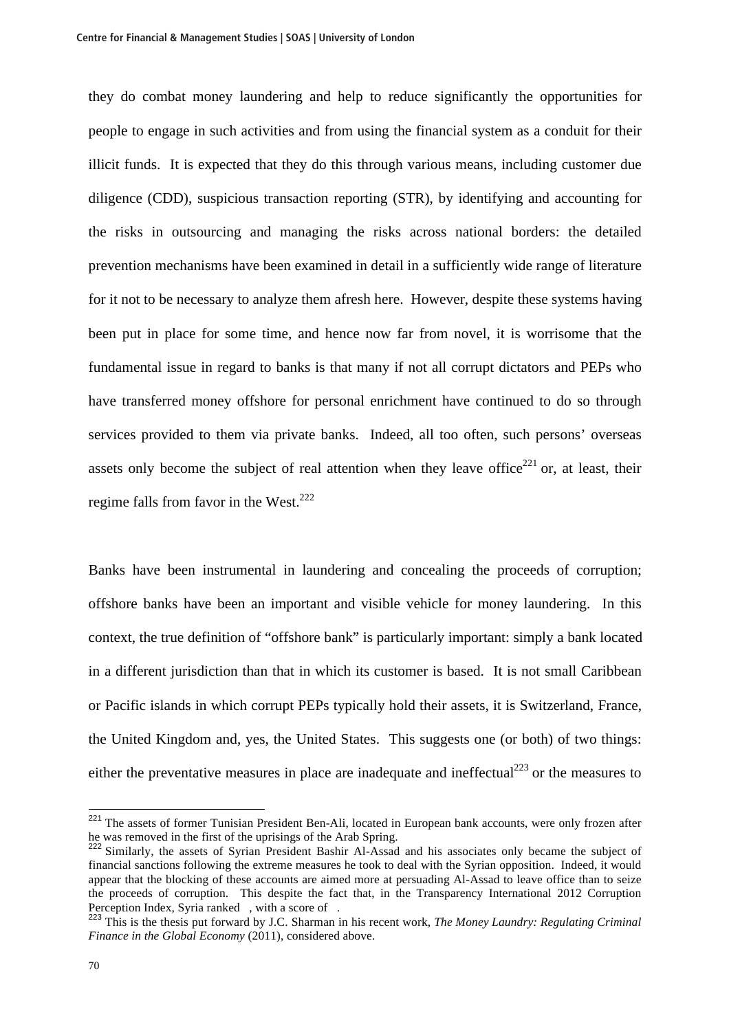they do combat money laundering and help to reduce significantly the opportunities for people to engage in such activities and from using the financial system as a conduit for their illicit funds. It is expected that they do this through various means, including customer due diligence (CDD), suspicious transaction reporting (STR), by identifying and accounting for the risks in outsourcing and managing the risks across national borders: the detailed prevention mechanisms have been examined in detail in a sufficiently wide range of literature for it not to be necessary to analyze them afresh here. However, despite these systems having been put in place for some time, and hence now far from novel, it is worrisome that the fundamental issue in regard to banks is that many if not all corrupt dictators and PEPs who have transferred money offshore for personal enrichment have continued to do so through services provided to them via private banks. Indeed, all too often, such persons' overseas assets only become the subject of real attention when they leave office[221] or, at least, their regime falls from favor in the West.[222]

Banks have been instrumental in laundering and concealing the proceeds of corruption; offshore banks have been an important and visible vehicle for money laundering. In this context, the true definition of "offshore bank" is particularly important: simply a bank located in a different jurisdiction than that in which its customer is based. It is not small Caribbean or Pacific islands in which corrupt PEPs typically hold their assets, it is Switzerland, France, the United Kingdom and, yes, the United States. This suggests one (or both) of two things: either the preventative measures in place are inadequate and ineffectual[223] or the measures to

---

[221] The assets of former Tunisian President Ben-Ali, located in European bank accounts, were only frozen after he was removed in the first of the uprisings of the Arab Spring.

[222] Similarly, the assets of Syrian President Bashir Al-Assad and his associates only became the subject of financial sanctions following the extreme measures he took to deal with the Syrian opposition. Indeed, it would appear that the blocking of these accounts are aimed more at persuading Al-Assad to leave office than to seize the proceeds of corruption. This despite the fact that, in the Transparency International 2012 Corruption Perception Index, Syria ranked , with a score of .

[223] This is the thesis put forward by J.C. Sharman in his recent work, *The Money Laundry: Regulating Criminal Finance in the Global Economy* (2011), considered above.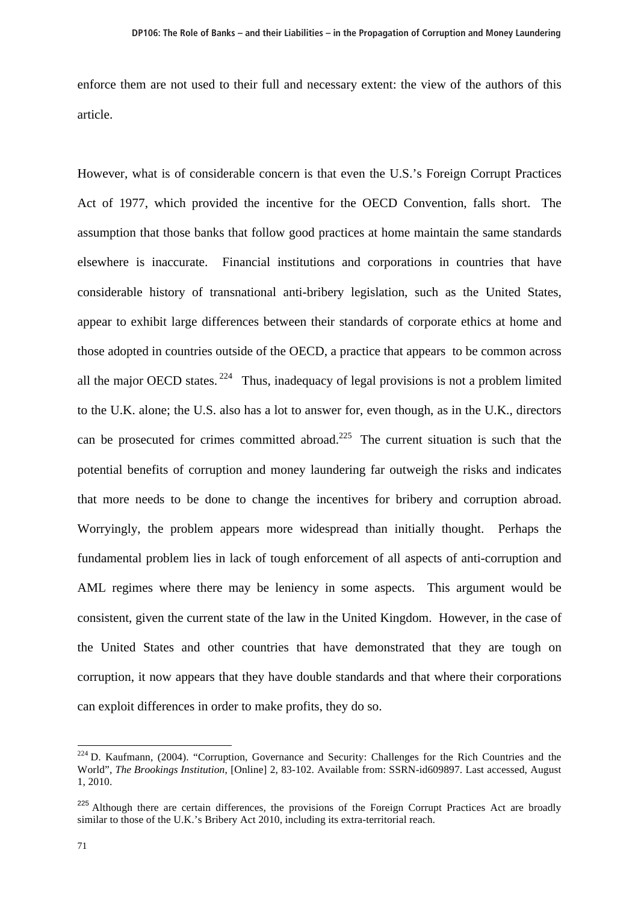enforce them are not used to their full and necessary extent: the view of the authors of this article.

However, what is of considerable concern is that even the U.S.'s Foreign Corrupt Practices Act of 1977, which provided the incentive for the OECD Convention, falls short. The assumption that those banks that follow good practices at home maintain the same standards elsewhere is inaccurate. Financial institutions and corporations in countries that have considerable history of transnational anti-bribery legislation, such as the United States, appear to exhibit large differences between their standards of corporate ethics at home and those adopted in countries outside of the OECD, a practice that appears to be common across all the major OECD states. [224] Thus, inadequacy of legal provisions is not a problem limited to the U.K. alone; the U.S. also has a lot to answer for, even though, as in the U.K., directors can be prosecuted for crimes committed abroad.[225] The current situation is such that the potential benefits of corruption and money laundering far outweigh the risks and indicates that more needs to be done to change the incentives for bribery and corruption abroad. Worryingly, the problem appears more widespread than initially thought. Perhaps the fundamental problem lies in lack of tough enforcement of all aspects of anti-corruption and AML regimes where there may be leniency in some aspects. This argument would be consistent, given the current state of the law in the United Kingdom. However, in the case of the United States and other countries that have demonstrated that they are tough on corruption, it now appears that they have double standards and that where their corporations can exploit differences in order to make profits, they do so.

[224] D. Kaufmann, (2004). "Corruption, Governance and Security: Challenges for the Rich Countries and the World", *The Brookings Institution*, [Online] 2, 83-102. Available from: SSRN-id609897. Last accessed, August 1, 2010.

[225] Although there are certain differences, the provisions of the Foreign Corrupt Practices Act are broadly similar to those of the U.K.'s Bribery Act 2010, including its extra-territorial reach.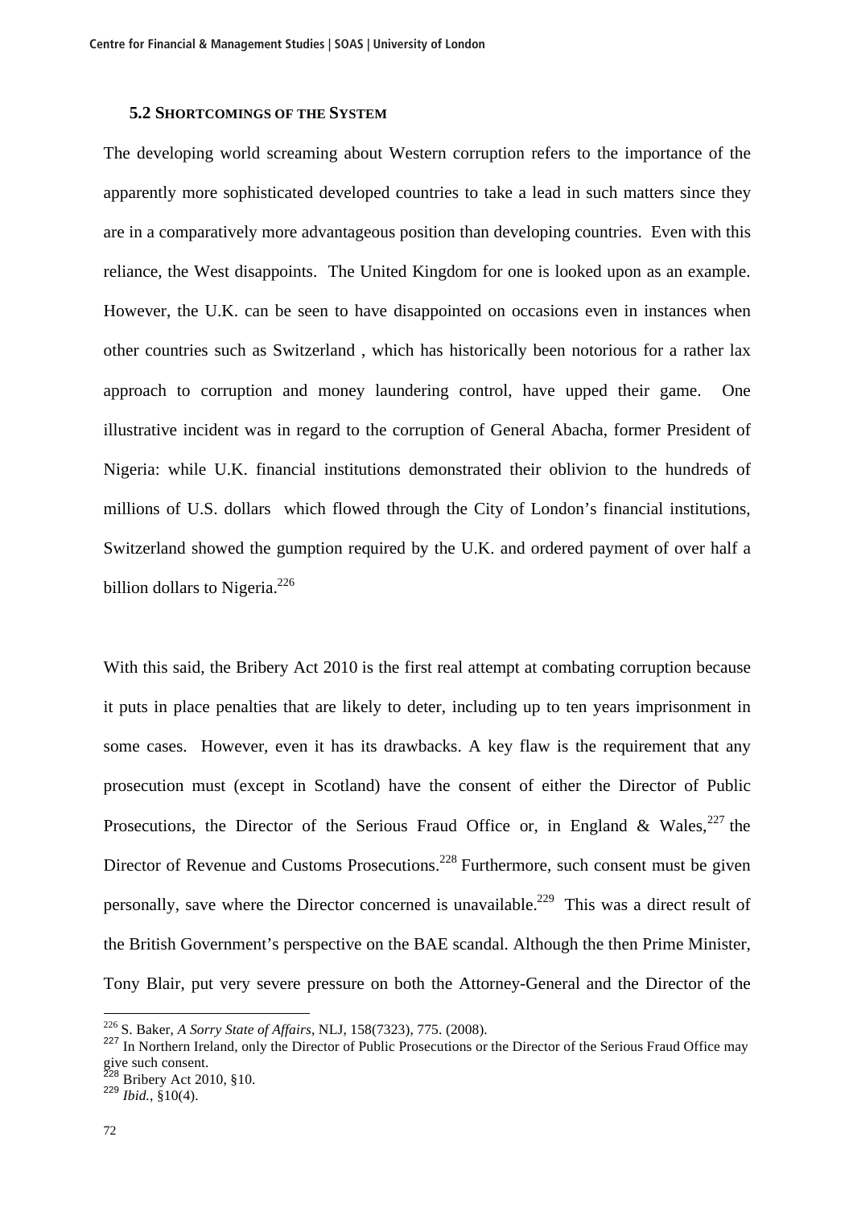### 5.2 Shortcomings of the System

The developing world screaming about Western corruption refers to the importance of the apparently more sophisticated developed countries to take a lead in such matters since they are in a comparatively more advantageous position than developing countries. Even with this reliance, the West disappoints. The United Kingdom for one is looked upon as an example. However, the U.K. can be seen to have disappointed on occasions even in instances when other countries such as Switzerland , which has historically been notorious for a rather lax approach to corruption and money laundering control, have upped their game. One illustrative incident was in regard to the corruption of General Abacha, former President of Nigeria: while U.K. financial institutions demonstrated their oblivion to the hundreds of millions of U.S. dollars which flowed through the City of London's financial institutions, Switzerland showed the gumption required by the U.K. and ordered payment of over half a billion dollars to Nigeria.[226]

With this said, the Bribery Act 2010 is the first real attempt at combating corruption because it puts in place penalties that are likely to deter, including up to ten years imprisonment in some cases. However, even it has its drawbacks. A key flaw is the requirement that any prosecution must (except in Scotland) have the consent of either the Director of Public Prosecutions, the Director of the Serious Fraud Office or, in England & Wales,[227] the Director of Revenue and Customs Prosecutions.[228] Furthermore, such consent must be given personally, save where the Director concerned is unavailable.[229] This was a direct result of the British Government's perspective on the BAE scandal. Although the then Prime Minister, Tony Blair, put very severe pressure on both the Attorney-General and the Director of the

---

[226] S. Baker, *A Sorry State of Affairs*, NLJ, 158(7323), 775. (2008).

[227] In Northern Ireland, only the Director of Public Prosecutions or the Director of the Serious Fraud Office may give such consent.

[228] Bribery Act 2010, §10.

[229] *Ibid.*, §10(4).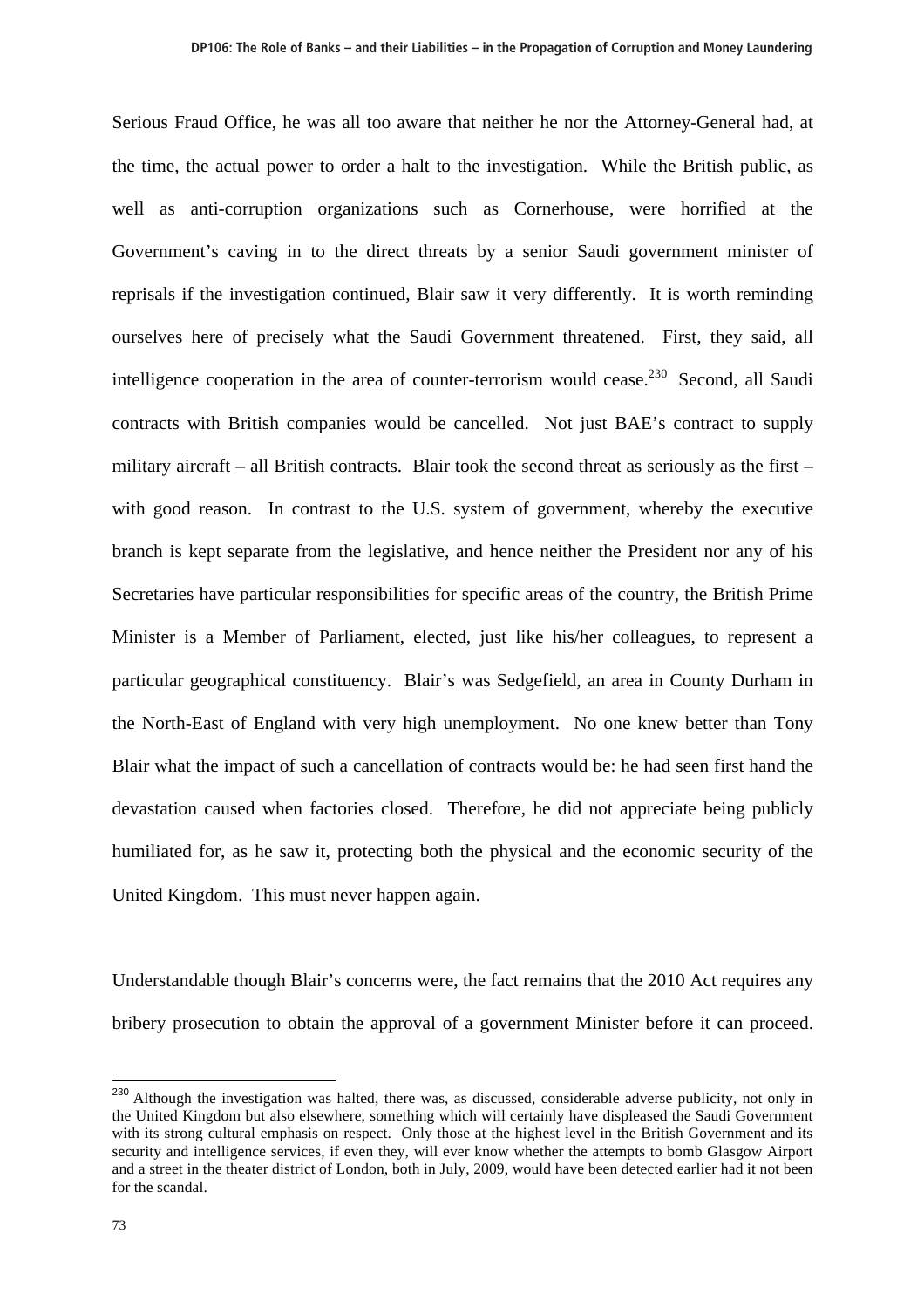Serious Fraud Office, he was all too aware that neither he nor the Attorney-General had, at the time, the actual power to order a halt to the investigation. While the British public, as well as anti-corruption organizations such as Cornerhouse, were horrified at the Government's caving in to the direct threats by a senior Saudi government minister of reprisals if the investigation continued, Blair saw it very differently. It is worth reminding ourselves here of precisely what the Saudi Government threatened. First, they said, all intelligence cooperation in the area of counter-terrorism would cease.[230] Second, all Saudi contracts with British companies would be cancelled. Not just BAE's contract to supply military aircraft – all British contracts. Blair took the second threat as seriously as the first – with good reason. In contrast to the U.S. system of government, whereby the executive branch is kept separate from the legislative, and hence neither the President nor any of his Secretaries have particular responsibilities for specific areas of the country, the British Prime Minister is a Member of Parliament, elected, just like his/her colleagues, to represent a particular geographical constituency. Blair's was Sedgefield, an area in County Durham in the North-East of England with very high unemployment. No one knew better than Tony Blair what the impact of such a cancellation of contracts would be: he had seen first hand the devastation caused when factories closed. Therefore, he did not appreciate being publicly humiliated for, as he saw it, protecting both the physical and the economic security of the United Kingdom. This must never happen again.

Understandable though Blair's concerns were, the fact remains that the 2010 Act requires any bribery prosecution to obtain the approval of a government Minister before it can proceed.

[230] Although the investigation was halted, there was, as discussed, considerable adverse publicity, not only in the United Kingdom but also elsewhere, something which will certainly have displeased the Saudi Government with its strong cultural emphasis on respect. Only those at the highest level in the British Government and its security and intelligence services, if even they, will ever know whether the attempts to bomb Glasgow Airport and a street in the theater district of London, both in July, 2009, would have been detected earlier had it not been for the scandal.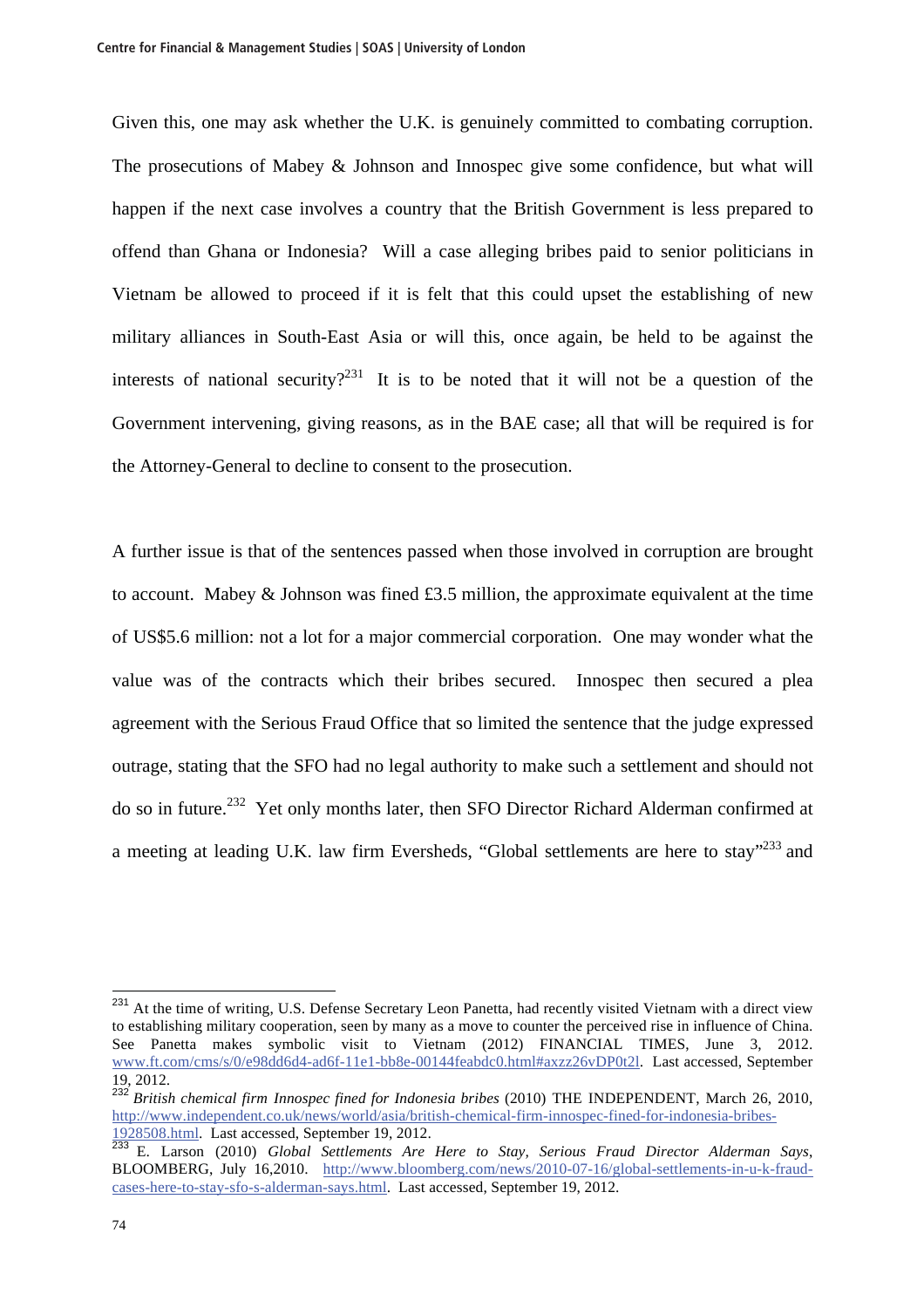Given this, one may ask whether the U.K. is genuinely committed to combating corruption. The prosecutions of Mabey & Johnson and Innospec give some confidence, but what will happen if the next case involves a country that the British Government is less prepared to offend than Ghana or Indonesia? Will a case alleging bribes paid to senior politicians in Vietnam be allowed to proceed if it is felt that this could upset the establishing of new military alliances in South-East Asia or will this, once again, be held to be against the interests of national security?[231] It is to be noted that it will not be a question of the Government intervening, giving reasons, as in the BAE case; all that will be required is for the Attorney-General to decline to consent to the prosecution.

A further issue is that of the sentences passed when those involved in corruption are brought to account. Mabey & Johnson was fined £3.5 million, the approximate equivalent at the time of US$5.6 million: not a lot for a major commercial corporation. One may wonder what the value was of the contracts which their bribes secured. Innospec then secured a plea agreement with the Serious Fraud Office that so limited the sentence that the judge expressed outrage, stating that the SFO had no legal authority to make such a settlement and should not do so in future.[232] Yet only months later, then SFO Director Richard Alderman confirmed at a meeting at leading U.K. law firm Eversheds, "Global settlements are here to stay"[233] and

---

[231] At the time of writing, U.S. Defense Secretary Leon Panetta, had recently visited Vietnam with a direct view to establishing military cooperation, seen by many as a move to counter the perceived rise in influence of China. See Panetta makes symbolic visit to Vietnam (2012) FINANCIAL TIMES, June 3, 2012. www.ft.com/cms/s/0/e98dd6d4-ad6f-11e1-bb8e-00144feabdc0.html#axzz26vDP0t2l. Last accessed, September 19, 2012.

[232] *British chemical firm Innospec fined for Indonesia bribes* (2010) THE INDEPENDENT, March 26, 2010, http://www.independent.co.uk/news/world/asia/british-chemical-firm-innospec-fined-for-indonesia-bribes-1928508.html. Last accessed, September 19, 2012.

[233] E. Larson (2010) *Global Settlements Are Here to Stay, Serious Fraud Director Alderman Says*, BLOOMBERG, July 16,2010. http://www.bloomberg.com/news/2010-07-16/global-settlements-in-u-k-fraud-cases-here-to-stay-sfo-s-alderman-says.html. Last accessed, September 19, 2012.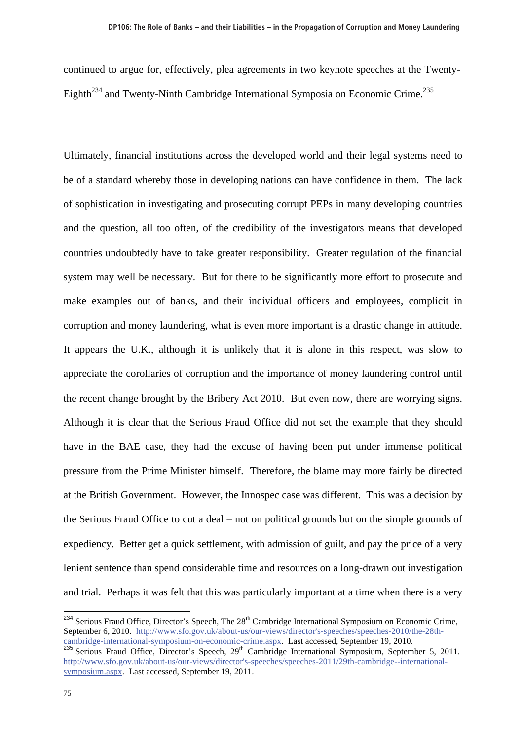continued to argue for, effectively, plea agreements in two keynote speeches at the Twenty-Eighth[234] and Twenty-Ninth Cambridge International Symposia on Economic Crime.[235]

Ultimately, financial institutions across the developed world and their legal systems need to be of a standard whereby those in developing nations can have confidence in them. The lack of sophistication in investigating and prosecuting corrupt PEPs in many developing countries and the question, all too often, of the credibility of the investigators means that developed countries undoubtedly have to take greater responsibility. Greater regulation of the financial system may well be necessary. But for there to be significantly more effort to prosecute and make examples out of banks, and their individual officers and employees, complicit in corruption and money laundering, what is even more important is a drastic change in attitude. It appears the U.K., although it is unlikely that it is alone in this respect, was slow to appreciate the corollaries of corruption and the importance of money laundering control until the recent change brought by the Bribery Act 2010. But even now, there are worrying signs. Although it is clear that the Serious Fraud Office did not set the example that they should have in the BAE case, they had the excuse of having been put under immense political pressure from the Prime Minister himself. Therefore, the blame may more fairly be directed at the British Government. However, the Innospec case was different. This was a decision by the Serious Fraud Office to cut a deal – not on political grounds but on the simple grounds of expediency. Better get a quick settlement, with admission of guilt, and pay the price of a very lenient sentence than spend considerable time and resources on a long-drawn out investigation and trial. Perhaps it was felt that this was particularly important at a time when there is a very

---

[234] Serious Fraud Office, Director's Speech, The 28th Cambridge International Symposium on Economic Crime, September 6, 2010. http://www.sfo.gov.uk/about-us/our-views/director's-speeches/speeches-2010/the-28th-cambridge-international-symposium-on-economic-crime.aspx. Last accessed, September 19, 2010.

[235] Serious Fraud Office, Director's Speech, 29th Cambridge International Symposium, September 5, 2011. http://www.sfo.gov.uk/about-us/our-views/director's-speeches/speeches-2011/29th-cambridge--international-symposium.aspx. Last accessed, September 19, 2011.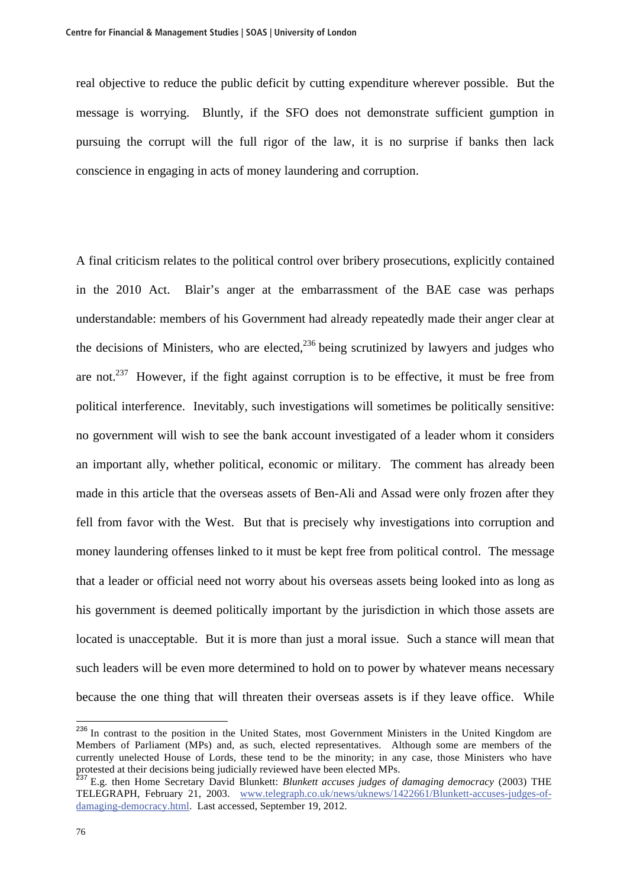real objective to reduce the public deficit by cutting expenditure wherever possible. But the message is worrying. Bluntly, if the SFO does not demonstrate sufficient gumption in pursuing the corrupt will the full rigor of the law, it is no surprise if banks then lack conscience in engaging in acts of money laundering and corruption.

A final criticism relates to the political control over bribery prosecutions, explicitly contained in the 2010 Act. Blair's anger at the embarrassment of the BAE case was perhaps understandable: members of his Government had already repeatedly made their anger clear at the decisions of Ministers, who are elected,[236] being scrutinized by lawyers and judges who are not.[237] However, if the fight against corruption is to be effective, it must be free from political interference. Inevitably, such investigations will sometimes be politically sensitive: no government will wish to see the bank account investigated of a leader whom it considers an important ally, whether political, economic or military. The comment has already been made in this article that the overseas assets of Ben-Ali and Assad were only frozen after they fell from favor with the West. But that is precisely why investigations into corruption and money laundering offenses linked to it must be kept free from political control. The message that a leader or official need not worry about his overseas assets being looked into as long as his government is deemed politically important by the jurisdiction in which those assets are located is unacceptable. But it is more than just a moral issue. Such a stance will mean that such leaders will be even more determined to hold on to power by whatever means necessary because the one thing that will threaten their overseas assets is if they leave office. While

---

[236] In contrast to the position in the United States, most Government Ministers in the United Kingdom are Members of Parliament (MPs) and, as such, elected representatives. Although some are members of the currently unelected House of Lords, these tend to be the minority; in any case, those Ministers who have protested at their decisions being judicially reviewed have been elected MPs.

[237] E.g. then Home Secretary David Blunkett: *Blunkett accuses judges of damaging democracy* (2003) THE TELEGRAPH, February 21, 2003. www.telegraph.co.uk/news/uknews/1422661/Blunkett-accuses-judges-of-damaging-democracy.html. Last accessed, September 19, 2012.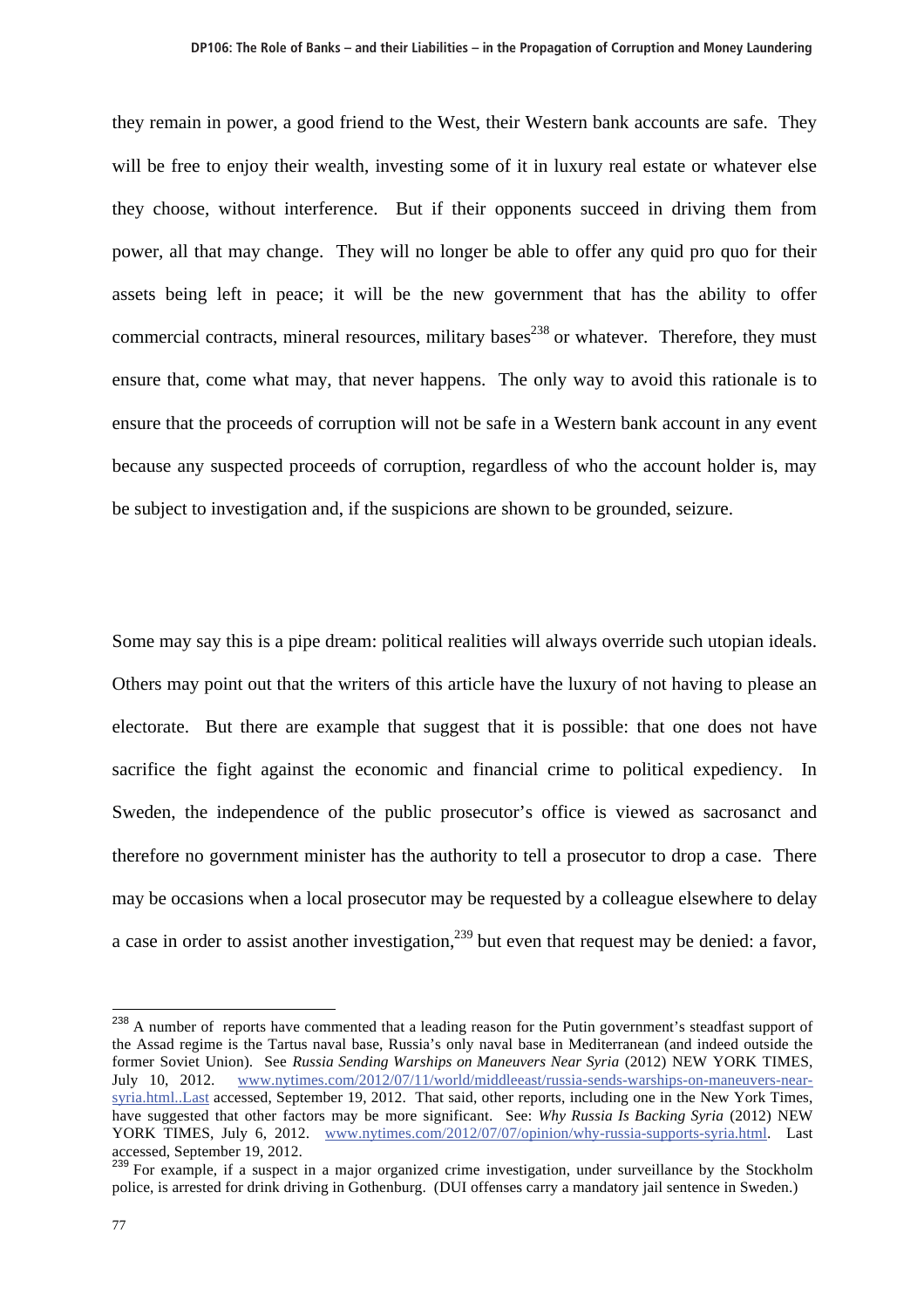they remain in power, a good friend to the West, their Western bank accounts are safe. They will be free to enjoy their wealth, investing some of it in luxury real estate or whatever else they choose, without interference. But if their opponents succeed in driving them from power, all that may change. They will no longer be able to offer any quid pro quo for their assets being left in peace; it will be the new government that has the ability to offer commercial contracts, mineral resources, military bases[238] or whatever. Therefore, they must ensure that, come what may, that never happens. The only way to avoid this rationale is to ensure that the proceeds of corruption will not be safe in a Western bank account in any event because any suspected proceeds of corruption, regardless of who the account holder is, may be subject to investigation and, if the suspicions are shown to be grounded, seizure.

Some may say this is a pipe dream: political realities will always override such utopian ideals. Others may point out that the writers of this article have the luxury of not having to please an electorate. But there are example that suggest that it is possible: that one does not have sacrifice the fight against the economic and financial crime to political expediency. In Sweden, the independence of the public prosecutor's office is viewed as sacrosanct and therefore no government minister has the authority to tell a prosecutor to drop a case. There may be occasions when a local prosecutor may be requested by a colleague elsewhere to delay a case in order to assist another investigation,[239] but even that request may be denied: a favor,

---

[238] A number of reports have commented that a leading reason for the Putin government's steadfast support of the Assad regime is the Tartus naval base, Russia's only naval base in Mediterranean (and indeed outside the former Soviet Union). See *Russia Sending Warships on Maneuvers Near Syria* (2012) NEW YORK TIMES, July 10, 2012. www.nytimes.com/2012/07/11/world/middleeast/russia-sends-warships-on-maneuvers-near-syria.html..Last accessed, September 19, 2012. That said, other reports, including one in the New York Times, have suggested that other factors may be more significant. See: *Why Russia Is Backing Syria* (2012) NEW YORK TIMES, July 6, 2012. www.nytimes.com/2012/07/07/opinion/why-russia-supports-syria.html. Last accessed, September 19, 2012.

[239] For example, if a suspect in a major organized crime investigation, under surveillance by the Stockholm police, is arrested for drink driving in Gothenburg. (DUI offenses carry a mandatory jail sentence in Sweden.)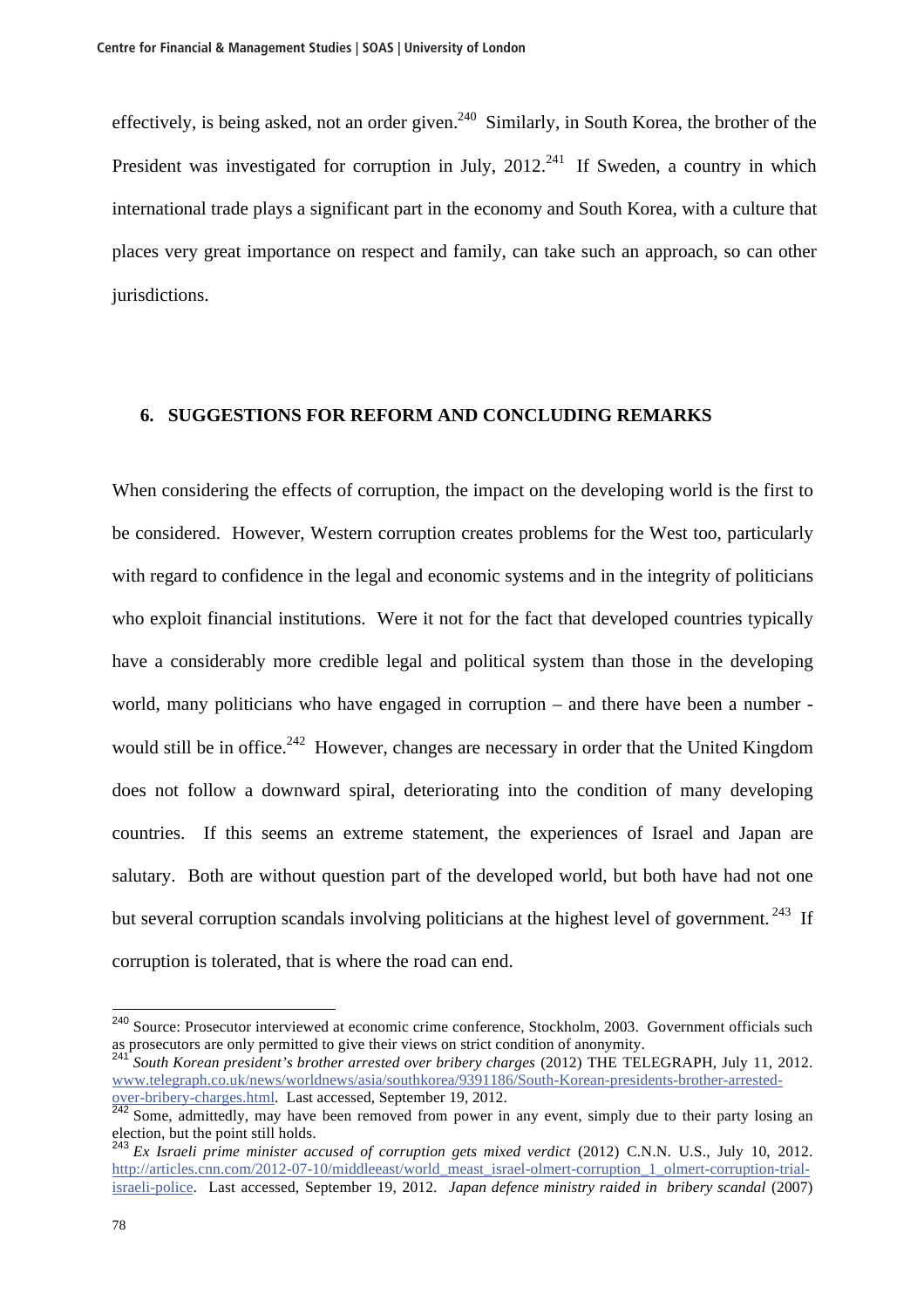effectively, is being asked, not an order given.[240] Similarly, in South Korea, the brother of the President was investigated for corruption in July, 2012.[241] If Sweden, a country in which international trade plays a significant part in the economy and South Korea, with a culture that places very great importance on respect and family, can take such an approach, so can other jurisdictions.

## 6. SUGGESTIONS FOR REFORM AND CONCLUDING REMARKS

When considering the effects of corruption, the impact on the developing world is the first to be considered. However, Western corruption creates problems for the West too, particularly with regard to confidence in the legal and economic systems and in the integrity of politicians who exploit financial institutions. Were it not for the fact that developed countries typically have a considerably more credible legal and political system than those in the developing world, many politicians who have engaged in corruption – and there have been a number - would still be in office.[242] However, changes are necessary in order that the United Kingdom does not follow a downward spiral, deteriorating into the condition of many developing countries. If this seems an extreme statement, the experiences of Israel and Japan are salutary. Both are without question part of the developed world, but both have had not one but several corruption scandals involving politicians at the highest level of government.[243] If corruption is tolerated, that is where the road can end.

---

[240] Source: Prosecutor interviewed at economic crime conference, Stockholm, 2003. Government officials such as prosecutors are only permitted to give their views on strict condition of anonymity.

[241] *South Korean president's brother arrested over bribery charges* (2012) THE TELEGRAPH, July 11, 2012. www.telegraph.co.uk/news/worldnews/asia/southkorea/9391186/South-Korean-presidents-brother-arrested-over-bribery-charges.html. Last accessed, September 19, 2012.

[242] Some, admittedly, may have been removed from power in any event, simply due to their party losing an election, but the point still holds.

[243] *Ex Israeli prime minister accused of corruption gets mixed verdict* (2012) C.N.N. U.S., July 10, 2012. http://articles.cnn.com/2012-07-10/middleeast/world_meast_israel-olmert-corruption_1_olmert-corruption-trial-israeli-police. Last accessed, September 19, 2012. *Japan defence ministry raided in bribery scandal* (2007)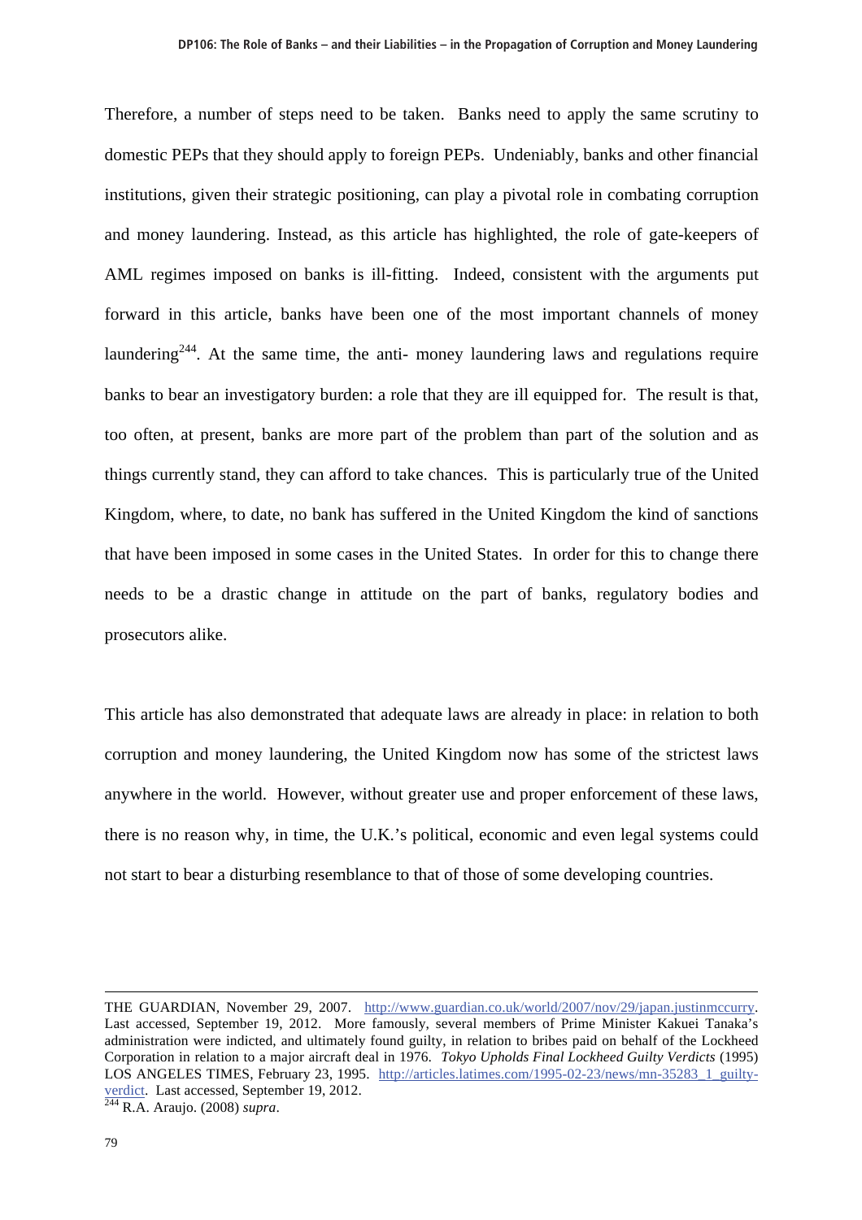Therefore, a number of steps need to be taken. Banks need to apply the same scrutiny to domestic PEPs that they should apply to foreign PEPs. Undeniably, banks and other financial institutions, given their strategic positioning, can play a pivotal role in combating corruption and money laundering. Instead, as this article has highlighted, the role of gate-keepers of AML regimes imposed on banks is ill-fitting. Indeed, consistent with the arguments put forward in this article, banks have been one of the most important channels of money laundering[244]. At the same time, the anti- money laundering laws and regulations require banks to bear an investigatory burden: a role that they are ill equipped for. The result is that, too often, at present, banks are more part of the problem than part of the solution and as things currently stand, they can afford to take chances. This is particularly true of the United Kingdom, where, to date, no bank has suffered in the United Kingdom the kind of sanctions that have been imposed in some cases in the United States. In order for this to change there needs to be a drastic change in attitude on the part of banks, regulatory bodies and prosecutors alike.

This article has also demonstrated that adequate laws are already in place: in relation to both corruption and money laundering, the United Kingdom now has some of the strictest laws anywhere in the world. However, without greater use and proper enforcement of these laws, there is no reason why, in time, the U.K.'s political, economic and even legal systems could not start to bear a disturbing resemblance to that of those of some developing countries.

---

THE GUARDIAN, November 29, 2007. http://www.guardian.co.uk/world/2007/nov/29/japan.justinmccurry. Last accessed, September 19, 2012. More famously, several members of Prime Minister Kakuei Tanaka's administration were indicted, and ultimately found guilty, in relation to bribes paid on behalf of the Lockheed Corporation in relation to a major aircraft deal in 1976. *Tokyo Upholds Final Lockheed Guilty Verdicts* (1995) LOS ANGELES TIMES, February 23, 1995. http://articles.latimes.com/1995-02-23/news/mn-35283_1_guilty-verdict. Last accessed, September 19, 2012.

[244] R.A. Araujo. (2008) *supra*.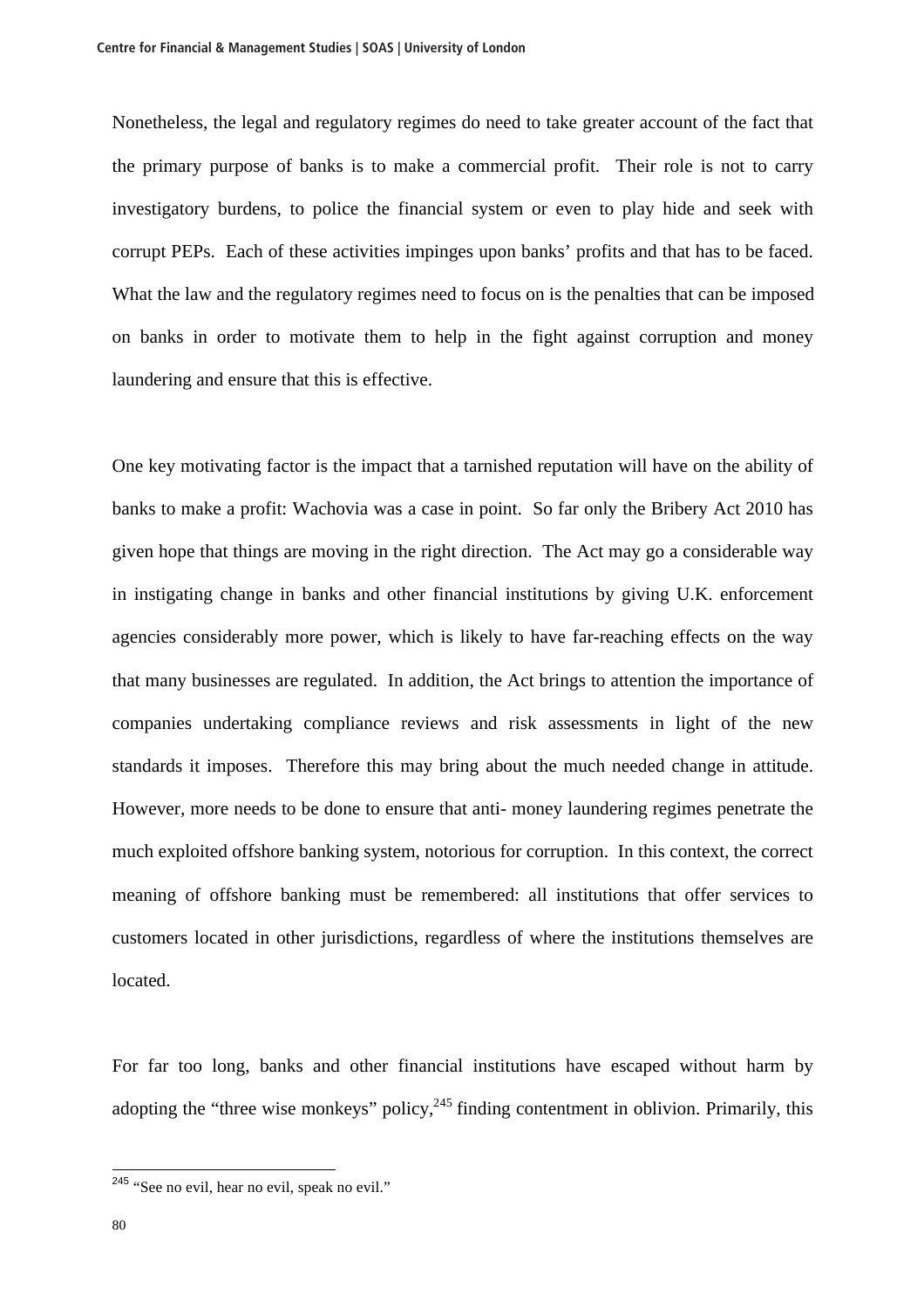Nonetheless, the legal and regulatory regimes do need to take greater account of the fact that the primary purpose of banks is to make a commercial profit. Their role is not to carry investigatory burdens, to police the financial system or even to play hide and seek with corrupt PEPs. Each of these activities impinges upon banks' profits and that has to be faced. What the law and the regulatory regimes need to focus on is the penalties that can be imposed on banks in order to motivate them to help in the fight against corruption and money laundering and ensure that this is effective.

One key motivating factor is the impact that a tarnished reputation will have on the ability of banks to make a profit: Wachovia was a case in point. So far only the Bribery Act 2010 has given hope that things are moving in the right direction. The Act may go a considerable way in instigating change in banks and other financial institutions by giving U.K. enforcement agencies considerably more power, which is likely to have far-reaching effects on the way that many businesses are regulated. In addition, the Act brings to attention the importance of companies undertaking compliance reviews and risk assessments in light of the new standards it imposes. Therefore this may bring about the much needed change in attitude. However, more needs to be done to ensure that anti- money laundering regimes penetrate the much exploited offshore banking system, notorious for corruption. In this context, the correct meaning of offshore banking must be remembered: all institutions that offer services to customers located in other jurisdictions, regardless of where the institutions themselves are located.

For far too long, banks and other financial institutions have escaped without harm by adopting the "three wise monkeys" policy,[245] finding contentment in oblivion. Primarily, this

[245] "See no evil, hear no evil, speak no evil."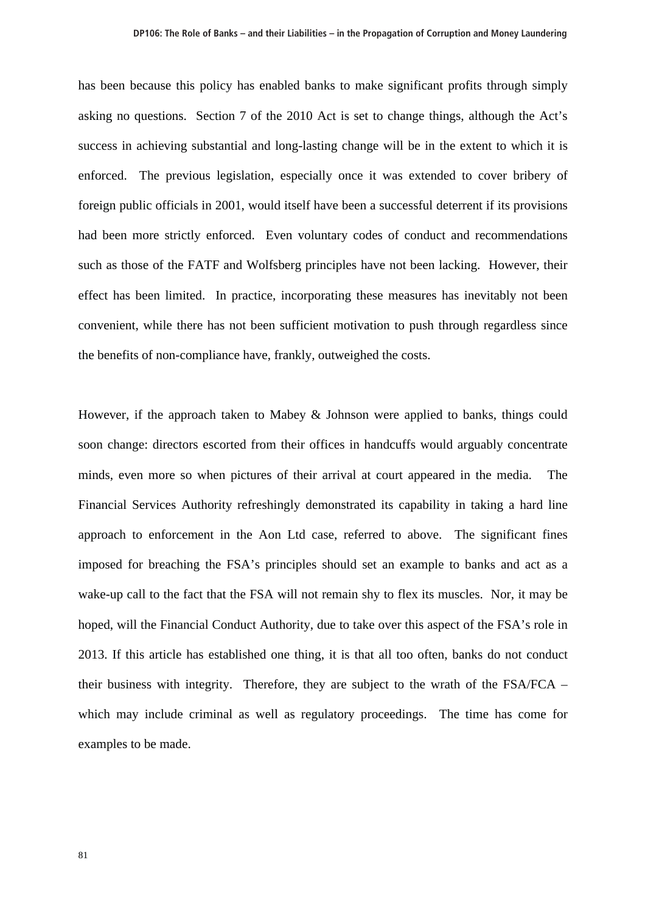has been because this policy has enabled banks to make significant profits through simply asking no questions. Section 7 of the 2010 Act is set to change things, although the Act's success in achieving substantial and long-lasting change will be in the extent to which it is enforced. The previous legislation, especially once it was extended to cover bribery of foreign public officials in 2001, would itself have been a successful deterrent if its provisions had been more strictly enforced. Even voluntary codes of conduct and recommendations such as those of the FATF and Wolfsberg principles have not been lacking. However, their effect has been limited. In practice, incorporating these measures has inevitably not been convenient, while there has not been sufficient motivation to push through regardless since the benefits of non-compliance have, frankly, outweighed the costs.

However, if the approach taken to Mabey & Johnson were applied to banks, things could soon change: directors escorted from their offices in handcuffs would arguably concentrate minds, even more so when pictures of their arrival at court appeared in the media. The Financial Services Authority refreshingly demonstrated its capability in taking a hard line approach to enforcement in the Aon Ltd case, referred to above. The significant fines imposed for breaching the FSA's principles should set an example to banks and act as a wake-up call to the fact that the FSA will not remain shy to flex its muscles. Nor, it may be hoped, will the Financial Conduct Authority, due to take over this aspect of the FSA's role in 2013. If this article has established one thing, it is that all too often, banks do not conduct their business with integrity. Therefore, they are subject to the wrath of the FSA/FCA – which may include criminal as well as regulatory proceedings. The time has come for examples to be made.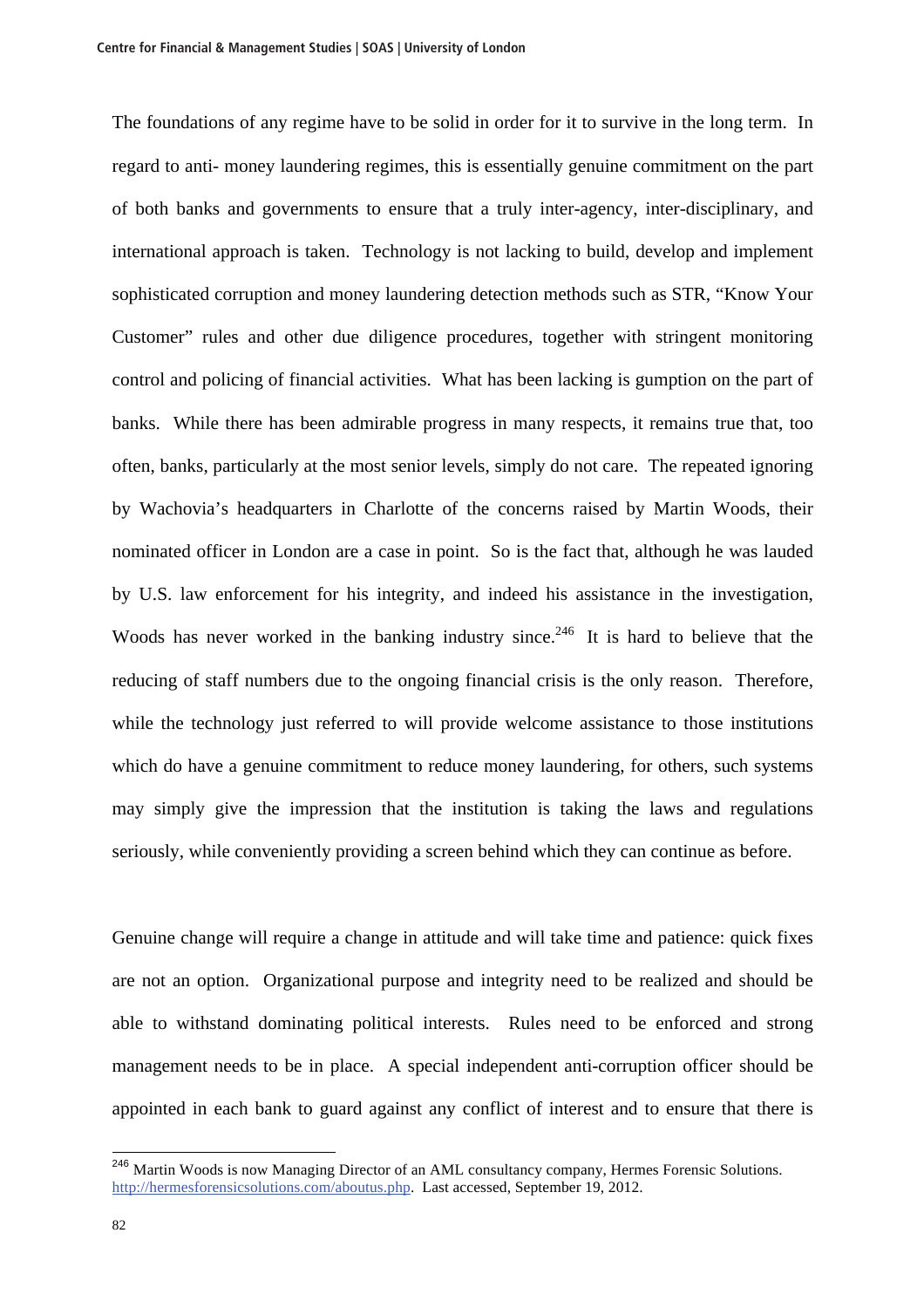The foundations of any regime have to be solid in order for it to survive in the long term. In regard to anti- money laundering regimes, this is essentially genuine commitment on the part of both banks and governments to ensure that a truly inter-agency, inter-disciplinary, and international approach is taken. Technology is not lacking to build, develop and implement sophisticated corruption and money laundering detection methods such as STR, "Know Your Customer" rules and other due diligence procedures, together with stringent monitoring control and policing of financial activities. What has been lacking is gumption on the part of banks. While there has been admirable progress in many respects, it remains true that, too often, banks, particularly at the most senior levels, simply do not care. The repeated ignoring by Wachovia's headquarters in Charlotte of the concerns raised by Martin Woods, their nominated officer in London are a case in point. So is the fact that, although he was lauded by U.S. law enforcement for his integrity, and indeed his assistance in the investigation, Woods has never worked in the banking industry since.[246] It is hard to believe that the reducing of staff numbers due to the ongoing financial crisis is the only reason. Therefore, while the technology just referred to will provide welcome assistance to those institutions which do have a genuine commitment to reduce money laundering, for others, such systems may simply give the impression that the institution is taking the laws and regulations seriously, while conveniently providing a screen behind which they can continue as before.

Genuine change will require a change in attitude and will take time and patience: quick fixes are not an option. Organizational purpose and integrity need to be realized and should be able to withstand dominating political interests. Rules need to be enforced and strong management needs to be in place. A special independent anti-corruption officer should be appointed in each bank to guard against any conflict of interest and to ensure that there is

---

[246] Martin Woods is now Managing Director of an AML consultancy company, Hermes Forensic Solutions. http://hermesforensicsolutions.com/aboutus.php. Last accessed, September 19, 2012.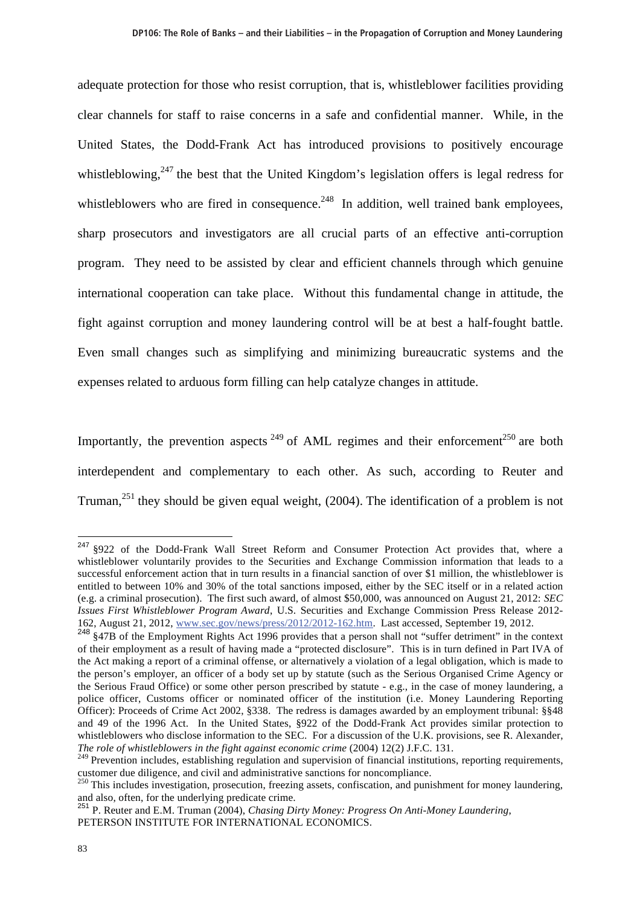adequate protection for those who resist corruption, that is, whistleblower facilities providing clear channels for staff to raise concerns in a safe and confidential manner. While, in the United States, the Dodd-Frank Act has introduced provisions to positively encourage whistleblowing,[247] the best that the United Kingdom's legislation offers is legal redress for whistleblowers who are fired in consequence.[248] In addition, well trained bank employees, sharp prosecutors and investigators are all crucial parts of an effective anti-corruption program. They need to be assisted by clear and efficient channels through which genuine international cooperation can take place. Without this fundamental change in attitude, the fight against corruption and money laundering control will be at best a half-fought battle. Even small changes such as simplifying and minimizing bureaucratic systems and the expenses related to arduous form filling can help catalyze changes in attitude.

Importantly, the prevention aspects [249] of AML regimes and their enforcement[250] are both interdependent and complementary to each other. As such, according to Reuter and Truman,[251] they should be given equal weight, (2004). The identification of a problem is not

---

[247] §922 of the Dodd-Frank Wall Street Reform and Consumer Protection Act provides that, where a whistleblower voluntarily provides to the Securities and Exchange Commission information that leads to a successful enforcement action that in turn results in a financial sanction of over $1 million, the whistleblower is entitled to between 10% and 30% of the total sanctions imposed, either by the SEC itself or in a related action (e.g. a criminal prosecution). The first such award, of almost $50,000, was announced on August 21, 2012: *SEC Issues First Whistleblower Program Award*, U.S. Securities and Exchange Commission Press Release 2012-162, August 21, 2012, www.sec.gov/news/press/2012/2012-162.htm. Last accessed, September 19, 2012.

[248] §47B of the Employment Rights Act 1996 provides that a person shall not "suffer detriment" in the context of their employment as a result of having made a "protected disclosure". This is in turn defined in Part IVA of the Act making a report of a criminal offense, or alternatively a violation of a legal obligation, which is made to the person's employer, an officer of a body set up by statute (such as the Serious Organised Crime Agency or the Serious Fraud Office) or some other person prescribed by statute - e.g., in the case of money laundering, a police officer, Customs officer or nominated officer of the institution (i.e. Money Laundering Reporting Officer): Proceeds of Crime Act 2002, §338. The redress is damages awarded by an employment tribunal: §§48 and 49 of the 1996 Act. In the United States, §922 of the Dodd-Frank Act provides similar protection to whistleblowers who disclose information to the SEC. For a discussion of the U.K. provisions, see R. Alexander, *The role of whistleblowers in the fight against economic crime* (2004) 12(2) J.F.C. 131.

[249] Prevention includes, establishing regulation and supervision of financial institutions, reporting requirements, customer due diligence, and civil and administrative sanctions for noncompliance.

[250] This includes investigation, prosecution, freezing assets, confiscation, and punishment for money laundering, and also, often, for the underlying predicate crime.

[251] P. Reuter and E.M. Truman (2004), *Chasing Dirty Money: Progress On Anti-Money Laundering*, PETERSON INSTITUTE FOR INTERNATIONAL ECONOMICS.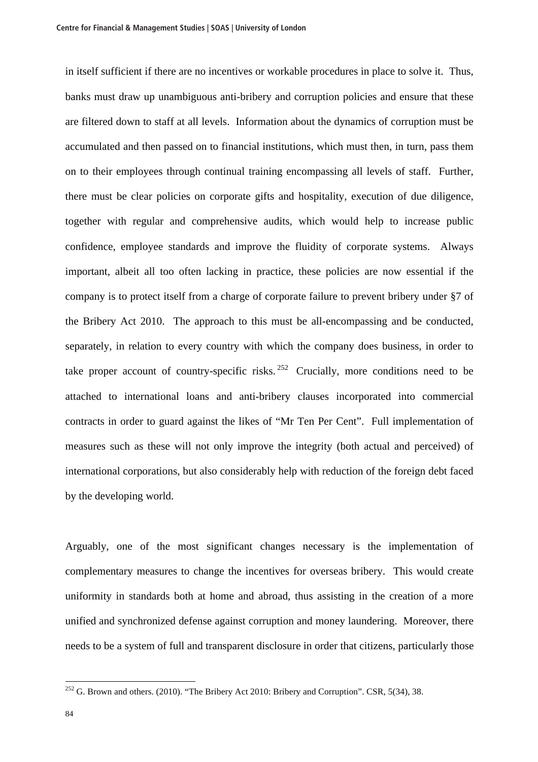in itself sufficient if there are no incentives or workable procedures in place to solve it. Thus, banks must draw up unambiguous anti-bribery and corruption policies and ensure that these are filtered down to staff at all levels. Information about the dynamics of corruption must be accumulated and then passed on to financial institutions, which must then, in turn, pass them on to their employees through continual training encompassing all levels of staff. Further, there must be clear policies on corporate gifts and hospitality, execution of due diligence, together with regular and comprehensive audits, which would help to increase public confidence, employee standards and improve the fluidity of corporate systems. Always important, albeit all too often lacking in practice, these policies are now essential if the company is to protect itself from a charge of corporate failure to prevent bribery under §7 of the Bribery Act 2010. The approach to this must be all-encompassing and be conducted, separately, in relation to every country with which the company does business, in order to take proper account of country-specific risks.[252] Crucially, more conditions need to be attached to international loans and anti-bribery clauses incorporated into commercial contracts in order to guard against the likes of "Mr Ten Per Cent". Full implementation of measures such as these will not only improve the integrity (both actual and perceived) of international corporations, but also considerably help with reduction of the foreign debt faced by the developing world.

Arguably, one of the most significant changes necessary is the implementation of complementary measures to change the incentives for overseas bribery. This would create uniformity in standards both at home and abroad, thus assisting in the creation of a more unified and synchronized defense against corruption and money laundering. Moreover, there needs to be a system of full and transparent disclosure in order that citizens, particularly those

---

[252] G. Brown and others. (2010). "The Bribery Act 2010: Bribery and Corruption". CSR, 5(34), 38.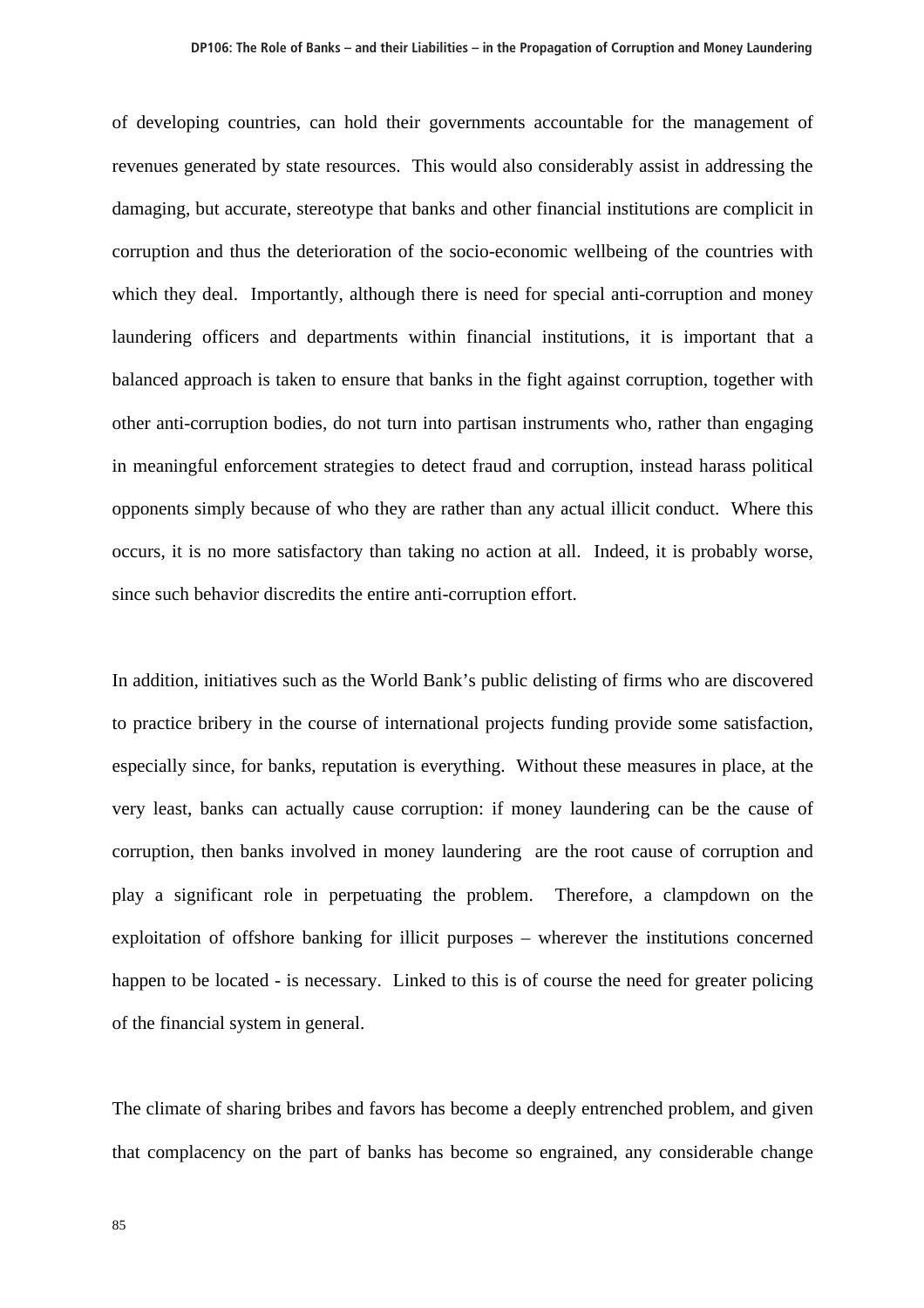of developing countries, can hold their governments accountable for the management of revenues generated by state resources. This would also considerably assist in addressing the damaging, but accurate, stereotype that banks and other financial institutions are complicit in corruption and thus the deterioration of the socio-economic wellbeing of the countries with which they deal. Importantly, although there is need for special anti-corruption and money laundering officers and departments within financial institutions, it is important that a balanced approach is taken to ensure that banks in the fight against corruption, together with other anti-corruption bodies, do not turn into partisan instruments who, rather than engaging in meaningful enforcement strategies to detect fraud and corruption, instead harass political opponents simply because of who they are rather than any actual illicit conduct. Where this occurs, it is no more satisfactory than taking no action at all. Indeed, it is probably worse, since such behavior discredits the entire anti-corruption effort.

In addition, initiatives such as the World Bank's public delisting of firms who are discovered to practice bribery in the course of international projects funding provide some satisfaction, especially since, for banks, reputation is everything. Without these measures in place, at the very least, banks can actually cause corruption: if money laundering can be the cause of corruption, then banks involved in money laundering are the root cause of corruption and play a significant role in perpetuating the problem. Therefore, a clampdown on the exploitation of offshore banking for illicit purposes – wherever the institutions concerned happen to be located - is necessary. Linked to this is of course the need for greater policing of the financial system in general.

The climate of sharing bribes and favors has become a deeply entrenched problem, and given that complacency on the part of banks has become so engrained, any considerable change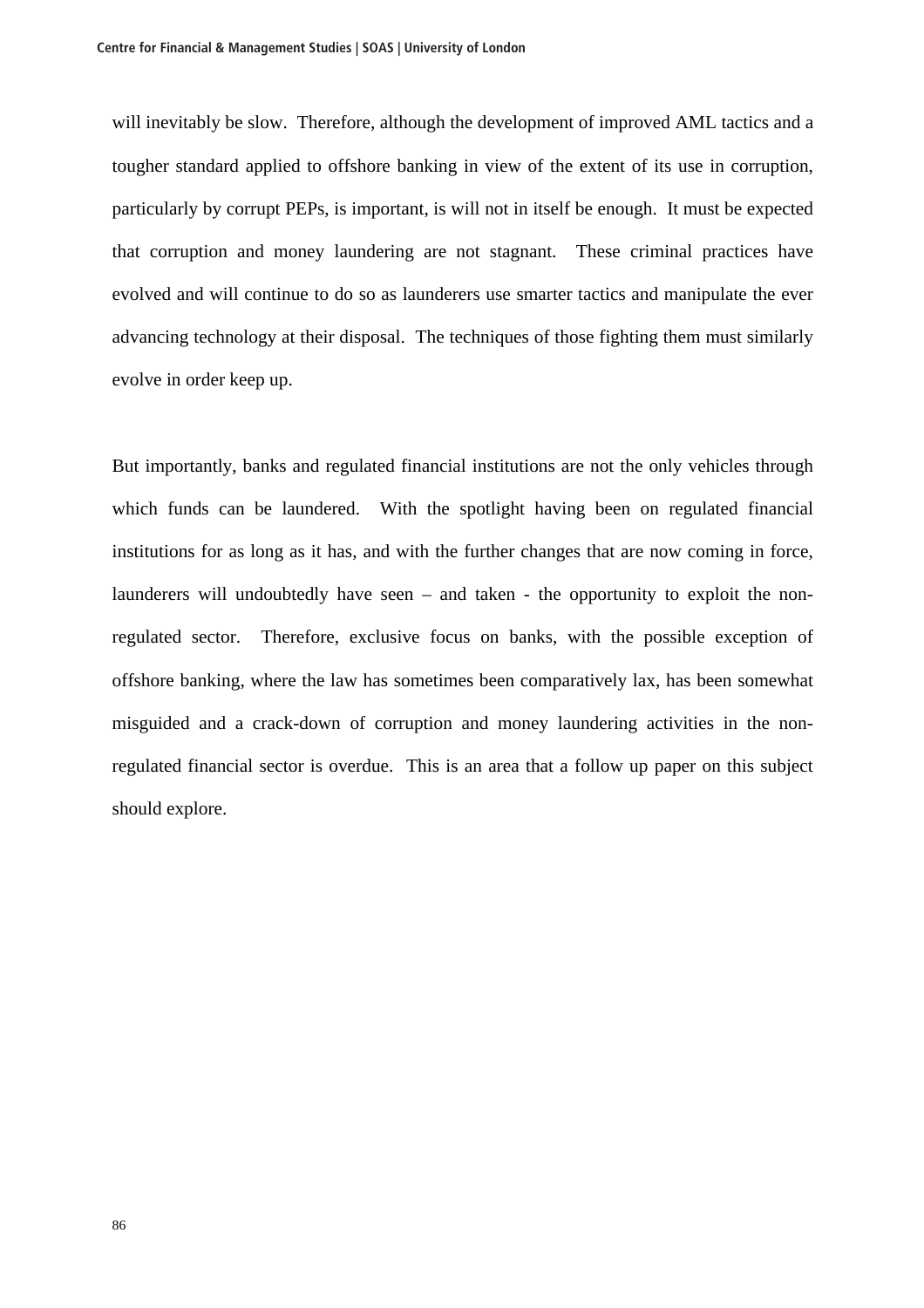will inevitably be slow. Therefore, although the development of improved AML tactics and a tougher standard applied to offshore banking in view of the extent of its use in corruption, particularly by corrupt PEPs, is important, is will not in itself be enough. It must be expected that corruption and money laundering are not stagnant. These criminal practices have evolved and will continue to do so as launderers use smarter tactics and manipulate the ever advancing technology at their disposal. The techniques of those fighting them must similarly evolve in order keep up.

But importantly, banks and regulated financial institutions are not the only vehicles through which funds can be laundered. With the spotlight having been on regulated financial institutions for as long as it has, and with the further changes that are now coming in force, launderers will undoubtedly have seen – and taken - the opportunity to exploit the non-regulated sector. Therefore, exclusive focus on banks, with the possible exception of offshore banking, where the law has sometimes been comparatively lax, has been somewhat misguided and a crack-down of corruption and money laundering activities in the non-regulated financial sector is overdue. This is an area that a follow up paper on this subject should explore.